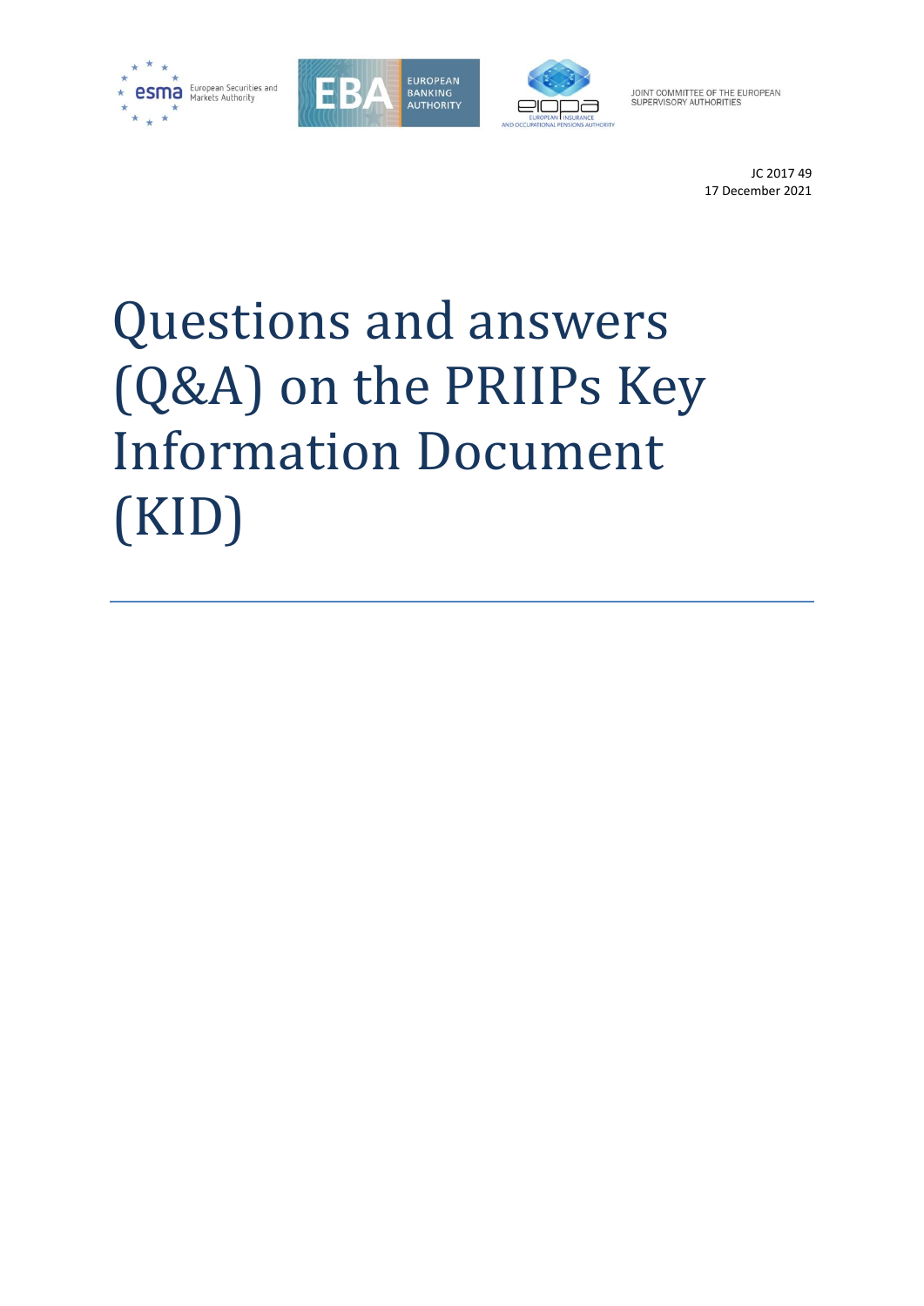esma European Securities and Markets Authority

EBA EUROPEAN BANKING AUTHORITY

eiopa EUROPEAN INSURANCE AND OCCUPATIONAL PENSIONS AUTHORITY

JOINT COMMITTEE OF THE EUROPEAN SUPERVISORY AUTHORITIES

JC 2017 49
17 December 2021

# Questions and answers (Q&A) on the PRIIPs Key Information Document (KID)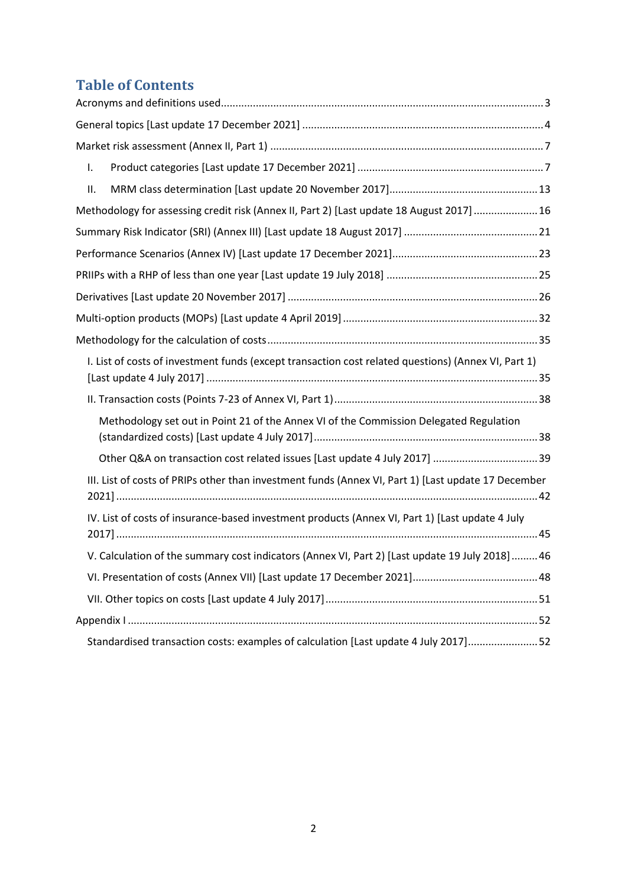# Table of Contents

Acronyms and definitions used ... 3

General topics [Last update 17 December 2021] ... 4

Market risk assessment (Annex II, Part 1) ... 7

- I. Product categories [Last update 17 December 2021] ... 7
- II. MRM class determination [Last update 20 November 2017] ... 13

Methodology for assessing credit risk (Annex II, Part 2) [Last update 18 August 2017] ... 16

Summary Risk Indicator (SRI) (Annex III) [Last update 18 August 2017] ... 21

Performance Scenarios (Annex IV) [Last update 17 December 2021] ... 23

PRIIPs with a RHP of less than one year [Last update 19 July 2018] ... 25

Derivatives [Last update 20 November 2017] ... 26

Multi-option products (MOPs) [Last update 4 April 2019] ... 32

Methodology for the calculation of costs ... 35

- I. List of costs of investment funds (except transaction cost related questions) (Annex VI, Part 1) [Last update 4 July 2017] ... 35
- II. Transaction costs (Points 7-23 of Annex VI, Part 1) ... 38
  - Methodology set out in Point 21 of the Annex VI of the Commission Delegated Regulation (standardized costs) [Last update 4 July 2017] ... 38
  - Other Q&A on transaction cost related issues [Last update 4 July 2017] ... 39
- III. List of costs of PRIPs other than investment funds (Annex VI, Part 1) [Last update 17 December 2021] ... 42
- IV. List of costs of insurance-based investment products (Annex VI, Part 1) [Last update 4 July 2017] ... 45
- V. Calculation of the summary cost indicators (Annex VI, Part 2) [Last update 19 July 2018] ... 46
- VI. Presentation of costs (Annex VII) [Last update 17 December 2021] ... 48
- VII. Other topics on costs [Last update 4 July 2017] ... 51

Appendix I ... 52

- Standardised transaction costs: examples of calculation [Last update 4 July 2017] ... 52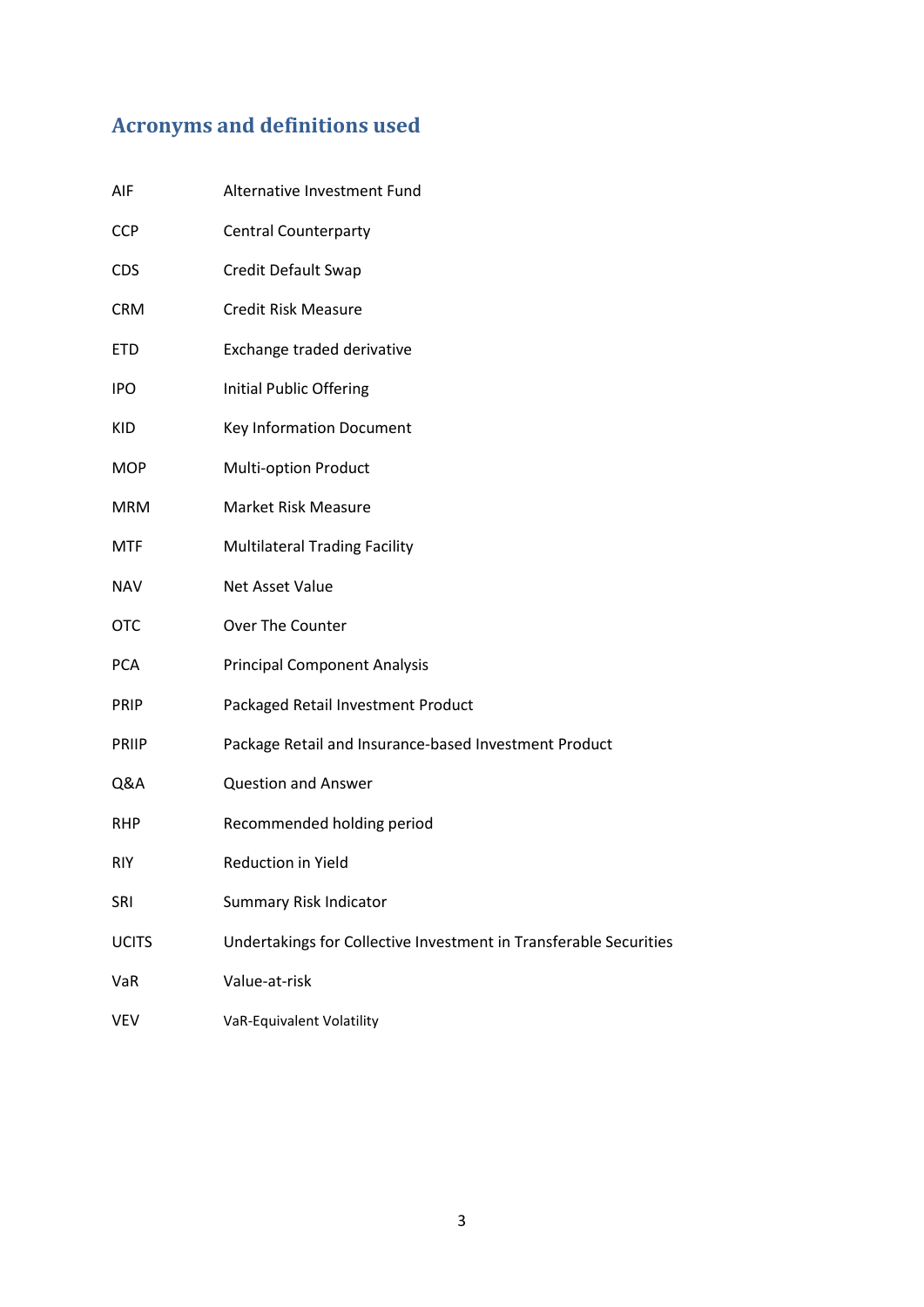## Acronyms and definitions used

| | |
|---|---|
| AIF | Alternative Investment Fund |
| CCP | Central Counterparty |
| CDS | Credit Default Swap |
| CRM | Credit Risk Measure |
| ETD | Exchange traded derivative |
| IPO | Initial Public Offering |
| KID | Key Information Document |
| MOP | Multi-option Product |
| MRM | Market Risk Measure |
| MTF | Multilateral Trading Facility |
| NAV | Net Asset Value |
| OTC | Over The Counter |
| PCA | Principal Component Analysis |
| PRIP | Packaged Retail Investment Product |
| PRIIP | Package Retail and Insurance-based Investment Product |
| Q&A | Question and Answer |
| RHP | Recommended holding period |
| RIY | Reduction in Yield |
| SRI | Summary Risk Indicator |
| UCITS | Undertakings for Collective Investment in Transferable Securities |
| VaR | Value-at-risk |
| VEV | VaR-Equivalent Volatility |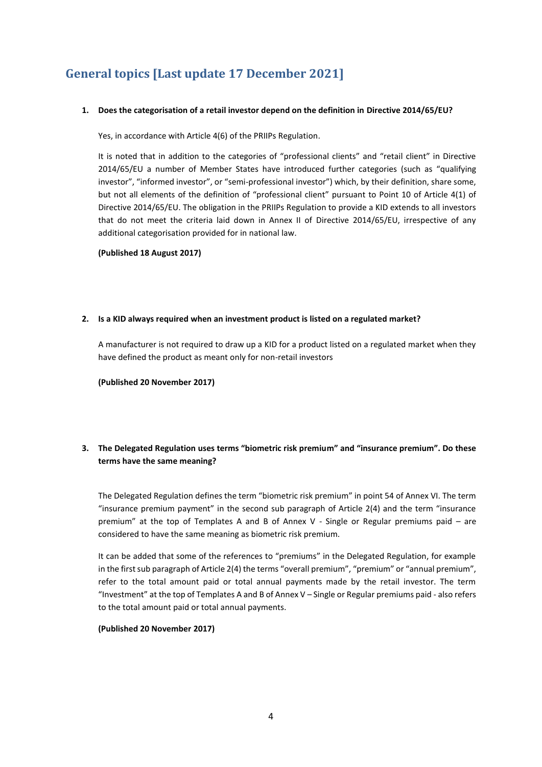## General topics [Last update 17 December 2021]

**1. Does the categorisation of a retail investor depend on the definition in Directive 2014/65/EU?**

Yes, in accordance with Article 4(6) of the PRIIPs Regulation.

It is noted that in addition to the categories of "professional clients" and "retail client" in Directive 2014/65/EU a number of Member States have introduced further categories (such as "qualifying investor", "informed investor", or "semi-professional investor") which, by their definition, share some, but not all elements of the definition of "professional client" pursuant to Point 10 of Article 4(1) of Directive 2014/65/EU. The obligation in the PRIIPs Regulation to provide a KID extends to all investors that do not meet the criteria laid down in Annex II of Directive 2014/65/EU, irrespective of any additional categorisation provided for in national law.

**(Published 18 August 2017)**

**2. Is a KID always required when an investment product is listed on a regulated market?**

A manufacturer is not required to draw up a KID for a product listed on a regulated market when they have defined the product as meant only for non-retail investors

**(Published 20 November 2017)**

**3. The Delegated Regulation uses terms "biometric risk premium" and "insurance premium". Do these terms have the same meaning?**

The Delegated Regulation defines the term "biometric risk premium" in point 54 of Annex VI. The term "insurance premium payment" in the second sub paragraph of Article 2(4) and the term "insurance premium" at the top of Templates A and B of Annex V - Single or Regular premiums paid – are considered to have the same meaning as biometric risk premium.

It can be added that some of the references to "premiums" in the Delegated Regulation, for example in the first sub paragraph of Article 2(4) the terms "overall premium", "premium" or "annual premium", refer to the total amount paid or total annual payments made by the retail investor. The term "Investment" at the top of Templates A and B of Annex V – Single or Regular premiums paid - also refers to the total amount paid or total annual payments.

**(Published 20 November 2017)**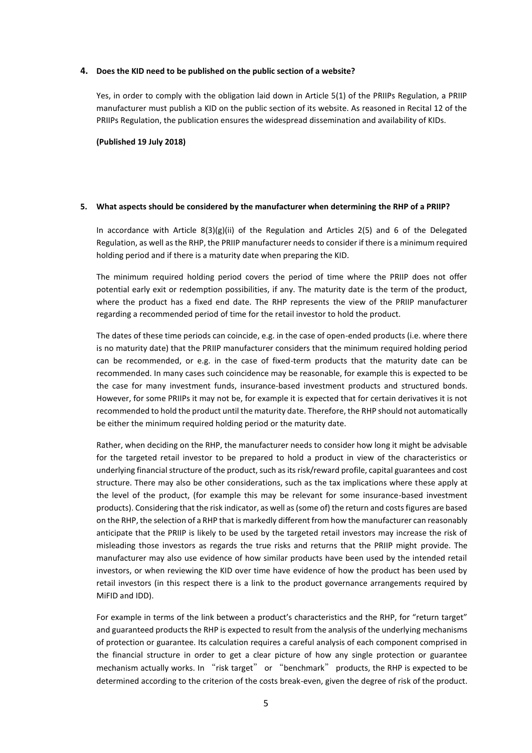**4. Does the KID need to be published on the public section of a website?**

Yes, in order to comply with the obligation laid down in Article 5(1) of the PRIIPs Regulation, a PRIIP manufacturer must publish a KID on the public section of its website. As reasoned in Recital 12 of the PRIIPs Regulation, the publication ensures the widespread dissemination and availability of KIDs.

**(Published 19 July 2018)**

**5. What aspects should be considered by the manufacturer when determining the RHP of a PRIIP?**

In accordance with Article 8(3)(g)(ii) of the Regulation and Articles 2(5) and 6 of the Delegated Regulation, as well as the RHP, the PRIIP manufacturer needs to consider if there is a minimum required holding period and if there is a maturity date when preparing the KID.

The minimum required holding period covers the period of time where the PRIIP does not offer potential early exit or redemption possibilities, if any. The maturity date is the term of the product, where the product has a fixed end date. The RHP represents the view of the PRIIP manufacturer regarding a recommended period of time for the retail investor to hold the product.

The dates of these time periods can coincide, e.g. in the case of open-ended products (i.e. where there is no maturity date) that the PRIIP manufacturer considers that the minimum required holding period can be recommended, or e.g. in the case of fixed-term products that the maturity date can be recommended. In many cases such coincidence may be reasonable, for example this is expected to be the case for many investment funds, insurance-based investment products and structured bonds. However, for some PRIIPs it may not be, for example it is expected that for certain derivatives it is not recommended to hold the product until the maturity date. Therefore, the RHP should not automatically be either the minimum required holding period or the maturity date.

Rather, when deciding on the RHP, the manufacturer needs to consider how long it might be advisable for the targeted retail investor to be prepared to hold a product in view of the characteristics or underlying financial structure of the product, such as its risk/reward profile, capital guarantees and cost structure. There may also be other considerations, such as the tax implications where these apply at the level of the product, (for example this may be relevant for some insurance-based investment products). Considering that the risk indicator, as well as (some of) the return and costs figures are based on the RHP, the selection of a RHP that is markedly different from how the manufacturer can reasonably anticipate that the PRIIP is likely to be used by the targeted retail investors may increase the risk of misleading those investors as regards the true risks and returns that the PRIIP might provide. The manufacturer may also use evidence of how similar products have been used by the intended retail investors, or when reviewing the KID over time have evidence of how the product has been used by retail investors (in this respect there is a link to the product governance arrangements required by MiFID and IDD).

For example in terms of the link between a product's characteristics and the RHP, for "return target" and guaranteed products the RHP is expected to result from the analysis of the underlying mechanisms of protection or guarantee. Its calculation requires a careful analysis of each component comprised in the financial structure in order to get a clear picture of how any single protection or guarantee mechanism actually works. In "risk target" or "benchmark" products, the RHP is expected to be determined according to the criterion of the costs break-even, given the degree of risk of the product.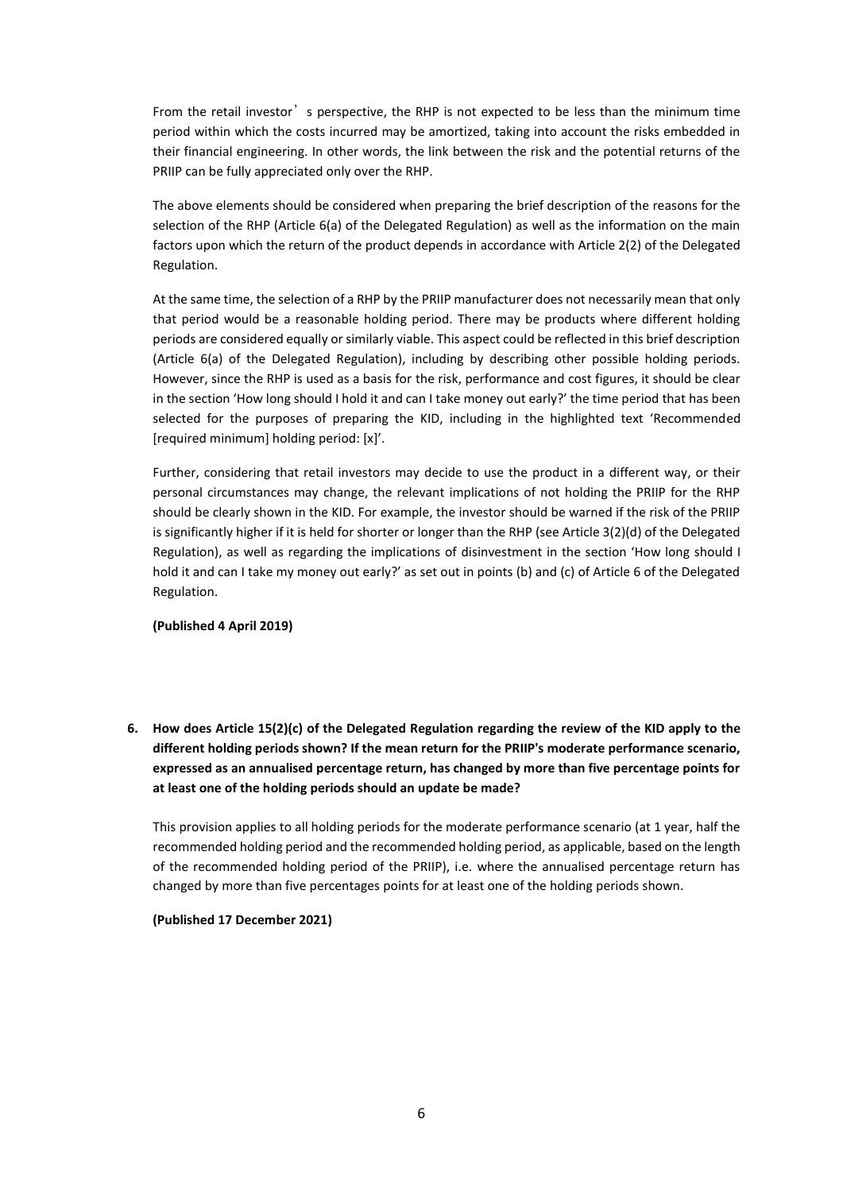From the retail investor's perspective, the RHP is not expected to be less than the minimum time period within which the costs incurred may be amortized, taking into account the risks embedded in their financial engineering. In other words, the link between the risk and the potential returns of the PRIIP can be fully appreciated only over the RHP.

The above elements should be considered when preparing the brief description of the reasons for the selection of the RHP (Article 6(a) of the Delegated Regulation) as well as the information on the main factors upon which the return of the product depends in accordance with Article 2(2) of the Delegated Regulation.

At the same time, the selection of a RHP by the PRIIP manufacturer does not necessarily mean that only that period would be a reasonable holding period. There may be products where different holding periods are considered equally or similarly viable. This aspect could be reflected in this brief description (Article 6(a) of the Delegated Regulation), including by describing other possible holding periods. However, since the RHP is used as a basis for the risk, performance and cost figures, it should be clear in the section 'How long should I hold it and can I take money out early?' the time period that has been selected for the purposes of preparing the KID, including in the highlighted text 'Recommended [required minimum] holding period: [x]'.

Further, considering that retail investors may decide to use the product in a different way, or their personal circumstances may change, the relevant implications of not holding the PRIIP for the RHP should be clearly shown in the KID. For example, the investor should be warned if the risk of the PRIIP is significantly higher if it is held for shorter or longer than the RHP (see Article 3(2)(d) of the Delegated Regulation), as well as regarding the implications of disinvestment in the section 'How long should I hold it and can I take my money out early?' as set out in points (b) and (c) of Article 6 of the Delegated Regulation.

**(Published 4 April 2019)**

**6. How does Article 15(2)(c) of the Delegated Regulation regarding the review of the KID apply to the different holding periods shown? If the mean return for the PRIIP's moderate performance scenario, expressed as an annualised percentage return, has changed by more than five percentage points for at least one of the holding periods should an update be made?**

This provision applies to all holding periods for the moderate performance scenario (at 1 year, half the recommended holding period and the recommended holding period, as applicable, based on the length of the recommended holding period of the PRIIP), i.e. where the annualised percentage return has changed by more than five percentages points for at least one of the holding periods shown.

**(Published 17 December 2021)**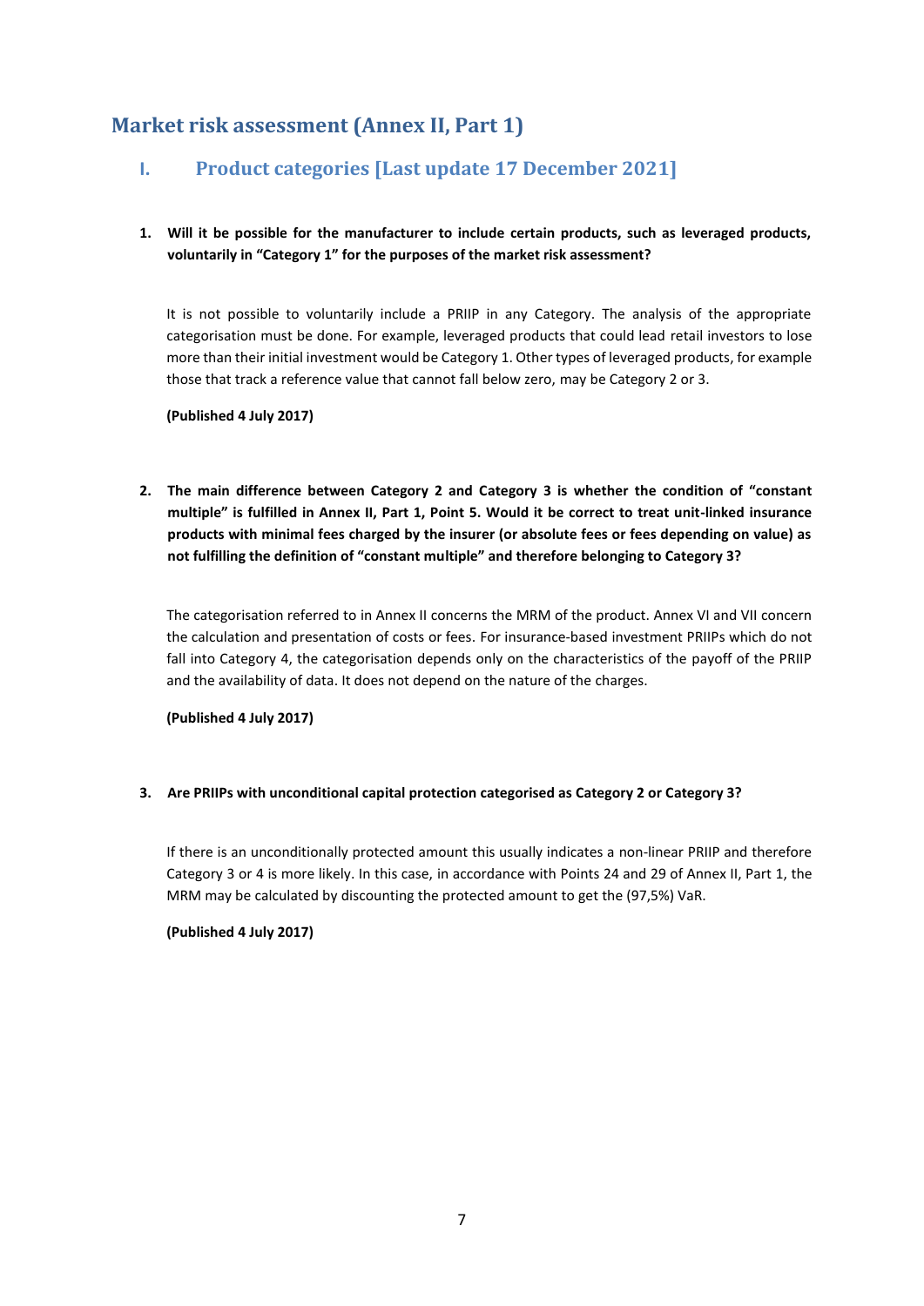## Market risk assessment (Annex II, Part 1)

### I. Product categories [Last update 17 December 2021]

1. **Will it be possible for the manufacturer to include certain products, such as leveraged products, voluntarily in "Category 1" for the purposes of the market risk assessment?**

   It is not possible to voluntarily include a PRIIP in any Category. The analysis of the appropriate categorisation must be done. For example, leveraged products that could lead retail investors to lose more than their initial investment would be Category 1. Other types of leveraged products, for example those that track a reference value that cannot fall below zero, may be Category 2 or 3.

   **(Published 4 July 2017)**

2. **The main difference between Category 2 and Category 3 is whether the condition of "constant multiple" is fulfilled in Annex II, Part 1, Point 5. Would it be correct to treat unit-linked insurance products with minimal fees charged by the insurer (or absolute fees or fees depending on value) as not fulfilling the definition of "constant multiple" and therefore belonging to Category 3?**

   The categorisation referred to in Annex II concerns the MRM of the product. Annex VI and VII concern the calculation and presentation of costs or fees. For insurance-based investment PRIIPs which do not fall into Category 4, the categorisation depends only on the characteristics of the payoff of the PRIIP and the availability of data. It does not depend on the nature of the charges.

   **(Published 4 July 2017)**

3. **Are PRIIPs with unconditional capital protection categorised as Category 2 or Category 3?**

   If there is an unconditionally protected amount this usually indicates a non-linear PRIIP and therefore Category 3 or 4 is more likely. In this case, in accordance with Points 24 and 29 of Annex II, Part 1, the MRM may be calculated by discounting the protected amount to get the (97,5%) VaR.

   **(Published 4 July 2017)**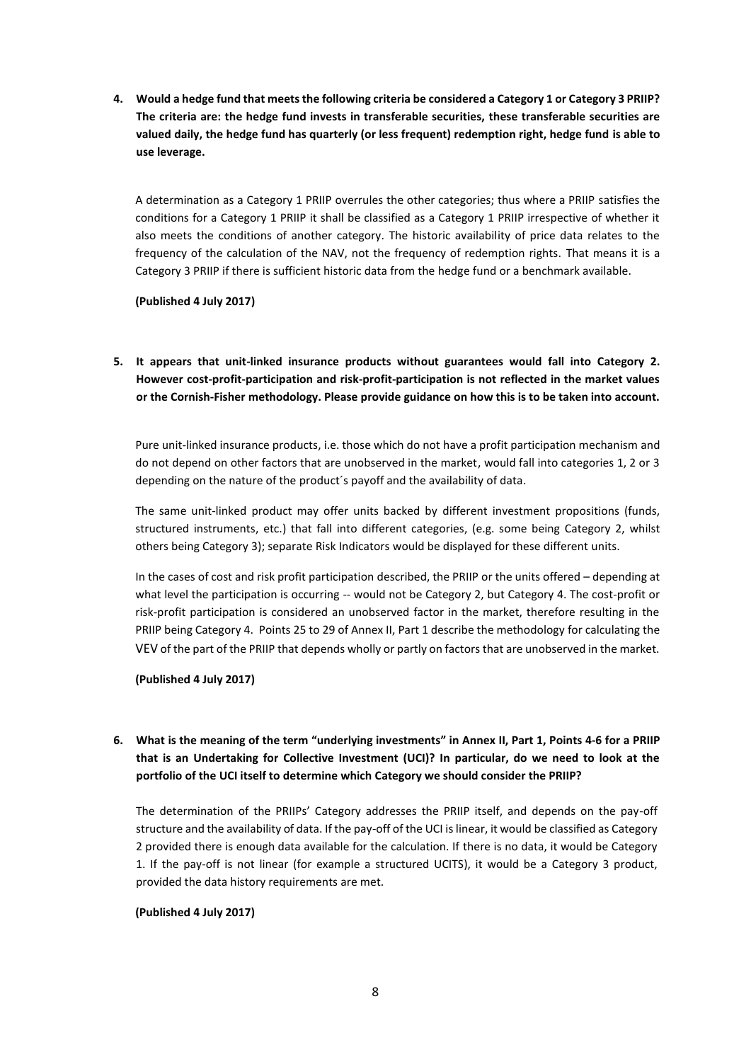**4. Would a hedge fund that meets the following criteria be considered a Category 1 or Category 3 PRIIP? The criteria are: the hedge fund invests in transferable securities, these transferable securities are valued daily, the hedge fund has quarterly (or less frequent) redemption right, hedge fund is able to use leverage.**

A determination as a Category 1 PRIIP overrules the other categories; thus where a PRIIP satisfies the conditions for a Category 1 PRIIP it shall be classified as a Category 1 PRIIP irrespective of whether it also meets the conditions of another category. The historic availability of price data relates to the frequency of the calculation of the NAV, not the frequency of redemption rights. That means it is a Category 3 PRIIP if there is sufficient historic data from the hedge fund or a benchmark available.

**(Published 4 July 2017)**

**5. It appears that unit-linked insurance products without guarantees would fall into Category 2. However cost-profit-participation and risk-profit-participation is not reflected in the market values or the Cornish-Fisher methodology. Please provide guidance on how this is to be taken into account.**

Pure unit-linked insurance products, i.e. those which do not have a profit participation mechanism and do not depend on other factors that are unobserved in the market, would fall into categories 1, 2 or 3 depending on the nature of the product´s payoff and the availability of data.

The same unit-linked product may offer units backed by different investment propositions (funds, structured instruments, etc.) that fall into different categories, (e.g. some being Category 2, whilst others being Category 3); separate Risk Indicators would be displayed for these different units.

In the cases of cost and risk profit participation described, the PRIIP or the units offered – depending at what level the participation is occurring -- would not be Category 2, but Category 4. The cost-profit or risk-profit participation is considered an unobserved factor in the market, therefore resulting in the PRIIP being Category 4. Points 25 to 29 of Annex II, Part 1 describe the methodology for calculating the VEV of the part of the PRIIP that depends wholly or partly on factors that are unobserved in the market.

**(Published 4 July 2017)**

**6. What is the meaning of the term "underlying investments" in Annex II, Part 1, Points 4-6 for a PRIIP that is an Undertaking for Collective Investment (UCI)? In particular, do we need to look at the portfolio of the UCI itself to determine which Category we should consider the PRIIP?**

The determination of the PRIIPs' Category addresses the PRIIP itself, and depends on the pay-off structure and the availability of data. If the pay-off of the UCI is linear, it would be classified as Category 2 provided there is enough data available for the calculation. If there is no data, it would be Category 1. If the pay-off is not linear (for example a structured UCITS), it would be a Category 3 product, provided the data history requirements are met.

**(Published 4 July 2017)**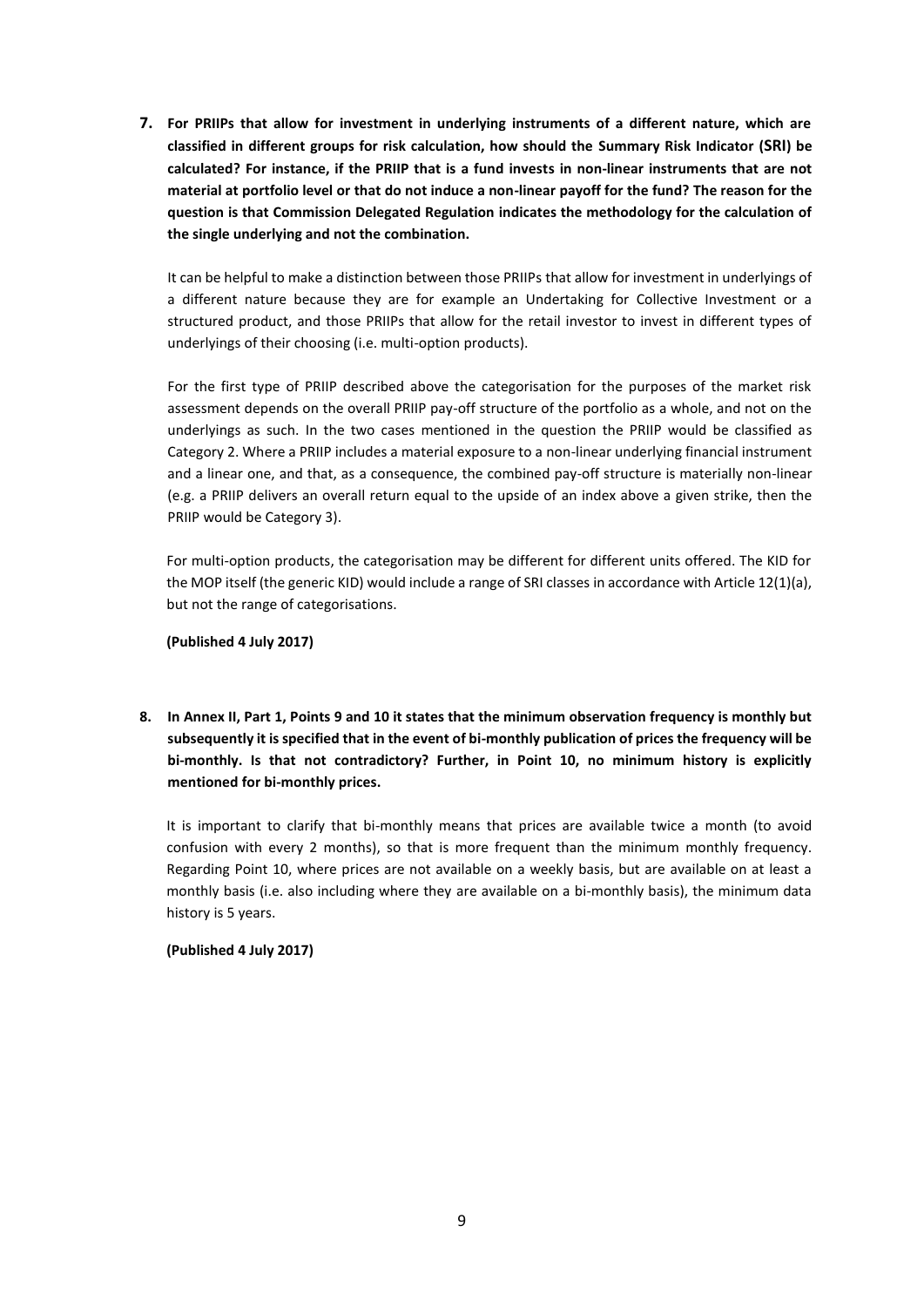**7. For PRIIPs that allow for investment in underlying instruments of a different nature, which are classified in different groups for risk calculation, how should the Summary Risk Indicator (SRI) be calculated? For instance, if the PRIIP that is a fund invests in non-linear instruments that are not material at portfolio level or that do not induce a non-linear payoff for the fund? The reason for the question is that Commission Delegated Regulation indicates the methodology for the calculation of the single underlying and not the combination.**

It can be helpful to make a distinction between those PRIIPs that allow for investment in underlyings of a different nature because they are for example an Undertaking for Collective Investment or a structured product, and those PRIIPs that allow for the retail investor to invest in different types of underlyings of their choosing (i.e. multi-option products).

For the first type of PRIIP described above the categorisation for the purposes of the market risk assessment depends on the overall PRIIP pay-off structure of the portfolio as a whole, and not on the underlyings as such. In the two cases mentioned in the question the PRIIP would be classified as Category 2. Where a PRIIP includes a material exposure to a non-linear underlying financial instrument and a linear one, and that, as a consequence, the combined pay-off structure is materially non-linear (e.g. a PRIIP delivers an overall return equal to the upside of an index above a given strike, then the PRIIP would be Category 3).

For multi-option products, the categorisation may be different for different units offered. The KID for the MOP itself (the generic KID) would include a range of SRI classes in accordance with Article 12(1)(a), but not the range of categorisations.

**(Published 4 July 2017)**

**8. In Annex II, Part 1, Points 9 and 10 it states that the minimum observation frequency is monthly but subsequently it is specified that in the event of bi-monthly publication of prices the frequency will be bi-monthly. Is that not contradictory? Further, in Point 10, no minimum history is explicitly mentioned for bi-monthly prices.**

It is important to clarify that bi-monthly means that prices are available twice a month (to avoid confusion with every 2 months), so that is more frequent than the minimum monthly frequency. Regarding Point 10, where prices are not available on a weekly basis, but are available on at least a monthly basis (i.e. also including where they are available on a bi-monthly basis), the minimum data history is 5 years.

**(Published 4 July 2017)**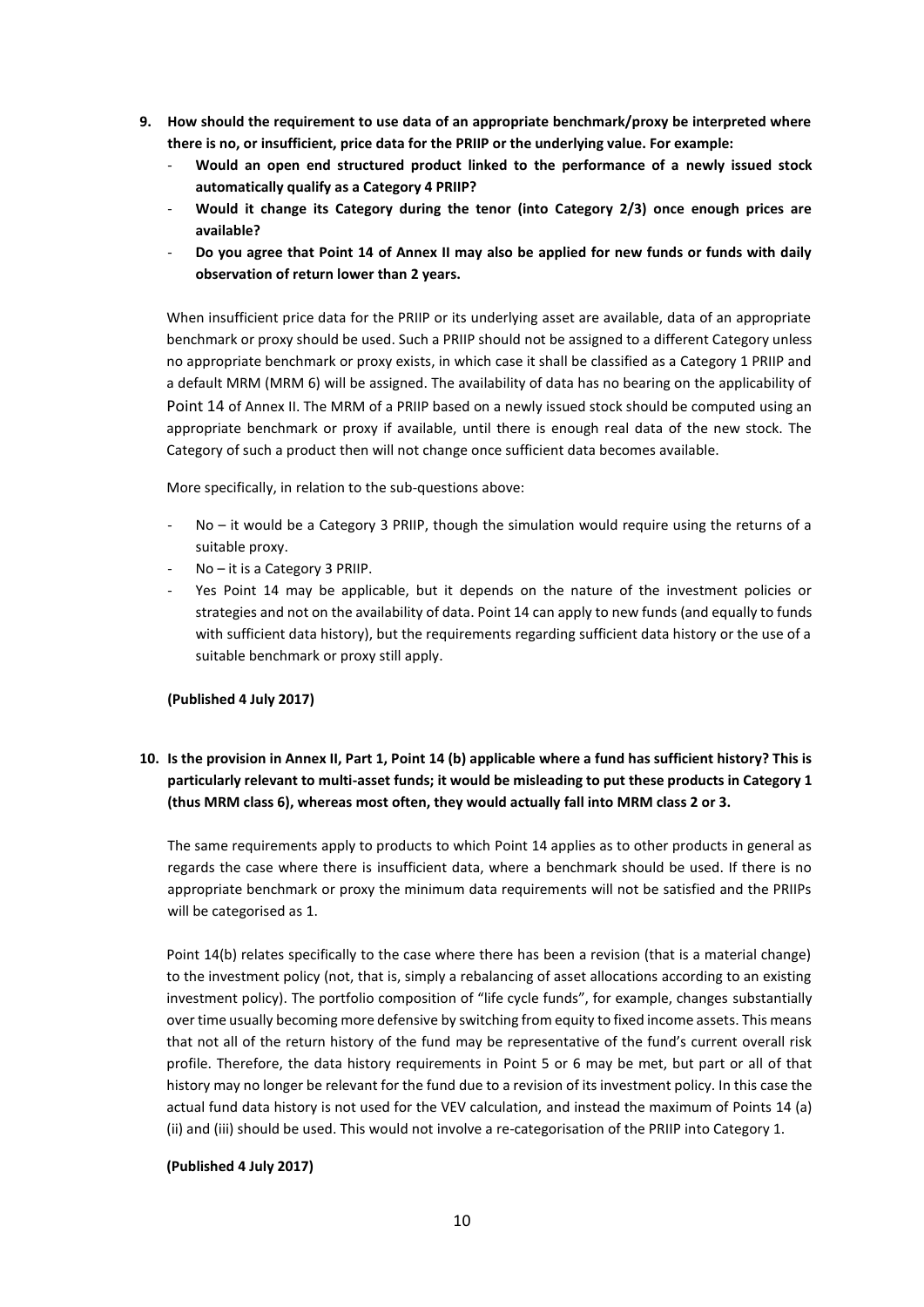**9. How should the requirement to use data of an appropriate benchmark/proxy be interpreted where there is no, or insufficient, price data for the PRIIP or the underlying value. For example:**

- **Would an open end structured product linked to the performance of a newly issued stock automatically qualify as a Category 4 PRIIP?**
- **Would it change its Category during the tenor (into Category 2/3) once enough prices are available?**
- **Do you agree that Point 14 of Annex II may also be applied for new funds or funds with daily observation of return lower than 2 years.**

When insufficient price data for the PRIIP or its underlying asset are available, data of an appropriate benchmark or proxy should be used. Such a PRIIP should not be assigned to a different Category unless no appropriate benchmark or proxy exists, in which case it shall be classified as a Category 1 PRIIP and a default MRM (MRM 6) will be assigned. The availability of data has no bearing on the applicability of Point 14 of Annex II. The MRM of a PRIIP based on a newly issued stock should be computed using an appropriate benchmark or proxy if available, until there is enough real data of the new stock. The Category of such a product then will not change once sufficient data becomes available.

More specifically, in relation to the sub-questions above:

- No – it would be a Category 3 PRIIP, though the simulation would require using the returns of a suitable proxy.
- No – it is a Category 3 PRIIP.
- Yes Point 14 may be applicable, but it depends on the nature of the investment policies or strategies and not on the availability of data. Point 14 can apply to new funds (and equally to funds with sufficient data history), but the requirements regarding sufficient data history or the use of a suitable benchmark or proxy still apply.

**(Published 4 July 2017)**

**10. Is the provision in Annex II, Part 1, Point 14 (b) applicable where a fund has sufficient history? This is particularly relevant to multi-asset funds; it would be misleading to put these products in Category 1 (thus MRM class 6), whereas most often, they would actually fall into MRM class 2 or 3.**

The same requirements apply to products to which Point 14 applies as to other products in general as regards the case where there is insufficient data, where a benchmark should be used. If there is no appropriate benchmark or proxy the minimum data requirements will not be satisfied and the PRIIPs will be categorised as 1.

Point 14(b) relates specifically to the case where there has been a revision (that is a material change) to the investment policy (not, that is, simply a rebalancing of asset allocations according to an existing investment policy). The portfolio composition of "life cycle funds", for example, changes substantially over time usually becoming more defensive by switching from equity to fixed income assets. This means that not all of the return history of the fund may be representative of the fund's current overall risk profile. Therefore, the data history requirements in Point 5 or 6 may be met, but part or all of that history may no longer be relevant for the fund due to a revision of its investment policy. In this case the actual fund data history is not used for the VEV calculation, and instead the maximum of Points 14 (a) (ii) and (iii) should be used. This would not involve a re-categorisation of the PRIIP into Category 1.

**(Published 4 July 2017)**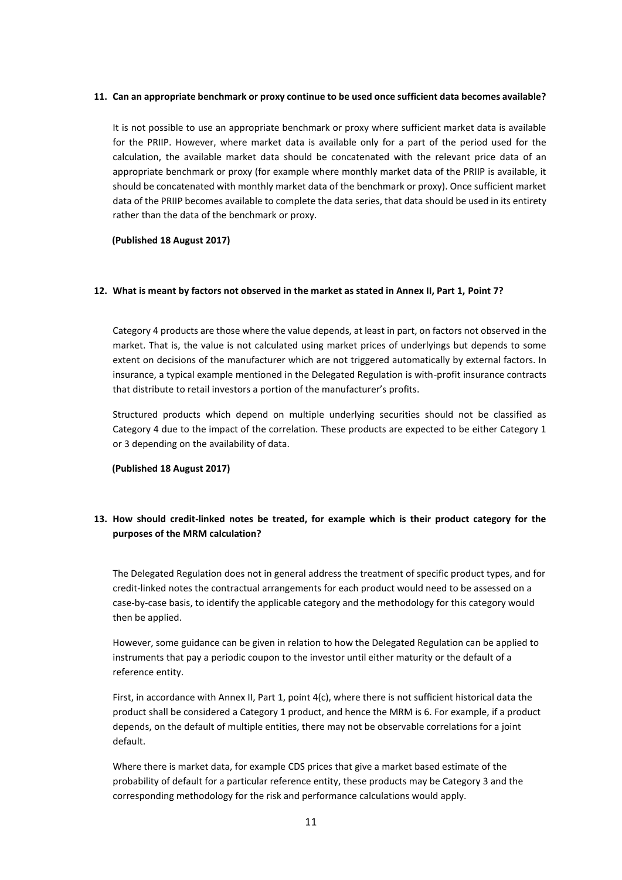**11. Can an appropriate benchmark or proxy continue to be used once sufficient data becomes available?**

It is not possible to use an appropriate benchmark or proxy where sufficient market data is available for the PRIIP. However, where market data is available only for a part of the period used for the calculation, the available market data should be concatenated with the relevant price data of an appropriate benchmark or proxy (for example where monthly market data of the PRIIP is available, it should be concatenated with monthly market data of the benchmark or proxy). Once sufficient market data of the PRIIP becomes available to complete the data series, that data should be used in its entirety rather than the data of the benchmark or proxy.

**(Published 18 August 2017)**

**12. What is meant by factors not observed in the market as stated in Annex II, Part 1, Point 7?**

Category 4 products are those where the value depends, at least in part, on factors not observed in the market. That is, the value is not calculated using market prices of underlyings but depends to some extent on decisions of the manufacturer which are not triggered automatically by external factors. In insurance, a typical example mentioned in the Delegated Regulation is with-profit insurance contracts that distribute to retail investors a portion of the manufacturer's profits.

Structured products which depend on multiple underlying securities should not be classified as Category 4 due to the impact of the correlation. These products are expected to be either Category 1 or 3 depending on the availability of data.

**(Published 18 August 2017)**

**13. How should credit-linked notes be treated, for example which is their product category for the purposes of the MRM calculation?**

The Delegated Regulation does not in general address the treatment of specific product types, and for credit-linked notes the contractual arrangements for each product would need to be assessed on a case-by-case basis, to identify the applicable category and the methodology for this category would then be applied.

However, some guidance can be given in relation to how the Delegated Regulation can be applied to instruments that pay a periodic coupon to the investor until either maturity or the default of a reference entity.

First, in accordance with Annex II, Part 1, point 4(c), where there is not sufficient historical data the product shall be considered a Category 1 product, and hence the MRM is 6. For example, if a product depends, on the default of multiple entities, there may not be observable correlations for a joint default.

Where there is market data, for example CDS prices that give a market based estimate of the probability of default for a particular reference entity, these products may be Category 3 and the corresponding methodology for the risk and performance calculations would apply.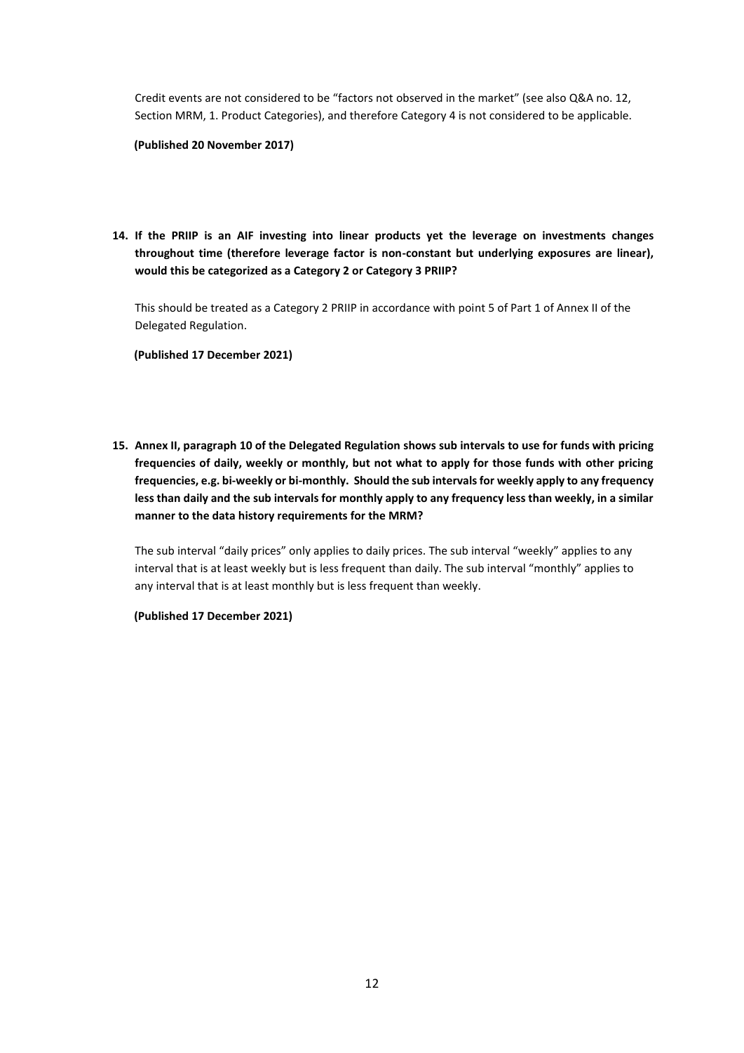Credit events are not considered to be "factors not observed in the market" (see also Q&A no. 12, Section MRM, 1. Product Categories), and therefore Category 4 is not considered to be applicable.

**(Published 20 November 2017)**

**14. If the PRIIP is an AIF investing into linear products yet the leverage on investments changes throughout time (therefore leverage factor is non-constant but underlying exposures are linear), would this be categorized as a Category 2 or Category 3 PRIIP?**

This should be treated as a Category 2 PRIIP in accordance with point 5 of Part 1 of Annex II of the Delegated Regulation.

**(Published 17 December 2021)**

**15. Annex II, paragraph 10 of the Delegated Regulation shows sub intervals to use for funds with pricing frequencies of daily, weekly or monthly, but not what to apply for those funds with other pricing frequencies, e.g. bi-weekly or bi-monthly. Should the sub intervals for weekly apply to any frequency less than daily and the sub intervals for monthly apply to any frequency less than weekly, in a similar manner to the data history requirements for the MRM?**

The sub interval "daily prices" only applies to daily prices. The sub interval "weekly" applies to any interval that is at least weekly but is less frequent than daily. The sub interval "monthly" applies to any interval that is at least monthly but is less frequent than weekly.

**(Published 17 December 2021)**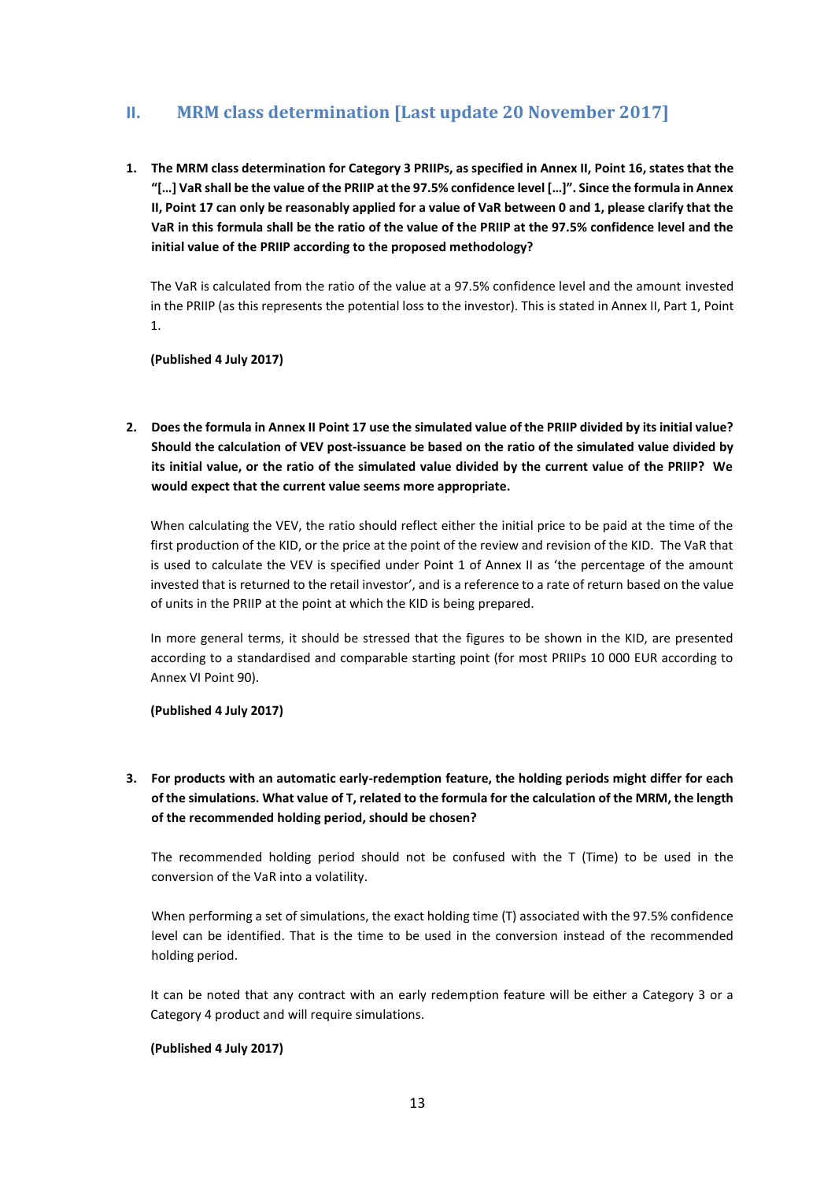## II. MRM class determination [Last update 20 November 2017]

1. **The MRM class determination for Category 3 PRIIPs, as specified in Annex II, Point 16, states that the "[…] VaR shall be the value of the PRIIP at the 97.5% confidence level […]". Since the formula in Annex II, Point 17 can only be reasonably applied for a value of VaR between 0 and 1, please clarify that the VaR in this formula shall be the ratio of the value of the PRIIP at the 97.5% confidence level and the initial value of the PRIIP according to the proposed methodology?**

   The VaR is calculated from the ratio of the value at a 97.5% confidence level and the amount invested in the PRIIP (as this represents the potential loss to the investor). This is stated in Annex II, Part 1, Point 1.

   **(Published 4 July 2017)**

2. **Does the formula in Annex II Point 17 use the simulated value of the PRIIP divided by its initial value? Should the calculation of VEV post-issuance be based on the ratio of the simulated value divided by its initial value, or the ratio of the simulated value divided by the current value of the PRIIP? We would expect that the current value seems more appropriate.**

   When calculating the VEV, the ratio should reflect either the initial price to be paid at the time of the first production of the KID, or the price at the point of the review and revision of the KID. The VaR that is used to calculate the VEV is specified under Point 1 of Annex II as 'the percentage of the amount invested that is returned to the retail investor', and is a reference to a rate of return based on the value of units in the PRIIP at the point at which the KID is being prepared.

   In more general terms, it should be stressed that the figures to be shown in the KID, are presented according to a standardised and comparable starting point (for most PRIIPs 10 000 EUR according to Annex VI Point 90).

   **(Published 4 July 2017)**

3. **For products with an automatic early-redemption feature, the holding periods might differ for each of the simulations. What value of T, related to the formula for the calculation of the MRM, the length of the recommended holding period, should be chosen?**

   The recommended holding period should not be confused with the T (Time) to be used in the conversion of the VaR into a volatility.

   When performing a set of simulations, the exact holding time (T) associated with the 97.5% confidence level can be identified. That is the time to be used in the conversion instead of the recommended holding period.

   It can be noted that any contract with an early redemption feature will be either a Category 3 or a Category 4 product and will require simulations.

   **(Published 4 July 2017)**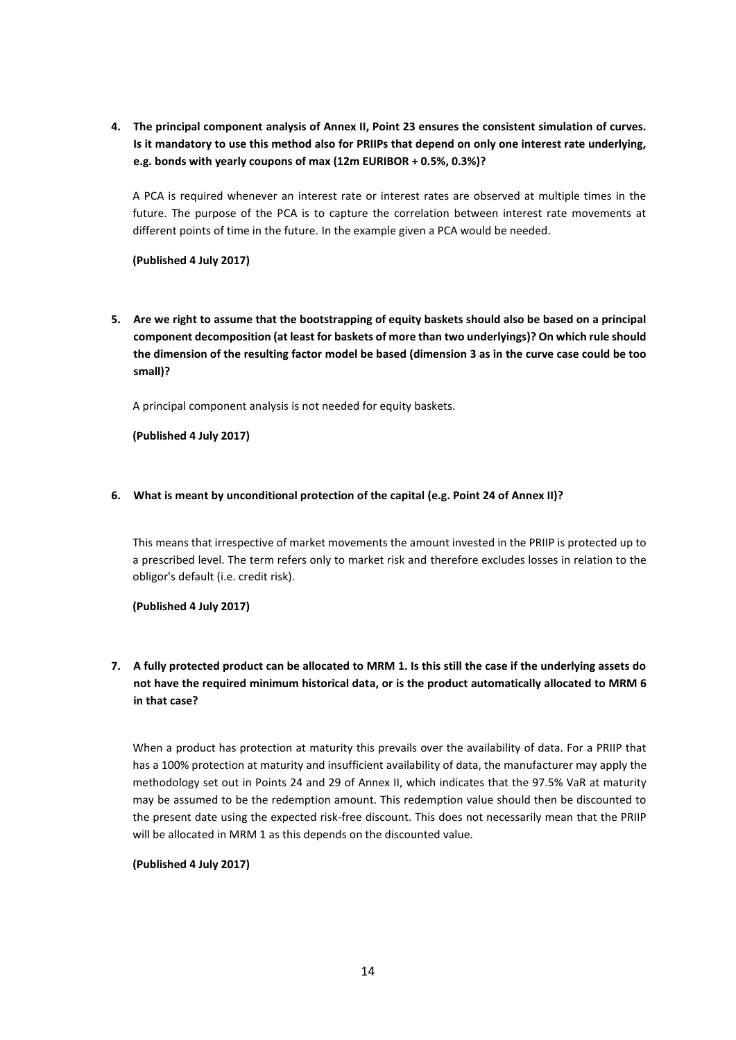4. **The principal component analysis of Annex II, Point 23 ensures the consistent simulation of curves. Is it mandatory to use this method also for PRIIPs that depend on only one interest rate underlying, e.g. bonds with yearly coupons of max (12m EURIBOR + 0.5%, 0.3%)?**

   A PCA is required whenever an interest rate or interest rates are observed at multiple times in the future. The purpose of the PCA is to capture the correlation between interest rate movements at different points of time in the future. In the example given a PCA would be needed.

   **(Published 4 July 2017)**

5. **Are we right to assume that the bootstrapping of equity baskets should also be based on a principal component decomposition (at least for baskets of more than two underlyings)? On which rule should the dimension of the resulting factor model be based (dimension 3 as in the curve case could be too small)?**

   A principal component analysis is not needed for equity baskets.

   **(Published 4 July 2017)**

6. **What is meant by unconditional protection of the capital (e.g. Point 24 of Annex II)?**

   This means that irrespective of market movements the amount invested in the PRIIP is protected up to a prescribed level. The term refers only to market risk and therefore excludes losses in relation to the obligor's default (i.e. credit risk).

   **(Published 4 July 2017)**

7. **A fully protected product can be allocated to MRM 1. Is this still the case if the underlying assets do not have the required minimum historical data, or is the product automatically allocated to MRM 6 in that case?**

   When a product has protection at maturity this prevails over the availability of data. For a PRIIP that has a 100% protection at maturity and insufficient availability of data, the manufacturer may apply the methodology set out in Points 24 and 29 of Annex II, which indicates that the 97.5% VaR at maturity may be assumed to be the redemption amount. This redemption value should then be discounted to the present date using the expected risk-free discount. This does not necessarily mean that the PRIIP will be allocated in MRM 1 as this depends on the discounted value.

   **(Published 4 July 2017)**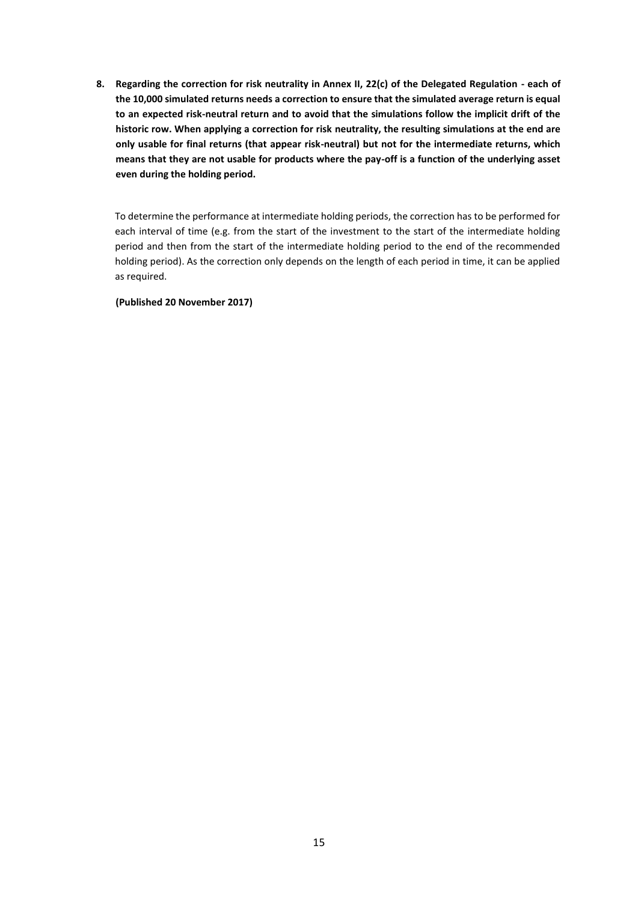8. **Regarding the correction for risk neutrality in Annex II, 22(c) of the Delegated Regulation - each of the 10,000 simulated returns needs a correction to ensure that the simulated average return is equal to an expected risk-neutral return and to avoid that the simulations follow the implicit drift of the historic row. When applying a correction for risk neutrality, the resulting simulations at the end are only usable for final returns (that appear risk-neutral) but not for the intermediate returns, which means that they are not usable for products where the pay-off is a function of the underlying asset even during the holding period.**

   To determine the performance at intermediate holding periods, the correction has to be performed for each interval of time (e.g. from the start of the investment to the start of the intermediate holding period and then from the start of the intermediate holding period to the end of the recommended holding period). As the correction only depends on the length of each period in time, it can be applied as required.

   **(Published 20 November 2017)**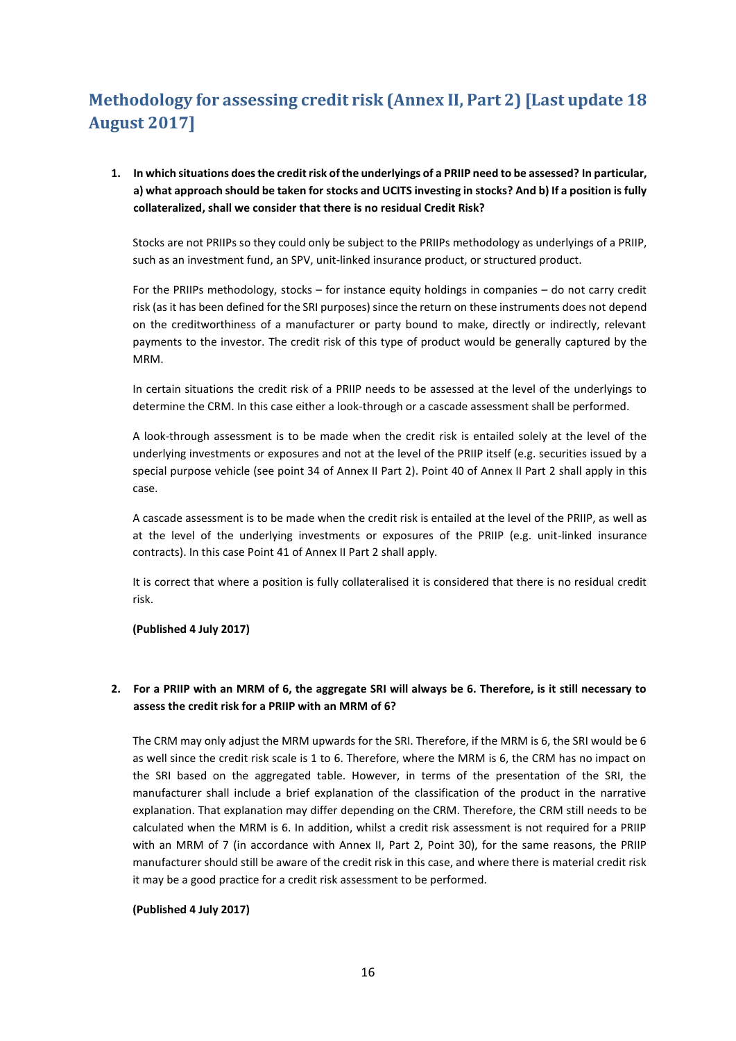## Methodology for assessing credit risk (Annex II, Part 2) [Last update 18 August 2017]

1. **In which situations does the credit risk of the underlyings of a PRIIP need to be assessed? In particular, a) what approach should be taken for stocks and UCITS investing in stocks? And b) If a position is fully collateralized, shall we consider that there is no residual Credit Risk?**

   Stocks are not PRIIPs so they could only be subject to the PRIIPs methodology as underlyings of a PRIIP, such as an investment fund, an SPV, unit-linked insurance product, or structured product.

   For the PRIIPs methodology, stocks – for instance equity holdings in companies – do not carry credit risk (as it has been defined for the SRI purposes) since the return on these instruments does not depend on the creditworthiness of a manufacturer or party bound to make, directly or indirectly, relevant payments to the investor. The credit risk of this type of product would be generally captured by the MRM.

   In certain situations the credit risk of a PRIIP needs to be assessed at the level of the underlyings to determine the CRM. In this case either a look-through or a cascade assessment shall be performed.

   A look-through assessment is to be made when the credit risk is entailed solely at the level of the underlying investments or exposures and not at the level of the PRIIP itself (e.g. securities issued by a special purpose vehicle (see point 34 of Annex II Part 2). Point 40 of Annex II Part 2 shall apply in this case.

   A cascade assessment is to be made when the credit risk is entailed at the level of the PRIIP, as well as at the level of the underlying investments or exposures of the PRIIP (e.g. unit-linked insurance contracts). In this case Point 41 of Annex II Part 2 shall apply.

   It is correct that where a position is fully collateralised it is considered that there is no residual credit risk.

   **(Published 4 July 2017)**

2. **For a PRIIP with an MRM of 6, the aggregate SRI will always be 6. Therefore, is it still necessary to assess the credit risk for a PRIIP with an MRM of 6?**

   The CRM may only adjust the MRM upwards for the SRI. Therefore, if the MRM is 6, the SRI would be 6 as well since the credit risk scale is 1 to 6. Therefore, where the MRM is 6, the CRM has no impact on the SRI based on the aggregated table. However, in terms of the presentation of the SRI, the manufacturer shall include a brief explanation of the classification of the product in the narrative explanation. That explanation may differ depending on the CRM. Therefore, the CRM still needs to be calculated when the MRM is 6. In addition, whilst a credit risk assessment is not required for a PRIIP with an MRM of 7 (in accordance with Annex II, Part 2, Point 30), for the same reasons, the PRIIP manufacturer should still be aware of the credit risk in this case, and where there is material credit risk it may be a good practice for a credit risk assessment to be performed.

   **(Published 4 July 2017)**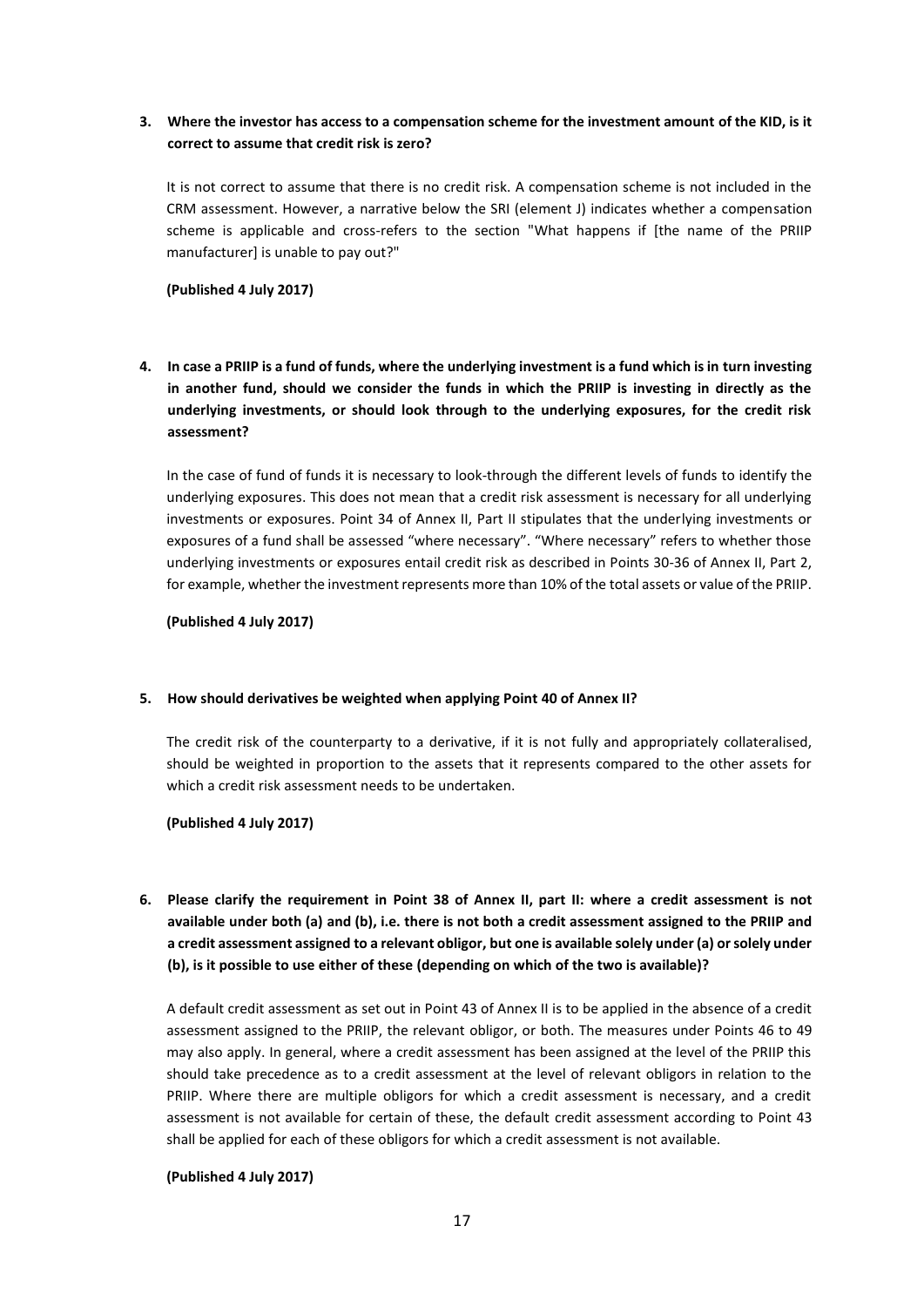**3. Where the investor has access to a compensation scheme for the investment amount of the KID, is it correct to assume that credit risk is zero?**

It is not correct to assume that there is no credit risk. A compensation scheme is not included in the CRM assessment. However, a narrative below the SRI (element J) indicates whether a compensation scheme is applicable and cross-refers to the section "What happens if [the name of the PRIIP manufacturer] is unable to pay out?"

**(Published 4 July 2017)**

**4. In case a PRIIP is a fund of funds, where the underlying investment is a fund which is in turn investing in another fund, should we consider the funds in which the PRIIP is investing in directly as the underlying investments, or should look through to the underlying exposures, for the credit risk assessment?**

In the case of fund of funds it is necessary to look-through the different levels of funds to identify the underlying exposures. This does not mean that a credit risk assessment is necessary for all underlying investments or exposures. Point 34 of Annex II, Part II stipulates that the underlying investments or exposures of a fund shall be assessed "where necessary". "Where necessary" refers to whether those underlying investments or exposures entail credit risk as described in Points 30-36 of Annex II, Part 2, for example, whether the investment represents more than 10% of the total assets or value of the PRIIP.

**(Published 4 July 2017)**

**5. How should derivatives be weighted when applying Point 40 of Annex II?**

The credit risk of the counterparty to a derivative, if it is not fully and appropriately collateralised, should be weighted in proportion to the assets that it represents compared to the other assets for which a credit risk assessment needs to be undertaken.

**(Published 4 July 2017)**

**6. Please clarify the requirement in Point 38 of Annex II, part II: where a credit assessment is not available under both (a) and (b), i.e. there is not both a credit assessment assigned to the PRIIP and a credit assessment assigned to a relevant obligor, but one is available solely under (a) or solely under (b), is it possible to use either of these (depending on which of the two is available)?**

A default credit assessment as set out in Point 43 of Annex II is to be applied in the absence of a credit assessment assigned to the PRIIP, the relevant obligor, or both. The measures under Points 46 to 49 may also apply. In general, where a credit assessment has been assigned at the level of the PRIIP this should take precedence as to a credit assessment at the level of relevant obligors in relation to the PRIIP. Where there are multiple obligors for which a credit assessment is necessary, and a credit assessment is not available for certain of these, the default credit assessment according to Point 43 shall be applied for each of these obligors for which a credit assessment is not available.

**(Published 4 July 2017)**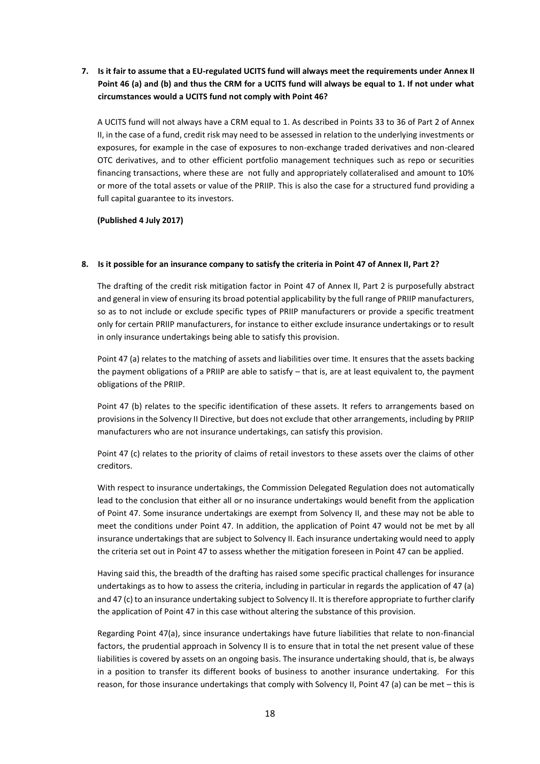**7. Is it fair to assume that a EU-regulated UCITS fund will always meet the requirements under Annex II Point 46 (a) and (b) and thus the CRM for a UCITS fund will always be equal to 1. If not under what circumstances would a UCITS fund not comply with Point 46?**

A UCITS fund will not always have a CRM equal to 1. As described in Points 33 to 36 of Part 2 of Annex II, in the case of a fund, credit risk may need to be assessed in relation to the underlying investments or exposures, for example in the case of exposures to non-exchange traded derivatives and non-cleared OTC derivatives, and to other efficient portfolio management techniques such as repo or securities financing transactions, where these are not fully and appropriately collateralised and amount to 10% or more of the total assets or value of the PRIIP. This is also the case for a structured fund providing a full capital guarantee to its investors.

**(Published 4 July 2017)**

**8. Is it possible for an insurance company to satisfy the criteria in Point 47 of Annex II, Part 2?**

The drafting of the credit risk mitigation factor in Point 47 of Annex II, Part 2 is purposefully abstract and general in view of ensuring its broad potential applicability by the full range of PRIIP manufacturers, so as to not include or exclude specific types of PRIIP manufacturers or provide a specific treatment only for certain PRIIP manufacturers, for instance to either exclude insurance undertakings or to result in only insurance undertakings being able to satisfy this provision.

Point 47 (a) relates to the matching of assets and liabilities over time. It ensures that the assets backing the payment obligations of a PRIIP are able to satisfy – that is, are at least equivalent to, the payment obligations of the PRIIP.

Point 47 (b) relates to the specific identification of these assets. It refers to arrangements based on provisions in the Solvency II Directive, but does not exclude that other arrangements, including by PRIIP manufacturers who are not insurance undertakings, can satisfy this provision.

Point 47 (c) relates to the priority of claims of retail investors to these assets over the claims of other creditors.

With respect to insurance undertakings, the Commission Delegated Regulation does not automatically lead to the conclusion that either all or no insurance undertakings would benefit from the application of Point 47. Some insurance undertakings are exempt from Solvency II, and these may not be able to meet the conditions under Point 47. In addition, the application of Point 47 would not be met by all insurance undertakings that are subject to Solvency II. Each insurance undertaking would need to apply the criteria set out in Point 47 to assess whether the mitigation foreseen in Point 47 can be applied.

Having said this, the breadth of the drafting has raised some specific practical challenges for insurance undertakings as to how to assess the criteria, including in particular in regards the application of 47 (a) and 47 (c) to an insurance undertaking subject to Solvency II. It is therefore appropriate to further clarify the application of Point 47 in this case without altering the substance of this provision.

Regarding Point 47(a), since insurance undertakings have future liabilities that relate to non-financial factors, the prudential approach in Solvency II is to ensure that in total the net present value of these liabilities is covered by assets on an ongoing basis. The insurance undertaking should, that is, be always in a position to transfer its different books of business to another insurance undertaking. For this reason, for those insurance undertakings that comply with Solvency II, Point 47 (a) can be met – this is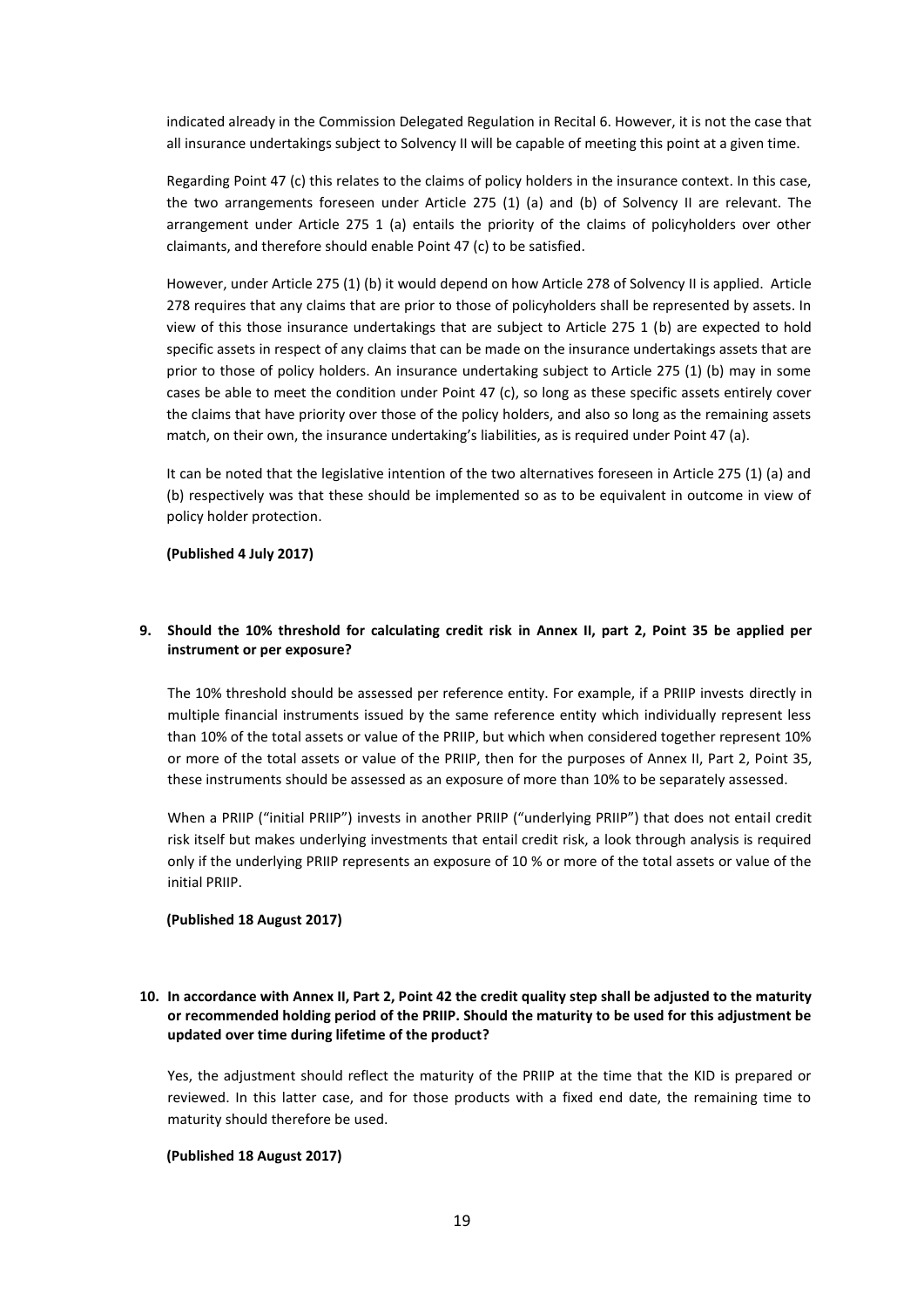indicated already in the Commission Delegated Regulation in Recital 6. However, it is not the case that all insurance undertakings subject to Solvency II will be capable of meeting this point at a given time.

Regarding Point 47 (c) this relates to the claims of policy holders in the insurance context. In this case, the two arrangements foreseen under Article 275 (1) (a) and (b) of Solvency II are relevant. The arrangement under Article 275 1 (a) entails the priority of the claims of policyholders over other claimants, and therefore should enable Point 47 (c) to be satisfied.

However, under Article 275 (1) (b) it would depend on how Article 278 of Solvency II is applied. Article 278 requires that any claims that are prior to those of policyholders shall be represented by assets. In view of this those insurance undertakings that are subject to Article 275 1 (b) are expected to hold specific assets in respect of any claims that can be made on the insurance undertakings assets that are prior to those of policy holders. An insurance undertaking subject to Article 275 (1) (b) may in some cases be able to meet the condition under Point 47 (c), so long as these specific assets entirely cover the claims that have priority over those of the policy holders, and also so long as the remaining assets match, on their own, the insurance undertaking's liabilities, as is required under Point 47 (a).

It can be noted that the legislative intention of the two alternatives foreseen in Article 275 (1) (a) and (b) respectively was that these should be implemented so as to be equivalent in outcome in view of policy holder protection.

**(Published 4 July 2017)**

**9. Should the 10% threshold for calculating credit risk in Annex II, part 2, Point 35 be applied per instrument or per exposure?**

The 10% threshold should be assessed per reference entity. For example, if a PRIIP invests directly in multiple financial instruments issued by the same reference entity which individually represent less than 10% of the total assets or value of the PRIIP, but which when considered together represent 10% or more of the total assets or value of the PRIIP, then for the purposes of Annex II, Part 2, Point 35, these instruments should be assessed as an exposure of more than 10% to be separately assessed.

When a PRIIP ("initial PRIIP") invests in another PRIIP ("underlying PRIIP") that does not entail credit risk itself but makes underlying investments that entail credit risk, a look through analysis is required only if the underlying PRIIP represents an exposure of 10 % or more of the total assets or value of the initial PRIIP.

**(Published 18 August 2017)**

**10. In accordance with Annex II, Part 2, Point 42 the credit quality step shall be adjusted to the maturity or recommended holding period of the PRIIP. Should the maturity to be used for this adjustment be updated over time during lifetime of the product?**

Yes, the adjustment should reflect the maturity of the PRIIP at the time that the KID is prepared or reviewed. In this latter case, and for those products with a fixed end date, the remaining time to maturity should therefore be used.

**(Published 18 August 2017)**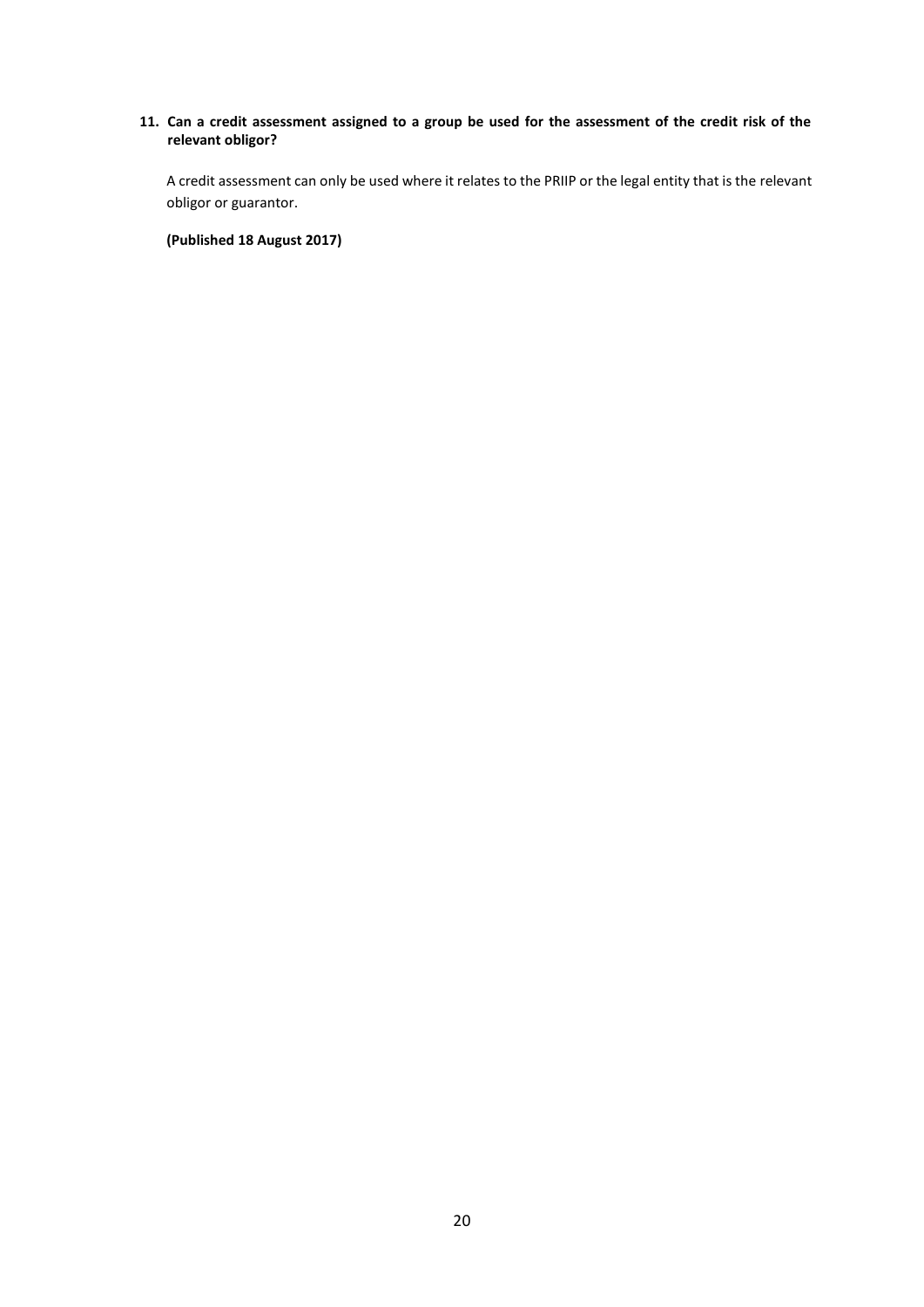**11. Can a credit assessment assigned to a group be used for the assessment of the credit risk of the relevant obligor?**

A credit assessment can only be used where it relates to the PRIIP or the legal entity that is the relevant obligor or guarantor.

**(Published 18 August 2017)**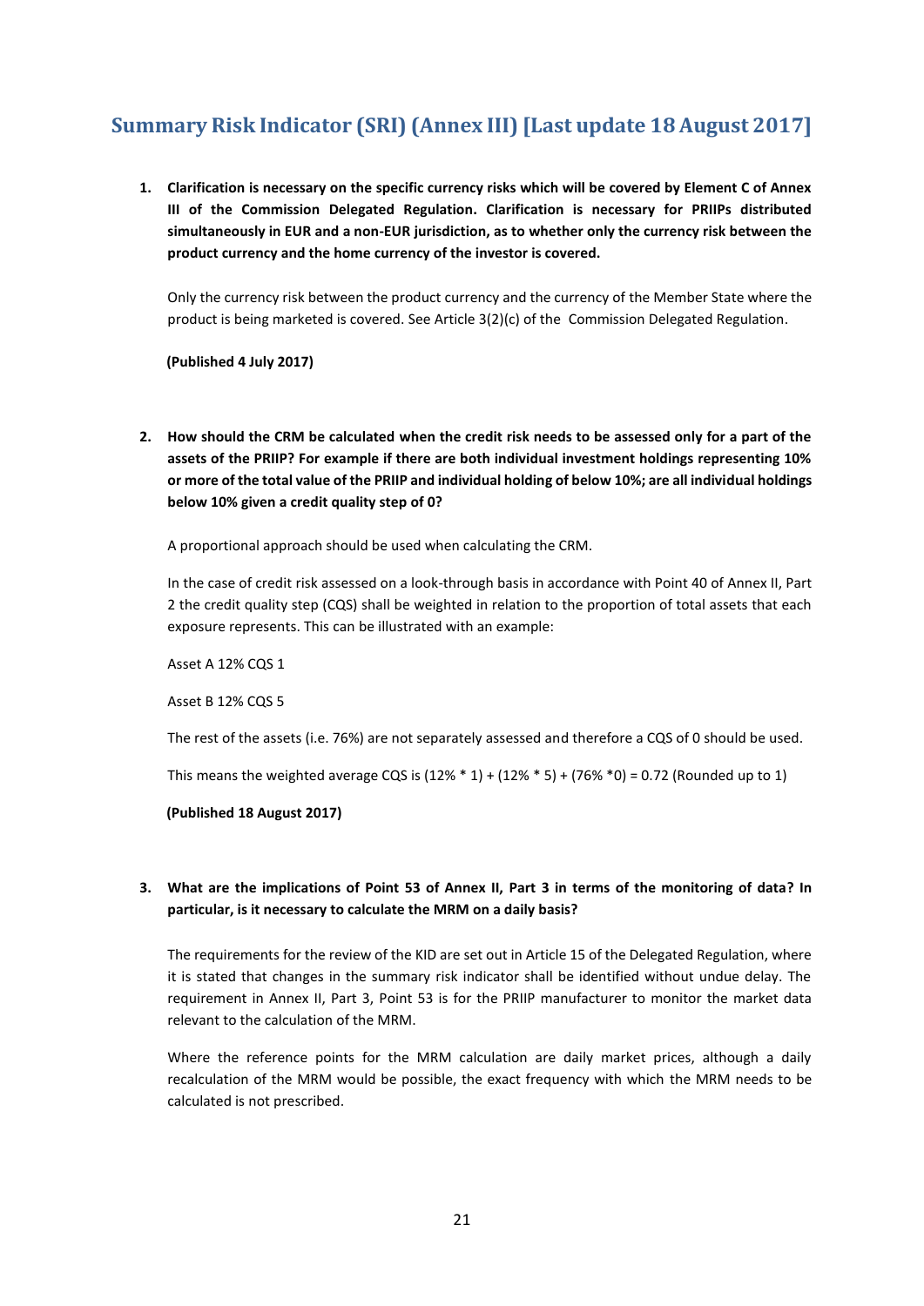## Summary Risk Indicator (SRI) (Annex III) [Last update 18 August 2017]

1. **Clarification is necessary on the specific currency risks which will be covered by Element C of Annex III of the Commission Delegated Regulation. Clarification is necessary for PRIIPs distributed simultaneously in EUR and a non-EUR jurisdiction, as to whether only the currency risk between the product currency and the home currency of the investor is covered.**

   Only the currency risk between the product currency and the currency of the Member State where the product is being marketed is covered. See Article 3(2)(c) of the Commission Delegated Regulation.

   **(Published 4 July 2017)**

2. **How should the CRM be calculated when the credit risk needs to be assessed only for a part of the assets of the PRIIP? For example if there are both individual investment holdings representing 10% or more of the total value of the PRIIP and individual holding of below 10%; are all individual holdings below 10% given a credit quality step of 0?**

   A proportional approach should be used when calculating the CRM.

   In the case of credit risk assessed on a look-through basis in accordance with Point 40 of Annex II, Part 2 the credit quality step (CQS) shall be weighted in relation to the proportion of total assets that each exposure represents. This can be illustrated with an example:

   Asset A 12% CQS 1

   Asset B 12% CQS 5

   The rest of the assets (i.e. 76%) are not separately assessed and therefore a CQS of 0 should be used.

   This means the weighted average CQS is (12% * 1) + (12% * 5) + (76% *0) = 0.72 (Rounded up to 1)

   **(Published 18 August 2017)**

3. **What are the implications of Point 53 of Annex II, Part 3 in terms of the monitoring of data? In particular, is it necessary to calculate the MRM on a daily basis?**

   The requirements for the review of the KID are set out in Article 15 of the Delegated Regulation, where it is stated that changes in the summary risk indicator shall be identified without undue delay. The requirement in Annex II, Part 3, Point 53 is for the PRIIP manufacturer to monitor the market data relevant to the calculation of the MRM.

   Where the reference points for the MRM calculation are daily market prices, although a daily recalculation of the MRM would be possible, the exact frequency with which the MRM needs to be calculated is not prescribed.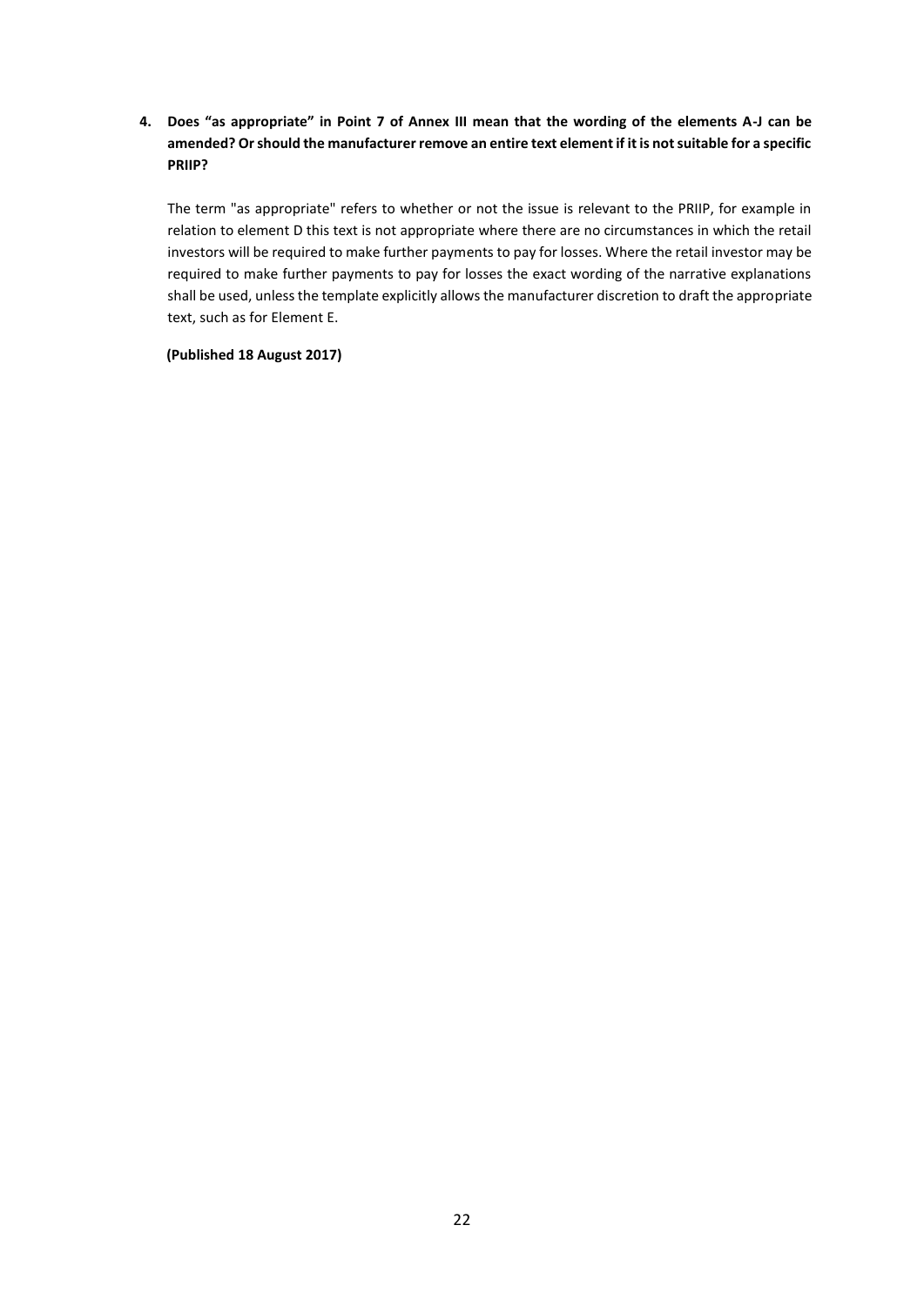**4. Does "as appropriate" in Point 7 of Annex III mean that the wording of the elements A-J can be amended? Or should the manufacturer remove an entire text element if it is not suitable for a specific PRIIP?**

The term "as appropriate" refers to whether or not the issue is relevant to the PRIIP, for example in relation to element D this text is not appropriate where there are no circumstances in which the retail investors will be required to make further payments to pay for losses. Where the retail investor may be required to make further payments to pay for losses the exact wording of the narrative explanations shall be used, unless the template explicitly allows the manufacturer discretion to draft the appropriate text, such as for Element E.

**(Published 18 August 2017)**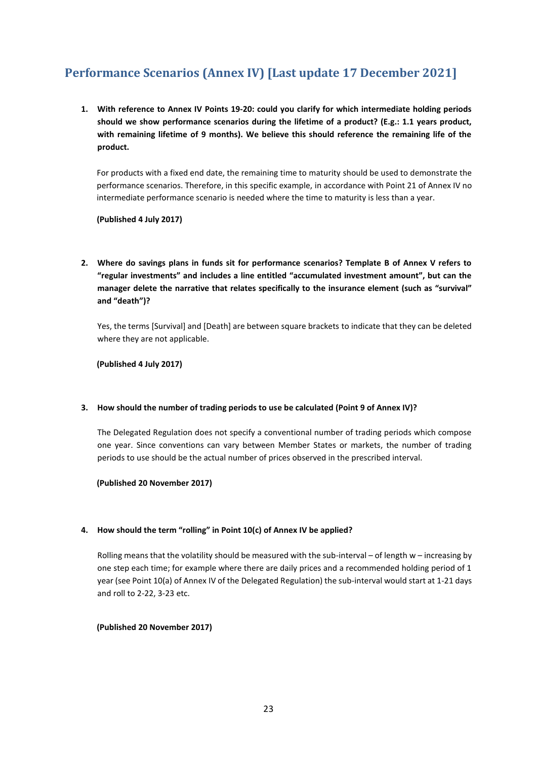## Performance Scenarios (Annex IV) [Last update 17 December 2021]

1. **With reference to Annex IV Points 19-20: could you clarify for which intermediate holding periods should we show performance scenarios during the lifetime of a product? (E.g.: 1.1 years product, with remaining lifetime of 9 months). We believe this should reference the remaining life of the product.**

   For products with a fixed end date, the remaining time to maturity should be used to demonstrate the performance scenarios. Therefore, in this specific example, in accordance with Point 21 of Annex IV no intermediate performance scenario is needed where the time to maturity is less than a year.

   **(Published 4 July 2017)**

2. **Where do savings plans in funds sit for performance scenarios? Template B of Annex V refers to "regular investments" and includes a line entitled "accumulated investment amount", but can the manager delete the narrative that relates specifically to the insurance element (such as "survival" and "death")?**

   Yes, the terms [Survival] and [Death] are between square brackets to indicate that they can be deleted where they are not applicable.

   **(Published 4 July 2017)**

3. **How should the number of trading periods to use be calculated (Point 9 of Annex IV)?**

   The Delegated Regulation does not specify a conventional number of trading periods which compose one year. Since conventions can vary between Member States or markets, the number of trading periods to use should be the actual number of prices observed in the prescribed interval.

   **(Published 20 November 2017)**

4. **How should the term "rolling" in Point 10(c) of Annex IV be applied?**

   Rolling means that the volatility should be measured with the sub-interval – of length w – increasing by one step each time; for example where there are daily prices and a recommended holding period of 1 year (see Point 10(a) of Annex IV of the Delegated Regulation) the sub-interval would start at 1-21 days and roll to 2-22, 3-23 etc.

   **(Published 20 November 2017)**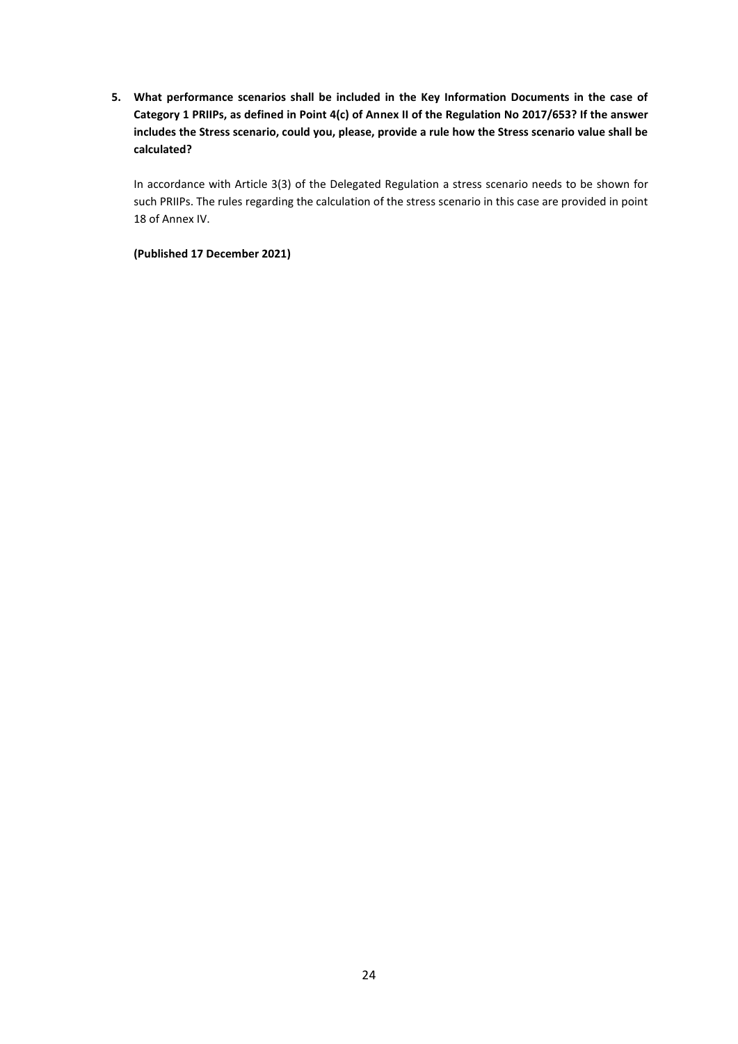5. **What performance scenarios shall be included in the Key Information Documents in the case of Category 1 PRIIPs, as defined in Point 4(c) of Annex II of the Regulation No 2017/653? If the answer includes the Stress scenario, could you, please, provide a rule how the Stress scenario value shall be calculated?**

   In accordance with Article 3(3) of the Delegated Regulation a stress scenario needs to be shown for such PRIIPs. The rules regarding the calculation of the stress scenario in this case are provided in point 18 of Annex IV.

   **(Published 17 December 2021)**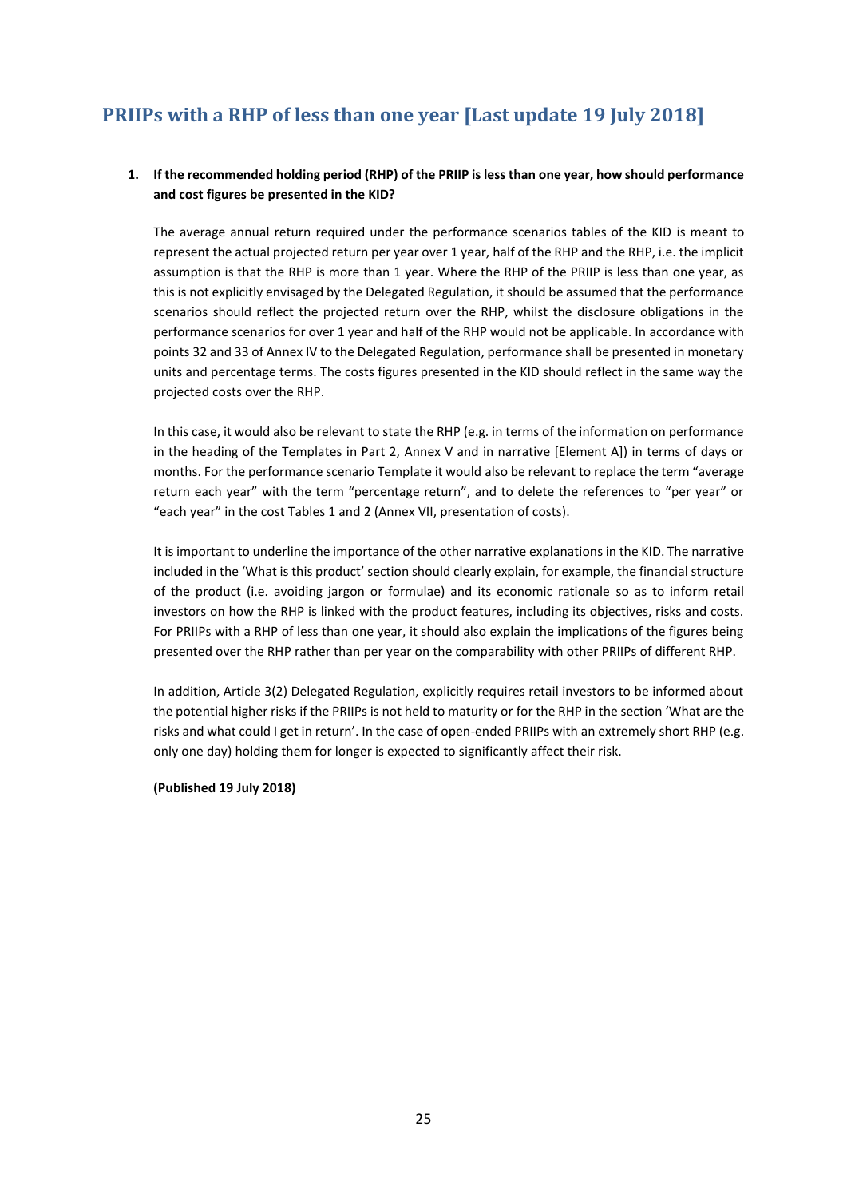## PRIIPs with a RHP of less than one year [Last update 19 July 2018]

1. **If the recommended holding period (RHP) of the PRIIP is less than one year, how should performance and cost figures be presented in the KID?**

   The average annual return required under the performance scenarios tables of the KID is meant to represent the actual projected return per year over 1 year, half of the RHP and the RHP, i.e. the implicit assumption is that the RHP is more than 1 year. Where the RHP of the PRIIP is less than one year, as this is not explicitly envisaged by the Delegated Regulation, it should be assumed that the performance scenarios should reflect the projected return over the RHP, whilst the disclosure obligations in the performance scenarios for over 1 year and half of the RHP would not be applicable. In accordance with points 32 and 33 of Annex IV to the Delegated Regulation, performance shall be presented in monetary units and percentage terms. The costs figures presented in the KID should reflect in the same way the projected costs over the RHP.

   In this case, it would also be relevant to state the RHP (e.g. in terms of the information on performance in the heading of the Templates in Part 2, Annex V and in narrative [Element A]) in terms of days or months. For the performance scenario Template it would also be relevant to replace the term "average return each year" with the term "percentage return", and to delete the references to "per year" or "each year" in the cost Tables 1 and 2 (Annex VII, presentation of costs).

   It is important to underline the importance of the other narrative explanations in the KID. The narrative included in the 'What is this product' section should clearly explain, for example, the financial structure of the product (i.e. avoiding jargon or formulae) and its economic rationale so as to inform retail investors on how the RHP is linked with the product features, including its objectives, risks and costs. For PRIIPs with a RHP of less than one year, it should also explain the implications of the figures being presented over the RHP rather than per year on the comparability with other PRIIPs of different RHP.

   In addition, Article 3(2) Delegated Regulation, explicitly requires retail investors to be informed about the potential higher risks if the PRIIPs is not held to maturity or for the RHP in the section 'What are the risks and what could I get in return'. In the case of open-ended PRIIPs with an extremely short RHP (e.g. only one day) holding them for longer is expected to significantly affect their risk.

   **(Published 19 July 2018)**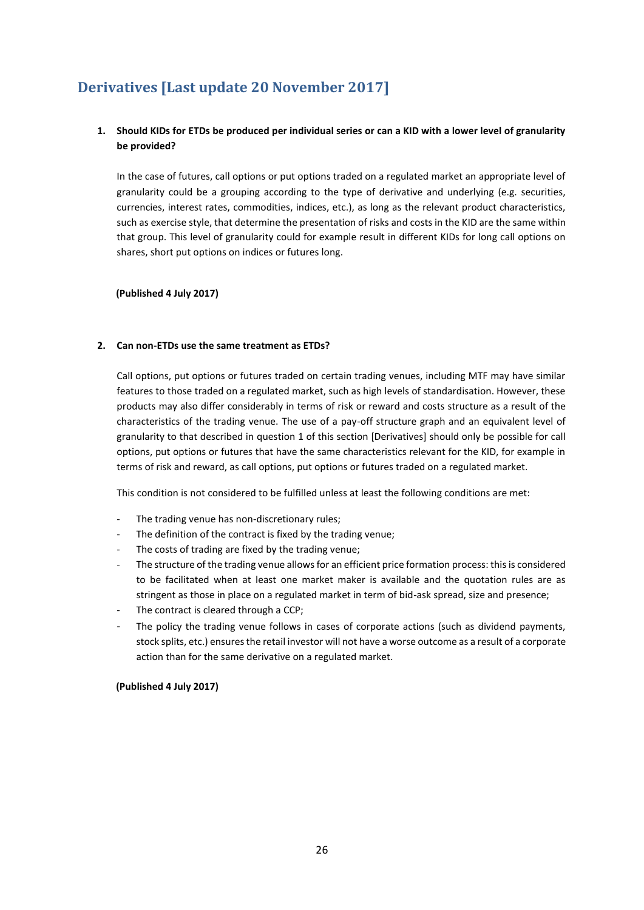## Derivatives [Last update 20 November 2017]

**1. Should KIDs for ETDs be produced per individual series or can a KID with a lower level of granularity be provided?**

In the case of futures, call options or put options traded on a regulated market an appropriate level of granularity could be a grouping according to the type of derivative and underlying (e.g. securities, currencies, interest rates, commodities, indices, etc.), as long as the relevant product characteristics, such as exercise style, that determine the presentation of risks and costs in the KID are the same within that group. This level of granularity could for example result in different KIDs for long call options on shares, short put options on indices or futures long.

**(Published 4 July 2017)**

**2. Can non-ETDs use the same treatment as ETDs?**

Call options, put options or futures traded on certain trading venues, including MTF may have similar features to those traded on a regulated market, such as high levels of standardisation. However, these products may also differ considerably in terms of risk or reward and costs structure as a result of the characteristics of the trading venue. The use of a pay-off structure graph and an equivalent level of granularity to that described in question 1 of this section [Derivatives] should only be possible for call options, put options or futures that have the same characteristics relevant for the KID, for example in terms of risk and reward, as call options, put options or futures traded on a regulated market.

This condition is not considered to be fulfilled unless at least the following conditions are met:

- The trading venue has non-discretionary rules;
- The definition of the contract is fixed by the trading venue;
- The costs of trading are fixed by the trading venue;
- The structure of the trading venue allows for an efficient price formation process: this is considered to be facilitated when at least one market maker is available and the quotation rules are as stringent as those in place on a regulated market in term of bid-ask spread, size and presence;
- The contract is cleared through a CCP;
- The policy the trading venue follows in cases of corporate actions (such as dividend payments, stock splits, etc.) ensures the retail investor will not have a worse outcome as a result of a corporate action than for the same derivative on a regulated market.

**(Published 4 July 2017)**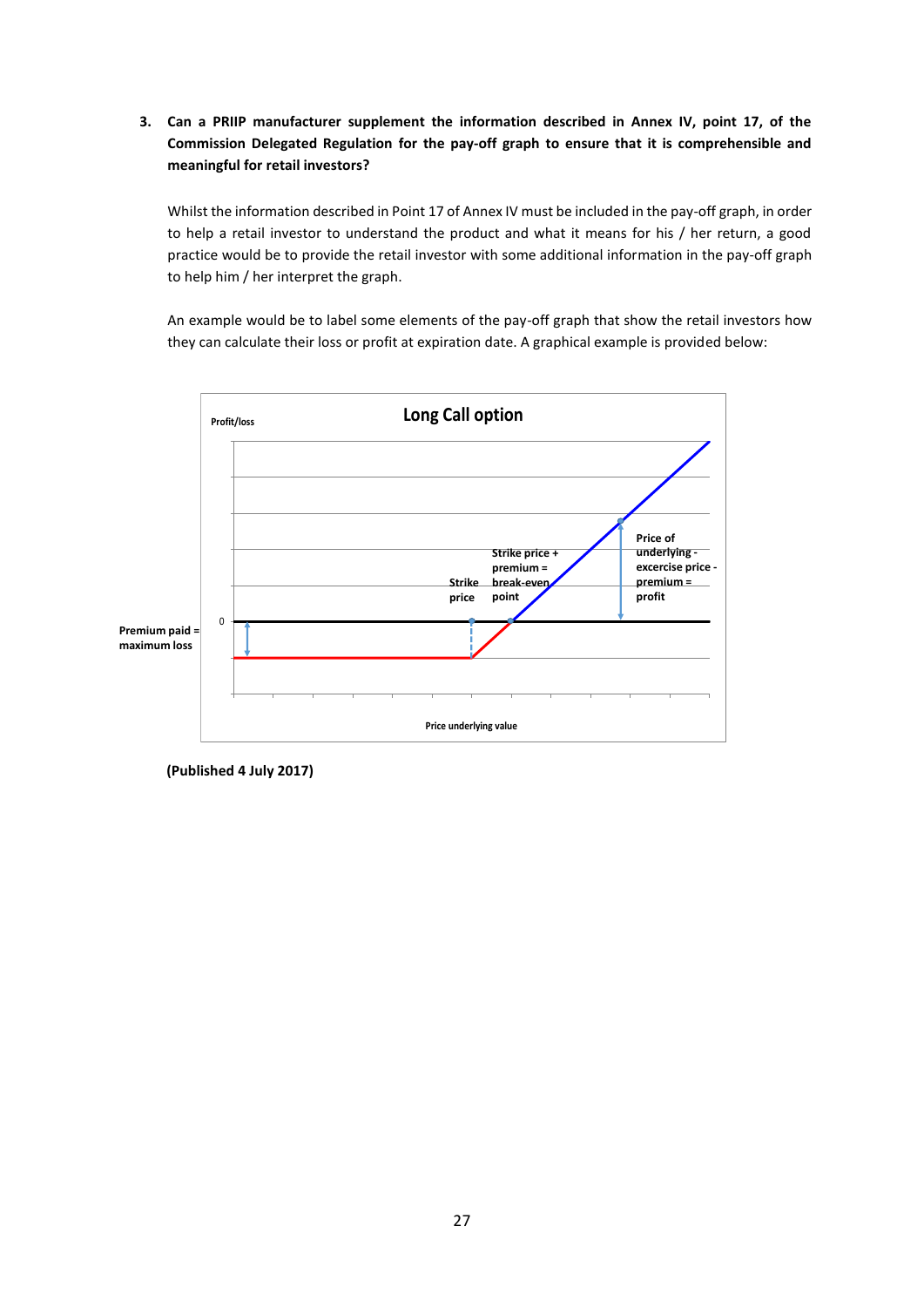3. **Can a PRIIP manufacturer supplement the information described in Annex IV, point 17, of the Commission Delegated Regulation for the pay-off graph to ensure that it is comprehensible and meaningful for retail investors?**

Whilst the information described in Point 17 of Annex IV must be included in the pay-off graph, in order to help a retail investor to understand the product and what it means for his / her return, a good practice would be to provide the retail investor with some additional information in the pay-off graph to help him / her interpret the graph.

An example would be to label some elements of the pay-off graph that show the retail investors how they can calculate their loss or profit at expiration date. A graphical example is provided below:

**Long Call option**

Profit/loss

Premium paid = maximum loss

Strike price

Strike price + premium = break-even point

Price of underlying - excercise price - premium = profit

Price underlying value

**(Published 4 July 2017)**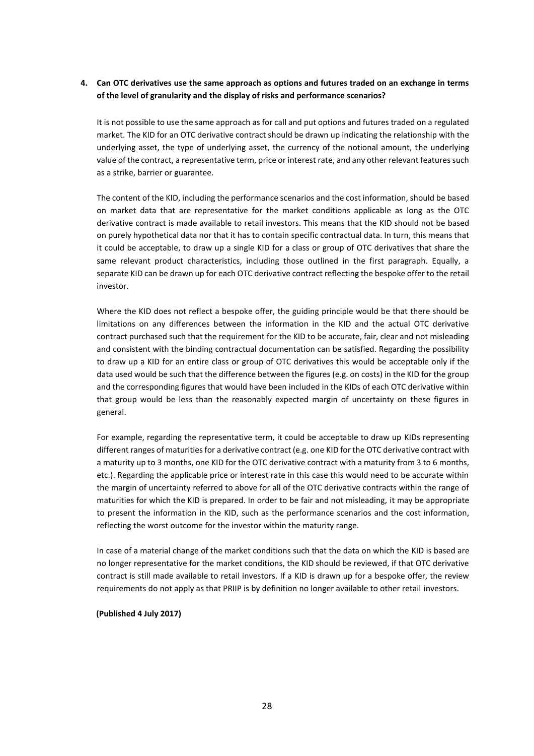**4. Can OTC derivatives use the same approach as options and futures traded on an exchange in terms of the level of granularity and the display of risks and performance scenarios?**

It is not possible to use the same approach as for call and put options and futures traded on a regulated market. The KID for an OTC derivative contract should be drawn up indicating the relationship with the underlying asset, the type of underlying asset, the currency of the notional amount, the underlying value of the contract, a representative term, price or interest rate, and any other relevant features such as a strike, barrier or guarantee.

The content of the KID, including the performance scenarios and the cost information, should be based on market data that are representative for the market conditions applicable as long as the OTC derivative contract is made available to retail investors. This means that the KID should not be based on purely hypothetical data nor that it has to contain specific contractual data. In turn, this means that it could be acceptable, to draw up a single KID for a class or group of OTC derivatives that share the same relevant product characteristics, including those outlined in the first paragraph. Equally, a separate KID can be drawn up for each OTC derivative contract reflecting the bespoke offer to the retail investor.

Where the KID does not reflect a bespoke offer, the guiding principle would be that there should be limitations on any differences between the information in the KID and the actual OTC derivative contract purchased such that the requirement for the KID to be accurate, fair, clear and not misleading and consistent with the binding contractual documentation can be satisfied. Regarding the possibility to draw up a KID for an entire class or group of OTC derivatives this would be acceptable only if the data used would be such that the difference between the figures (e.g. on costs) in the KID for the group and the corresponding figures that would have been included in the KIDs of each OTC derivative within that group would be less than the reasonably expected margin of uncertainty on these figures in general.

For example, regarding the representative term, it could be acceptable to draw up KIDs representing different ranges of maturities for a derivative contract (e.g. one KID for the OTC derivative contract with a maturity up to 3 months, one KID for the OTC derivative contract with a maturity from 3 to 6 months, etc.). Regarding the applicable price or interest rate in this case this would need to be accurate within the margin of uncertainty referred to above for all of the OTC derivative contracts within the range of maturities for which the KID is prepared. In order to be fair and not misleading, it may be appropriate to present the information in the KID, such as the performance scenarios and the cost information, reflecting the worst outcome for the investor within the maturity range.

In case of a material change of the market conditions such that the data on which the KID is based are no longer representative for the market conditions, the KID should be reviewed, if that OTC derivative contract is still made available to retail investors. If a KID is drawn up for a bespoke offer, the review requirements do not apply as that PRIIP is by definition no longer available to other retail investors.

**(Published 4 July 2017)**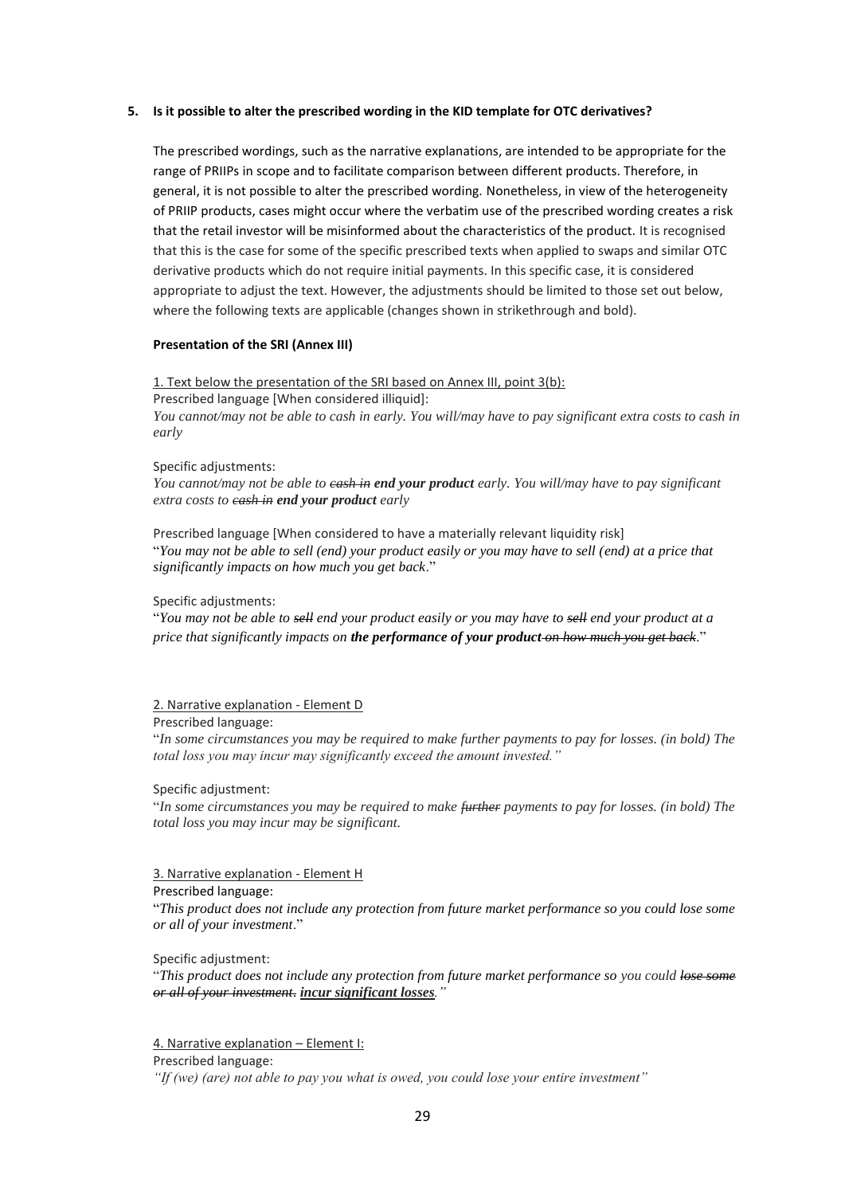**5. Is it possible to alter the prescribed wording in the KID template for OTC derivatives?**

The prescribed wordings, such as the narrative explanations, are intended to be appropriate for the range of PRIIPs in scope and to facilitate comparison between different products. Therefore, in general, it is not possible to alter the prescribed wording. Nonetheless, in view of the heterogeneity of PRIIP products, cases might occur where the verbatim use of the prescribed wording creates a risk that the retail investor will be misinformed about the characteristics of the product. It is recognised that this is the case for some of the specific prescribed texts when applied to swaps and similar OTC derivative products which do not require initial payments. In this specific case, it is considered appropriate to adjust the text. However, the adjustments should be limited to those set out below, where the following texts are applicable (changes shown in strikethrough and bold).

**Presentation of the SRI (Annex III)**

1. Text below the presentation of the SRI based on Annex III, point 3(b):

Prescribed language [When considered illiquid]:

*You cannot/may not be able to cash in early. You will/may have to pay significant extra costs to cash in early*

Specific adjustments:

*You cannot/may not be able to ~~cash in~~ **end your product** early. You will/may have to pay significant extra costs to ~~cash in~~ **end your product** early*

Prescribed language [When considered to have a materially relevant liquidity risk]

"*You may not be able to sell (end) your product easily or you may have to sell (end) at a price that significantly impacts on how much you get back*."

Specific adjustments:

"*You may not be able to ~~sell~~ end your product easily or you may have to ~~sell~~ end your product at a price that significantly impacts on **the performance of your product** ~~on how much you get back~~*."

2. Narrative explanation - Element D

Prescribed language:

"*In some circumstances you may be required to make further payments to pay for losses. (in bold) The total loss you may incur may significantly exceed the amount invested.*"

Specific adjustment:

"*In some circumstances you may be required to make ~~further~~ payments to pay for losses. (in bold) The total loss you may incur may be significant.*

3. Narrative explanation - Element H

Prescribed language:

"*This product does not include any protection from future market performance so you could lose some or all of your investment*."

Specific adjustment:

"*This product does not include any protection from future market performance so you could ~~lose some or all of your investment.~~ **incur significant losses**.*"

4. Narrative explanation – Element I:

Prescribed language:

*"If (we) (are) not able to pay you what is owed, you could lose your entire investment"*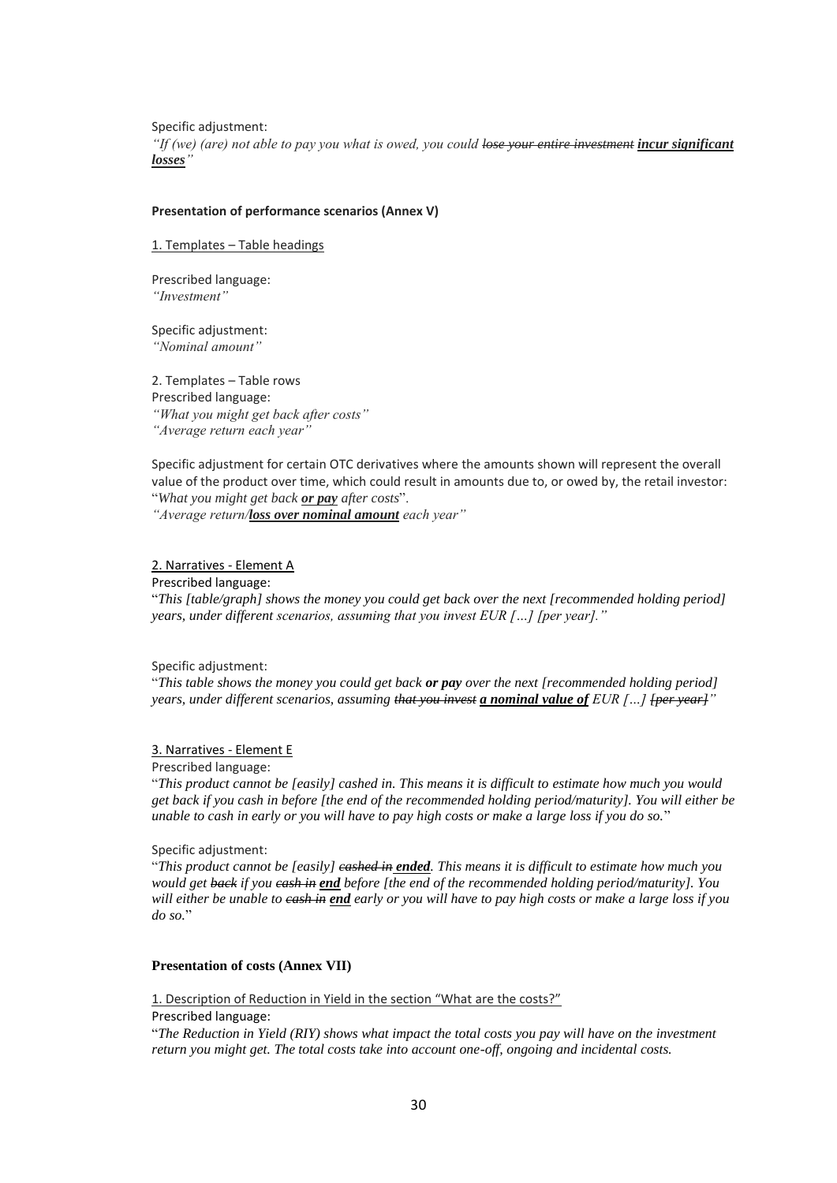Specific adjustment:
*"If (we) (are) not able to pay you what is owed, you could ~~lose your entire investment~~ **incur significant losses**"*

**Presentation of performance scenarios (Annex V)**

1. Templates – Table headings

Prescribed language:
*"Investment"*

Specific adjustment:
*"Nominal amount"*

2. Templates – Table rows
Prescribed language:
*"What you might get back after costs"*
*"Average return each year"*

Specific adjustment for certain OTC derivatives where the amounts shown will represent the overall value of the product over time, which could result in amounts due to, or owed by, the retail investor:
"*What you might get back **or pay** after costs*".
*"Average return/**loss over nominal amount** each year"*

2. Narratives - Element A

Prescribed language:
"*This [table/graph] shows the money you could get back over the next [recommended holding period] years, under different scenarios, assuming that you invest EUR […] [per year].*"

Specific adjustment:
"*This table shows the money you could get back **or pay** over the next [recommended holding period] years, under different scenarios, assuming ~~that you invest~~ **a nominal value of** EUR […] ~~[per year]~~*"

3. Narratives - Element E

Prescribed language:
"*This product cannot be [easily] cashed in. This means it is difficult to estimate how much you would get back if you cash in before [the end of the recommended holding period/maturity]. You will either be unable to cash in early or you will have to pay high costs or make a large loss if you do so.*"

Specific adjustment:
"*This product cannot be [easily] ~~cashed in~~ **ended**. This means it is difficult to estimate how much you would get ~~back~~ if you ~~cash in~~ **end** before [the end of the recommended holding period/maturity]. You will either be unable to ~~cash in~~ **end** early or you will have to pay high costs or make a large loss if you do so.*"

**Presentation of costs (Annex VII)**

1. Description of Reduction in Yield in the section "What are the costs?"

Prescribed language:
"*The Reduction in Yield (RIY) shows what impact the total costs you pay will have on the investment return you might get. The total costs take into account one-off, ongoing and incidental costs.*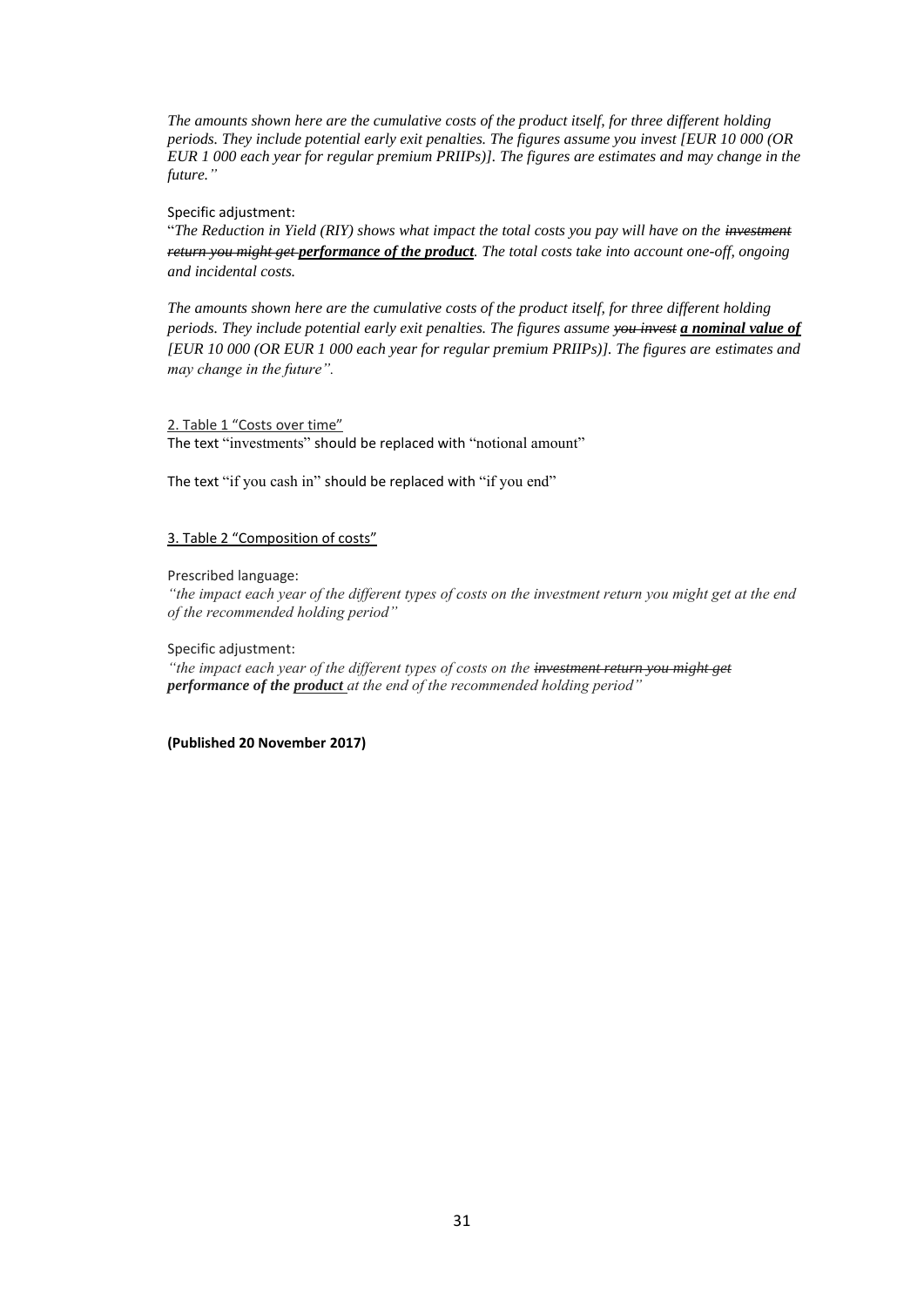*The amounts shown here are the cumulative costs of the product itself, for three different holding periods. They include potential early exit penalties. The figures assume you invest [EUR 10 000 (OR EUR 1 000 each year for regular premium PRIIPs)]. The figures are estimates and may change in the future."*

Specific adjustment:

"*The Reduction in Yield (RIY) shows what impact the total costs you pay will have on the ~~investment return you might get~~ **performance of the product**. The total costs take into account one-off, ongoing and incidental costs.*

*The amounts shown here are the cumulative costs of the product itself, for three different holding periods. They include potential early exit penalties. The figures assume ~~you invest~~ **a nominal value of** [EUR 10 000 (OR EUR 1 000 each year for regular premium PRIIPs)]. The figures are estimates and may change in the future".*

2. Table 1 "Costs over time"

The text "investments" should be replaced with "notional amount"

The text "if you cash in" should be replaced with "if you end"

3. Table 2 "Composition of costs"

Prescribed language:

*"the impact each year of the different types of costs on the investment return you might get at the end of the recommended holding period"*

Specific adjustment:

*"the impact each year of the different types of costs on the ~~investment return you might get~~ **performance of the product** at the end of the recommended holding period"*

**(Published 20 November 2017)**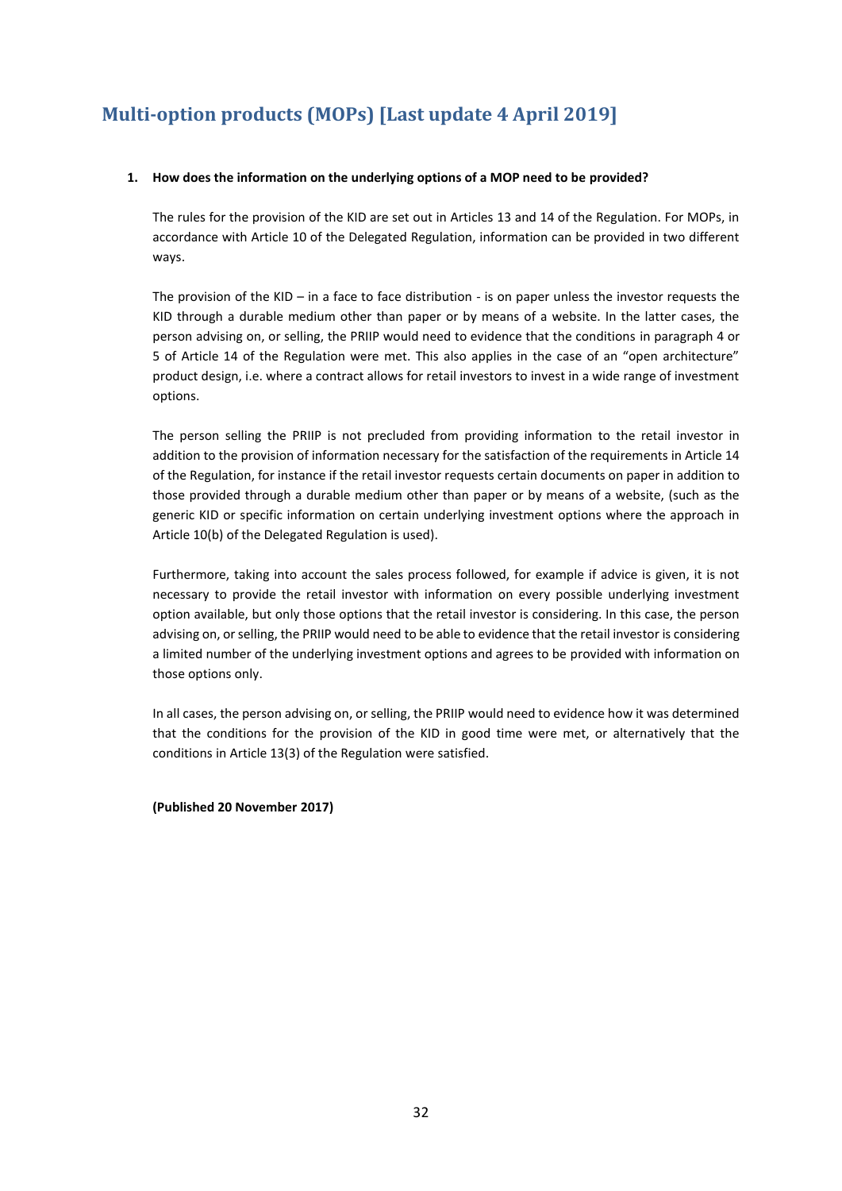## Multi-option products (MOPs) [Last update 4 April 2019]

1. **How does the information on the underlying options of a MOP need to be provided?**

   The rules for the provision of the KID are set out in Articles 13 and 14 of the Regulation. For MOPs, in accordance with Article 10 of the Delegated Regulation, information can be provided in two different ways.

   The provision of the KID – in a face to face distribution - is on paper unless the investor requests the KID through a durable medium other than paper or by means of a website. In the latter cases, the person advising on, or selling, the PRIIP would need to evidence that the conditions in paragraph 4 or 5 of Article 14 of the Regulation were met. This also applies in the case of an "open architecture" product design, i.e. where a contract allows for retail investors to invest in a wide range of investment options.

   The person selling the PRIIP is not precluded from providing information to the retail investor in addition to the provision of information necessary for the satisfaction of the requirements in Article 14 of the Regulation, for instance if the retail investor requests certain documents on paper in addition to those provided through a durable medium other than paper or by means of a website, (such as the generic KID or specific information on certain underlying investment options where the approach in Article 10(b) of the Delegated Regulation is used).

   Furthermore, taking into account the sales process followed, for example if advice is given, it is not necessary to provide the retail investor with information on every possible underlying investment option available, but only those options that the retail investor is considering. In this case, the person advising on, or selling, the PRIIP would need to be able to evidence that the retail investor is considering a limited number of the underlying investment options and agrees to be provided with information on those options only.

   In all cases, the person advising on, or selling, the PRIIP would need to evidence how it was determined that the conditions for the provision of the KID in good time were met, or alternatively that the conditions in Article 13(3) of the Regulation were satisfied.

   **(Published 20 November 2017)**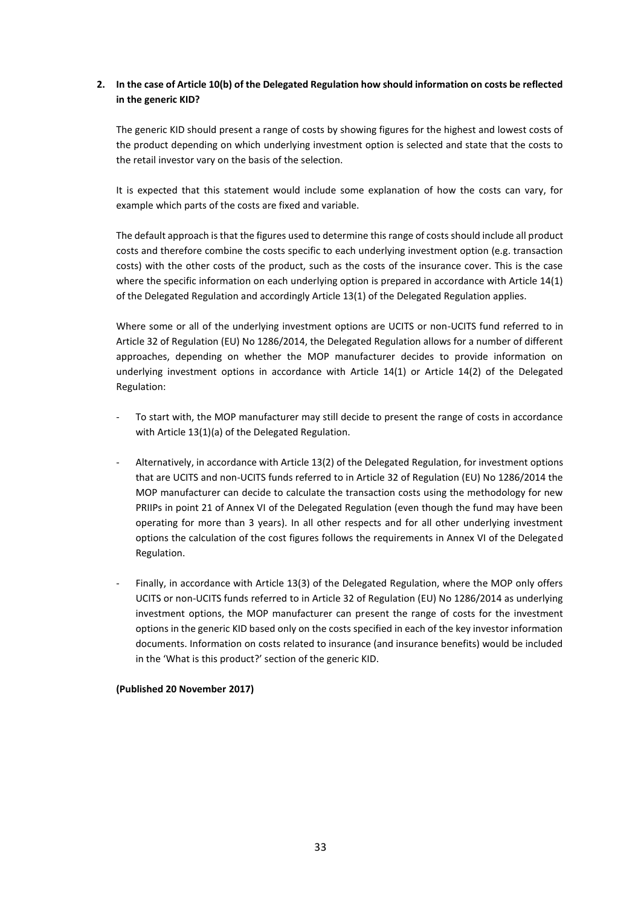**2. In the case of Article 10(b) of the Delegated Regulation how should information on costs be reflected in the generic KID?**

The generic KID should present a range of costs by showing figures for the highest and lowest costs of the product depending on which underlying investment option is selected and state that the costs to the retail investor vary on the basis of the selection.

It is expected that this statement would include some explanation of how the costs can vary, for example which parts of the costs are fixed and variable.

The default approach is that the figures used to determine this range of costs should include all product costs and therefore combine the costs specific to each underlying investment option (e.g. transaction costs) with the other costs of the product, such as the costs of the insurance cover. This is the case where the specific information on each underlying option is prepared in accordance with Article 14(1) of the Delegated Regulation and accordingly Article 13(1) of the Delegated Regulation applies.

Where some or all of the underlying investment options are UCITS or non-UCITS fund referred to in Article 32 of Regulation (EU) No 1286/2014, the Delegated Regulation allows for a number of different approaches, depending on whether the MOP manufacturer decides to provide information on underlying investment options in accordance with Article 14(1) or Article 14(2) of the Delegated Regulation:

- To start with, the MOP manufacturer may still decide to present the range of costs in accordance with Article 13(1)(a) of the Delegated Regulation.
- Alternatively, in accordance with Article 13(2) of the Delegated Regulation, for investment options that are UCITS and non-UCITS funds referred to in Article 32 of Regulation (EU) No 1286/2014 the MOP manufacturer can decide to calculate the transaction costs using the methodology for new PRIIPs in point 21 of Annex VI of the Delegated Regulation (even though the fund may have been operating for more than 3 years). In all other respects and for all other underlying investment options the calculation of the cost figures follows the requirements in Annex VI of the Delegated Regulation.
- Finally, in accordance with Article 13(3) of the Delegated Regulation, where the MOP only offers UCITS or non-UCITS funds referred to in Article 32 of Regulation (EU) No 1286/2014 as underlying investment options, the MOP manufacturer can present the range of costs for the investment options in the generic KID based only on the costs specified in each of the key investor information documents. Information on costs related to insurance (and insurance benefits) would be included in the 'What is this product?' section of the generic KID.

**(Published 20 November 2017)**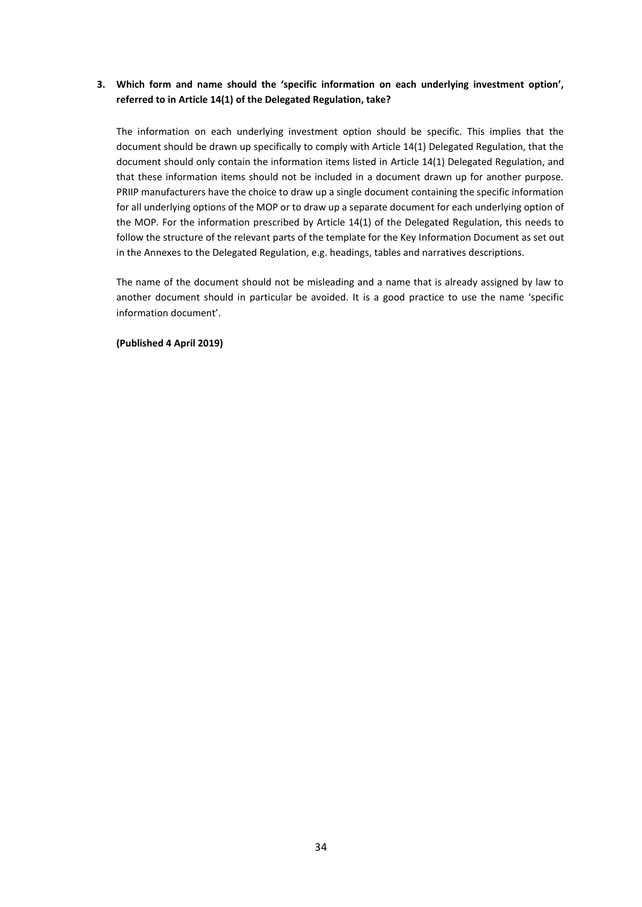**3. Which form and name should the 'specific information on each underlying investment option', referred to in Article 14(1) of the Delegated Regulation, take?**

The information on each underlying investment option should be specific. This implies that the document should be drawn up specifically to comply with Article 14(1) Delegated Regulation, that the document should only contain the information items listed in Article 14(1) Delegated Regulation, and that these information items should not be included in a document drawn up for another purpose. PRIIP manufacturers have the choice to draw up a single document containing the specific information for all underlying options of the MOP or to draw up a separate document for each underlying option of the MOP. For the information prescribed by Article 14(1) of the Delegated Regulation, this needs to follow the structure of the relevant parts of the template for the Key Information Document as set out in the Annexes to the Delegated Regulation, e.g. headings, tables and narratives descriptions.

The name of the document should not be misleading and a name that is already assigned by law to another document should in particular be avoided. It is a good practice to use the name 'specific information document'.

**(Published 4 April 2019)**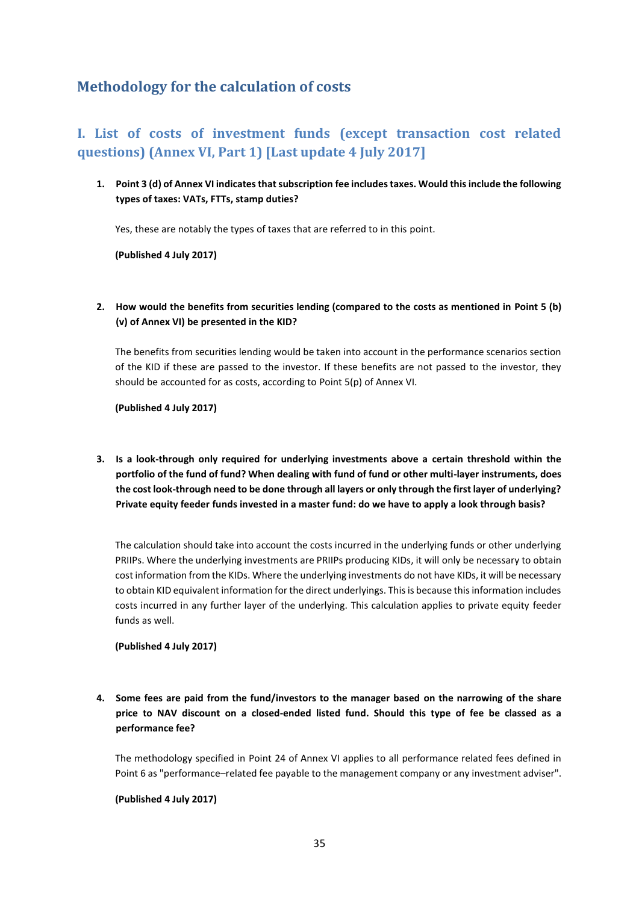## Methodology for the calculation of costs

### I. List of costs of investment funds (except transaction cost related questions) (Annex VI, Part 1) [Last update 4 July 2017]

1. **Point 3 (d) of Annex VI indicates that subscription fee includes taxes. Would this include the following types of taxes: VATs, FTTs, stamp duties?**

   Yes, these are notably the types of taxes that are referred to in this point.

   **(Published 4 July 2017)**

2. **How would the benefits from securities lending (compared to the costs as mentioned in Point 5 (b) (v) of Annex VI) be presented in the KID?**

   The benefits from securities lending would be taken into account in the performance scenarios section of the KID if these are passed to the investor. If these benefits are not passed to the investor, they should be accounted for as costs, according to Point 5(p) of Annex VI.

   **(Published 4 July 2017)**

3. **Is a look-through only required for underlying investments above a certain threshold within the portfolio of the fund of fund? When dealing with fund of fund or other multi-layer instruments, does the cost look-through need to be done through all layers or only through the first layer of underlying? Private equity feeder funds invested in a master fund: do we have to apply a look through basis?**

   The calculation should take into account the costs incurred in the underlying funds or other underlying PRIIPs. Where the underlying investments are PRIIPs producing KIDs, it will only be necessary to obtain cost information from the KIDs. Where the underlying investments do not have KIDs, it will be necessary to obtain KID equivalent information for the direct underlyings. This is because this information includes costs incurred in any further layer of the underlying. This calculation applies to private equity feeder funds as well.

   **(Published 4 July 2017)**

4. **Some fees are paid from the fund/investors to the manager based on the narrowing of the share price to NAV discount on a closed-ended listed fund. Should this type of fee be classed as a performance fee?**

   The methodology specified in Point 24 of Annex VI applies to all performance related fees defined in Point 6 as "performance–related fee payable to the management company or any investment adviser".

   **(Published 4 July 2017)**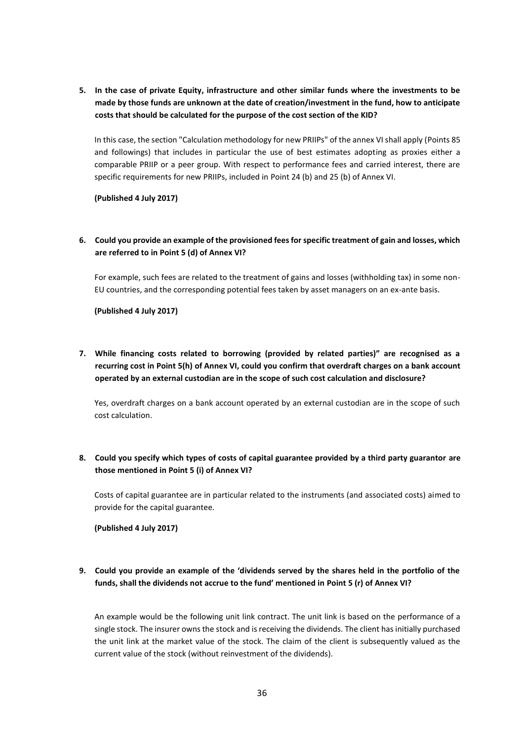5. **In the case of private Equity, infrastructure and other similar funds where the investments to be made by those funds are unknown at the date of creation/investment in the fund, how to anticipate costs that should be calculated for the purpose of the cost section of the KID?**

   In this case, the section "Calculation methodology for new PRIIPs" of the annex VI shall apply (Points 85 and followings) that includes in particular the use of best estimates adopting as proxies either a comparable PRIIP or a peer group. With respect to performance fees and carried interest, there are specific requirements for new PRIIPs, included in Point 24 (b) and 25 (b) of Annex VI.

   **(Published 4 July 2017)**

6. **Could you provide an example of the provisioned fees for specific treatment of gain and losses, which are referred to in Point 5 (d) of Annex VI?**

   For example, such fees are related to the treatment of gains and losses (withholding tax) in some non-EU countries, and the corresponding potential fees taken by asset managers on an ex-ante basis.

   **(Published 4 July 2017)**

7. **While financing costs related to borrowing (provided by related parties)" are recognised as a recurring cost in Point 5(h) of Annex VI, could you confirm that overdraft charges on a bank account operated by an external custodian are in the scope of such cost calculation and disclosure?**

   Yes, overdraft charges on a bank account operated by an external custodian are in the scope of such cost calculation.

8. **Could you specify which types of costs of capital guarantee provided by a third party guarantor are those mentioned in Point 5 (i) of Annex VI?**

   Costs of capital guarantee are in particular related to the instruments (and associated costs) aimed to provide for the capital guarantee.

   **(Published 4 July 2017)**

9. **Could you provide an example of the 'dividends served by the shares held in the portfolio of the funds, shall the dividends not accrue to the fund' mentioned in Point 5 (r) of Annex VI?**

   An example would be the following unit link contract. The unit link is based on the performance of a single stock. The insurer owns the stock and is receiving the dividends. The client has initially purchased the unit link at the market value of the stock. The claim of the client is subsequently valued as the current value of the stock (without reinvestment of the dividends).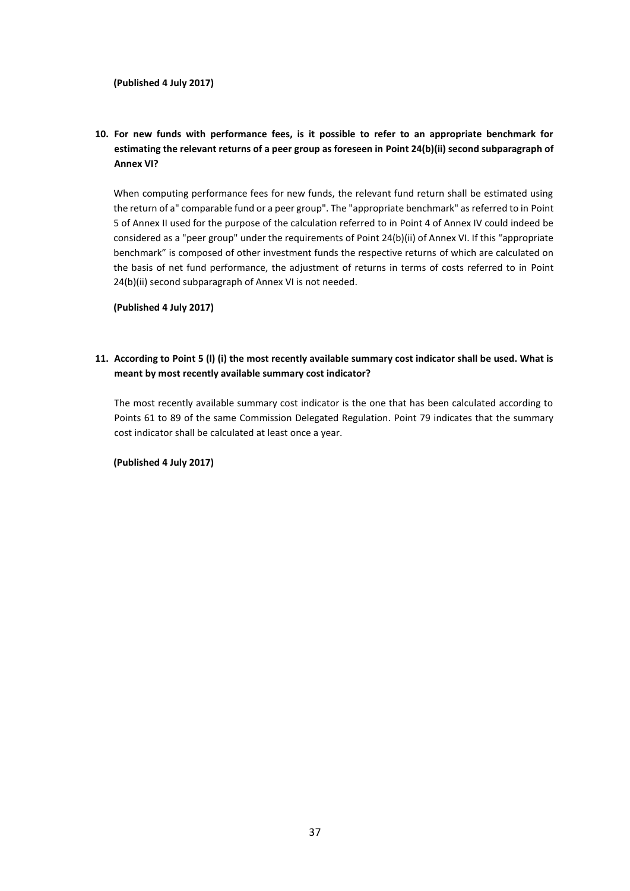**(Published 4 July 2017)**

**10. For new funds with performance fees, is it possible to refer to an appropriate benchmark for estimating the relevant returns of a peer group as foreseen in Point 24(b)(ii) second subparagraph of Annex VI?**

When computing performance fees for new funds, the relevant fund return shall be estimated using the return of a" comparable fund or a peer group". The "appropriate benchmark" as referred to in Point 5 of Annex II used for the purpose of the calculation referred to in Point 4 of Annex IV could indeed be considered as a "peer group" under the requirements of Point 24(b)(ii) of Annex VI. If this "appropriate benchmark" is composed of other investment funds the respective returns of which are calculated on the basis of net fund performance, the adjustment of returns in terms of costs referred to in Point 24(b)(ii) second subparagraph of Annex VI is not needed.

**(Published 4 July 2017)**

**11. According to Point 5 (l) (i) the most recently available summary cost indicator shall be used. What is meant by most recently available summary cost indicator?**

The most recently available summary cost indicator is the one that has been calculated according to Points 61 to 89 of the same Commission Delegated Regulation. Point 79 indicates that the summary cost indicator shall be calculated at least once a year.

**(Published 4 July 2017)**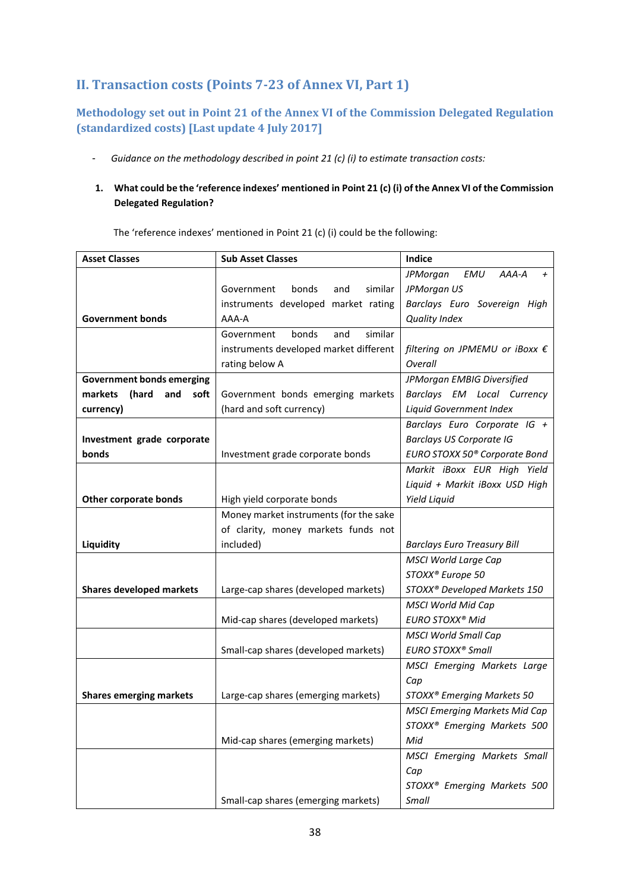## II. Transaction costs (Points 7-23 of Annex VI, Part 1)

### Methodology set out in Point 21 of the Annex VI of the Commission Delegated Regulation (standardized costs) [Last update 4 July 2017]

- *Guidance on the methodology described in point 21 (c) (i) to estimate transaction costs:*

1. **What could be the 'reference indexes' mentioned in Point 21 (c) (i) of the Annex VI of the Commission Delegated Regulation?**

The 'reference indexes' mentioned in Point 21 (c) (i) could be the following:

| Asset Classes | Sub Asset Classes | Indice |
|---|---|---|
| **Government bonds** | Government bonds and similar instruments developed market rating AAA-A | *JPMorgan EMU AAA-A + JPMorgan US*<br>*Barclays Euro Sovereign High Quality Index* |
| | Government bonds and similar instruments developed market different rating below A | *filtering on JPMEMU or iBoxx € Overall* |
| **Government bonds emerging markets (hard and soft currency)** | Government bonds emerging markets (hard and soft currency) | *JPMorgan EMBIG Diversified*<br>*Barclays EM Local Currency Liquid Government Index* |
| **Investment grade corporate bonds** | Investment grade corporate bonds | *Barclays Euro Corporate IG + Barclays US Corporate IG*<br>*EURO STOXX 50® Corporate Bond* |
| **Other corporate bonds** | High yield corporate bonds | *Markit iBoxx EUR High Yield Liquid + Markit iBoxx USD High Yield Liquid* |
| **Liquidity** | Money market instruments (for the sake of clarity, money markets funds not included) | *Barclays Euro Treasury Bill* |
| **Shares developed markets** | Large-cap shares (developed markets) | *MSCI World Large Cap*<br>*STOXX® Europe 50*<br>*STOXX® Developed Markets 150* |
| | Mid-cap shares (developed markets) | *MSCI World Mid Cap*<br>*EURO STOXX® Mid* |
| | Small-cap shares (developed markets) | *MSCI World Small Cap*<br>*EURO STOXX® Small* |
| **Shares emerging markets** | Large-cap shares (emerging markets) | *MSCI Emerging Markets Large Cap*<br>*STOXX® Emerging Markets 50* |
| | Mid-cap shares (emerging markets) | *MSCI Emerging Markets Mid Cap*<br>*STOXX® Emerging Markets 500 Mid* |
| | Small-cap shares (emerging markets) | *MSCI Emerging Markets Small Cap*<br>*STOXX® Emerging Markets 500 Small* |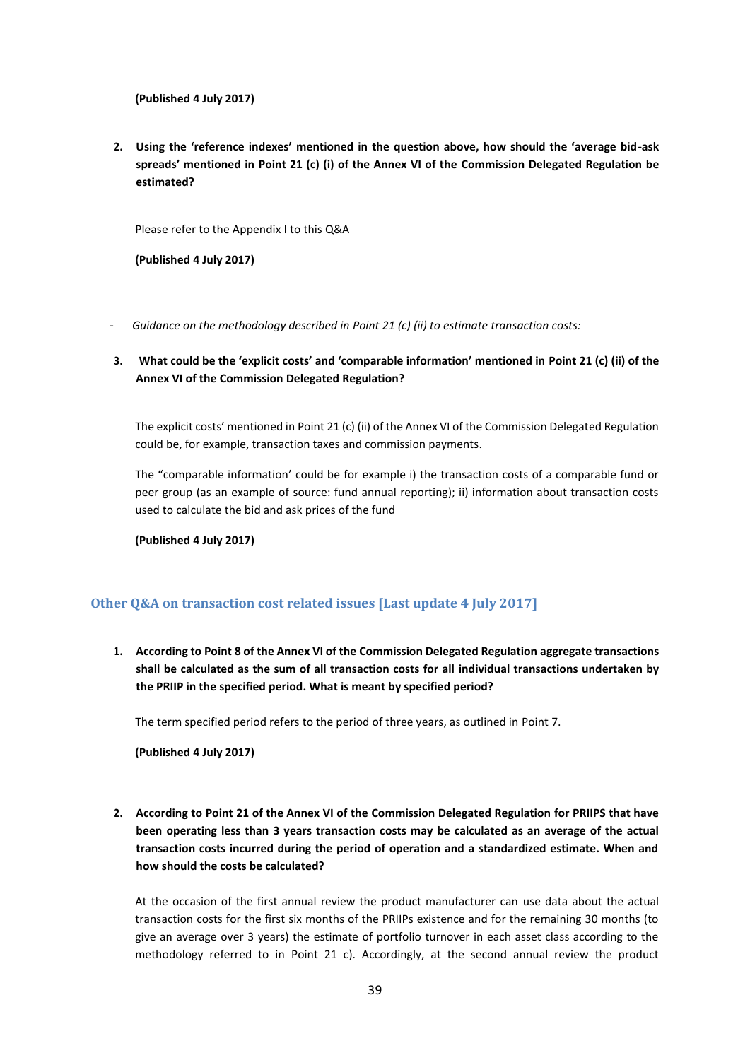**(Published 4 July 2017)**

2. **Using the 'reference indexes' mentioned in the question above, how should the 'average bid-ask spreads' mentioned in Point 21 (c) (i) of the Annex VI of the Commission Delegated Regulation be estimated?**

   Please refer to the Appendix I to this Q&A

   **(Published 4 July 2017)**

- *Guidance on the methodology described in Point 21 (c) (ii) to estimate transaction costs:*

3. **What could be the 'explicit costs' and 'comparable information' mentioned in Point 21 (c) (ii) of the Annex VI of the Commission Delegated Regulation?**

   The explicit costs' mentioned in Point 21 (c) (ii) of the Annex VI of the Commission Delegated Regulation could be, for example, transaction taxes and commission payments.

   The "comparable information' could be for example i) the transaction costs of a comparable fund or peer group (as an example of source: fund annual reporting); ii) information about transaction costs used to calculate the bid and ask prices of the fund

   **(Published 4 July 2017)**

## Other Q&A on transaction cost related issues [Last update 4 July 2017]

1. **According to Point 8 of the Annex VI of the Commission Delegated Regulation aggregate transactions shall be calculated as the sum of all transaction costs for all individual transactions undertaken by the PRIIP in the specified period. What is meant by specified period?**

   The term specified period refers to the period of three years, as outlined in Point 7.

   **(Published 4 July 2017)**

2. **According to Point 21 of the Annex VI of the Commission Delegated Regulation for PRIIPS that have been operating less than 3 years transaction costs may be calculated as an average of the actual transaction costs incurred during the period of operation and a standardized estimate. When and how should the costs be calculated?**

   At the occasion of the first annual review the product manufacturer can use data about the actual transaction costs for the first six months of the PRIIPs existence and for the remaining 30 months (to give an average over 3 years) the estimate of portfolio turnover in each asset class according to the methodology referred to in Point 21 c). Accordingly, at the second annual review the product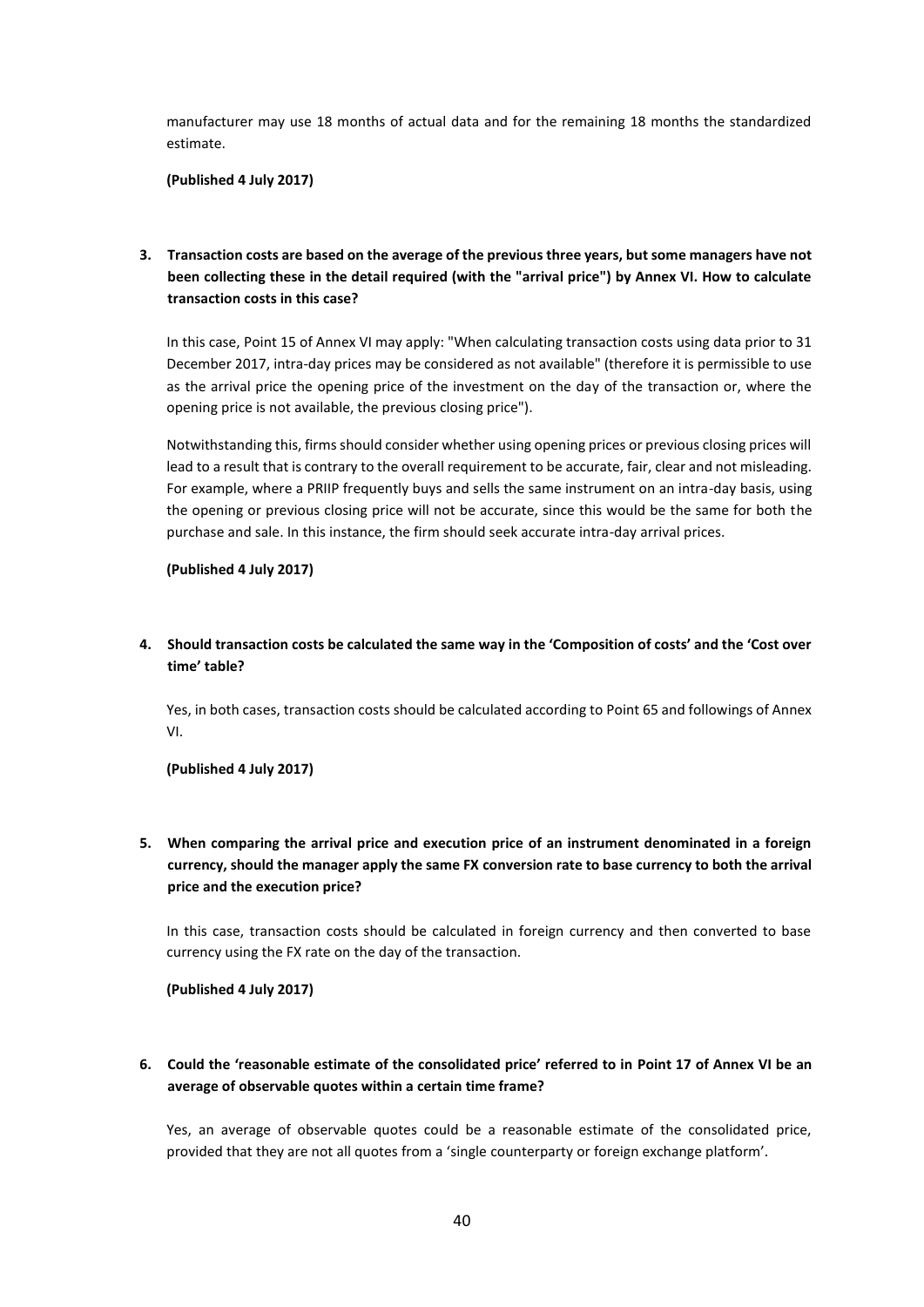manufacturer may use 18 months of actual data and for the remaining 18 months the standardized estimate.

**(Published 4 July 2017)**

3. **Transaction costs are based on the average of the previous three years, but some managers have not been collecting these in the detail required (with the "arrival price") by Annex VI. How to calculate transaction costs in this case?**

   In this case, Point 15 of Annex VI may apply: "When calculating transaction costs using data prior to 31 December 2017, intra-day prices may be considered as not available" (therefore it is permissible to use as the arrival price the opening price of the investment on the day of the transaction or, where the opening price is not available, the previous closing price").

   Notwithstanding this, firms should consider whether using opening prices or previous closing prices will lead to a result that is contrary to the overall requirement to be accurate, fair, clear and not misleading. For example, where a PRIIP frequently buys and sells the same instrument on an intra-day basis, using the opening or previous closing price will not be accurate, since this would be the same for both the purchase and sale. In this instance, the firm should seek accurate intra-day arrival prices.

   **(Published 4 July 2017)**

4. **Should transaction costs be calculated the same way in the 'Composition of costs' and the 'Cost over time' table?**

   Yes, in both cases, transaction costs should be calculated according to Point 65 and followings of Annex VI.

   **(Published 4 July 2017)**

5. **When comparing the arrival price and execution price of an instrument denominated in a foreign currency, should the manager apply the same FX conversion rate to base currency to both the arrival price and the execution price?**

   In this case, transaction costs should be calculated in foreign currency and then converted to base currency using the FX rate on the day of the transaction.

   **(Published 4 July 2017)**

6. **Could the 'reasonable estimate of the consolidated price' referred to in Point 17 of Annex VI be an average of observable quotes within a certain time frame?**

   Yes, an average of observable quotes could be a reasonable estimate of the consolidated price, provided that they are not all quotes from a 'single counterparty or foreign exchange platform'.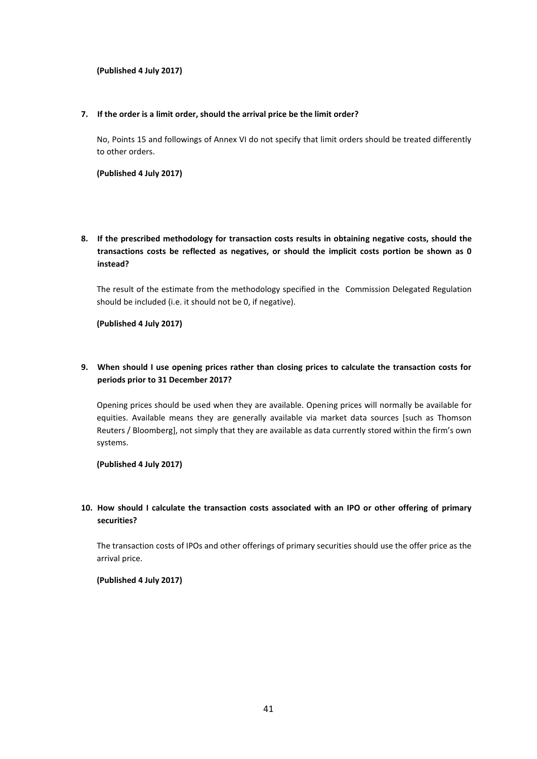**(Published 4 July 2017)**

**7. If the order is a limit order, should the arrival price be the limit order?**

No, Points 15 and followings of Annex VI do not specify that limit orders should be treated differently to other orders.

**(Published 4 July 2017)**

**8. If the prescribed methodology for transaction costs results in obtaining negative costs, should the transactions costs be reflected as negatives, or should the implicit costs portion be shown as 0 instead?**

The result of the estimate from the methodology specified in the Commission Delegated Regulation should be included (i.e. it should not be 0, if negative).

**(Published 4 July 2017)**

**9. When should I use opening prices rather than closing prices to calculate the transaction costs for periods prior to 31 December 2017?**

Opening prices should be used when they are available. Opening prices will normally be available for equities. Available means they are generally available via market data sources [such as Thomson Reuters / Bloomberg], not simply that they are available as data currently stored within the firm's own systems.

**(Published 4 July 2017)**

**10. How should I calculate the transaction costs associated with an IPO or other offering of primary securities?**

The transaction costs of IPOs and other offerings of primary securities should use the offer price as the arrival price.

**(Published 4 July 2017)**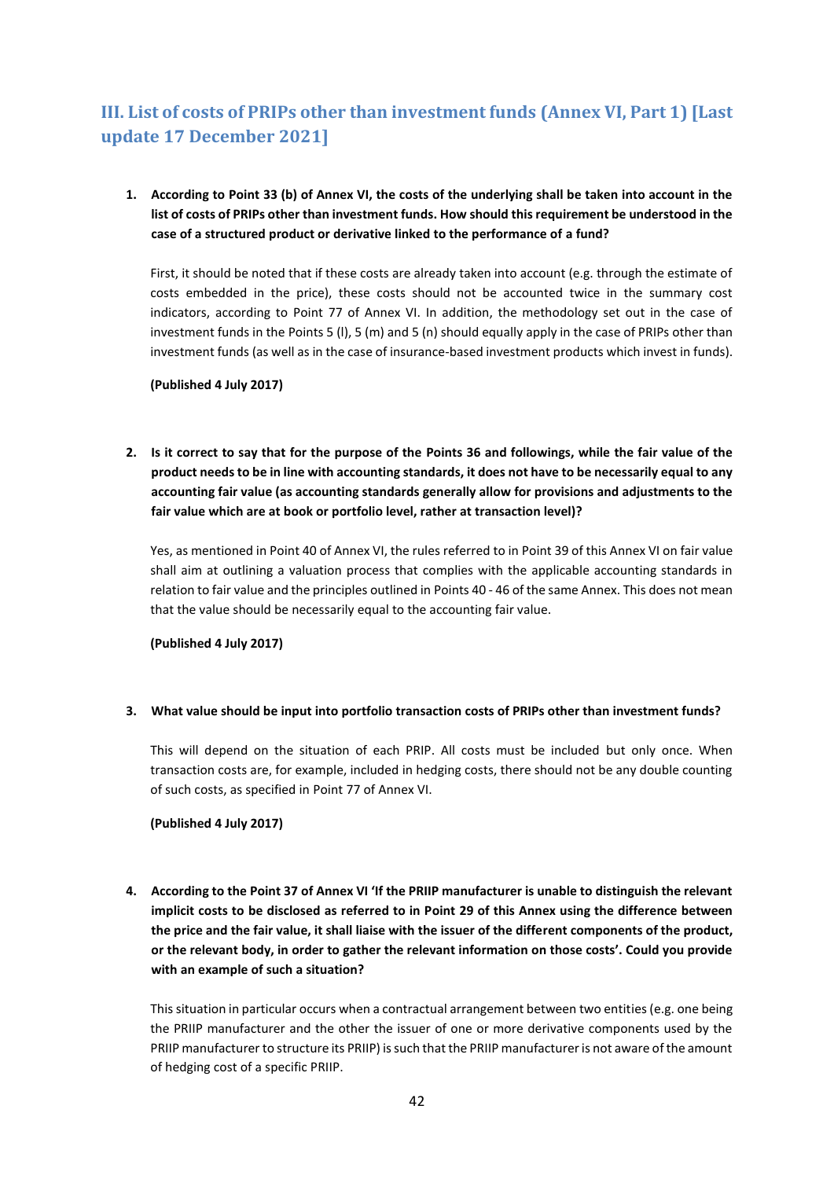## III. List of costs of PRIPs other than investment funds (Annex VI, Part 1) [Last update 17 December 2021]

1. **According to Point 33 (b) of Annex VI, the costs of the underlying shall be taken into account in the list of costs of PRIPs other than investment funds. How should this requirement be understood in the case of a structured product or derivative linked to the performance of a fund?**

   First, it should be noted that if these costs are already taken into account (e.g. through the estimate of costs embedded in the price), these costs should not be accounted twice in the summary cost indicators, according to Point 77 of Annex VI. In addition, the methodology set out in the case of investment funds in the Points 5 (l), 5 (m) and 5 (n) should equally apply in the case of PRIPs other than investment funds (as well as in the case of insurance-based investment products which invest in funds).

   **(Published 4 July 2017)**

2. **Is it correct to say that for the purpose of the Points 36 and followings, while the fair value of the product needs to be in line with accounting standards, it does not have to be necessarily equal to any accounting fair value (as accounting standards generally allow for provisions and adjustments to the fair value which are at book or portfolio level, rather at transaction level)?**

   Yes, as mentioned in Point 40 of Annex VI, the rules referred to in Point 39 of this Annex VI on fair value shall aim at outlining a valuation process that complies with the applicable accounting standards in relation to fair value and the principles outlined in Points 40 - 46 of the same Annex. This does not mean that the value should be necessarily equal to the accounting fair value.

   **(Published 4 July 2017)**

3. **What value should be input into portfolio transaction costs of PRIPs other than investment funds?**

   This will depend on the situation of each PRIP. All costs must be included but only once. When transaction costs are, for example, included in hedging costs, there should not be any double counting of such costs, as specified in Point 77 of Annex VI.

   **(Published 4 July 2017)**

4. **According to the Point 37 of Annex VI 'If the PRIIP manufacturer is unable to distinguish the relevant implicit costs to be disclosed as referred to in Point 29 of this Annex using the difference between the price and the fair value, it shall liaise with the issuer of the different components of the product, or the relevant body, in order to gather the relevant information on those costs'. Could you provide with an example of such a situation?**

   This situation in particular occurs when a contractual arrangement between two entities (e.g. one being the PRIIP manufacturer and the other the issuer of one or more derivative components used by the PRIIP manufacturer to structure its PRIIP) is such that the PRIIP manufacturer is not aware of the amount of hedging cost of a specific PRIIP.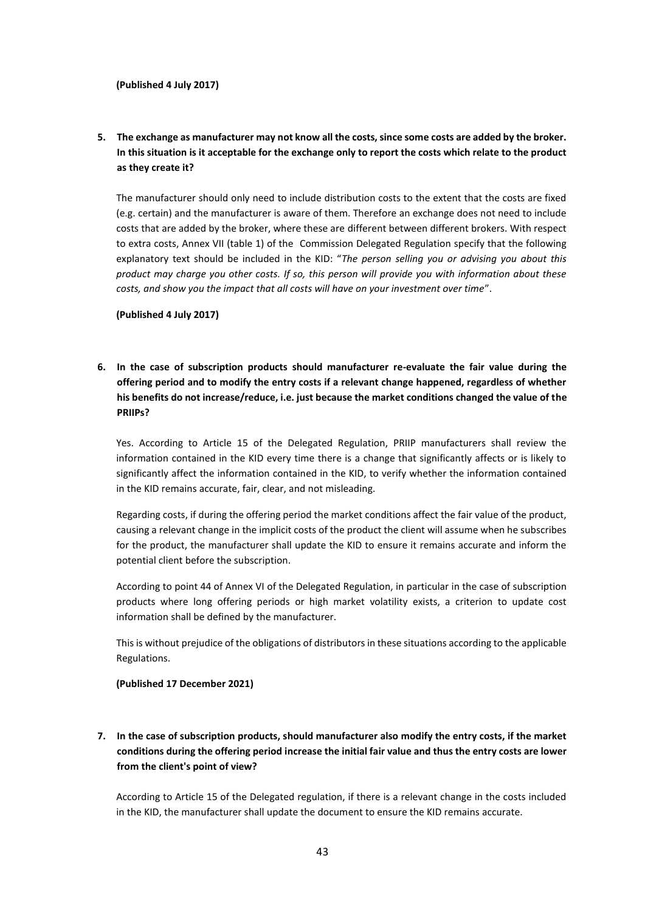**(Published 4 July 2017)**

5. **The exchange as manufacturer may not know all the costs, since some costs are added by the broker. In this situation is it acceptable for the exchange only to report the costs which relate to the product as they create it?**

   The manufacturer should only need to include distribution costs to the extent that the costs are fixed (e.g. certain) and the manufacturer is aware of them. Therefore an exchange does not need to include costs that are added by the broker, where these are different between different brokers. With respect to extra costs, Annex VII (table 1) of the Commission Delegated Regulation specify that the following explanatory text should be included in the KID: "*The person selling you or advising you about this product may charge you other costs. If so, this person will provide you with information about these costs, and show you the impact that all costs will have on your investment over time*".

   **(Published 4 July 2017)**

6. **In the case of subscription products should manufacturer re-evaluate the fair value during the offering period and to modify the entry costs if a relevant change happened, regardless of whether his benefits do not increase/reduce, i.e. just because the market conditions changed the value of the PRIIPs?**

   Yes. According to Article 15 of the Delegated Regulation, PRIIP manufacturers shall review the information contained in the KID every time there is a change that significantly affects or is likely to significantly affect the information contained in the KID, to verify whether the information contained in the KID remains accurate, fair, clear, and not misleading.

   Regarding costs, if during the offering period the market conditions affect the fair value of the product, causing a relevant change in the implicit costs of the product the client will assume when he subscribes for the product, the manufacturer shall update the KID to ensure it remains accurate and inform the potential client before the subscription.

   According to point 44 of Annex VI of the Delegated Regulation, in particular in the case of subscription products where long offering periods or high market volatility exists, a criterion to update cost information shall be defined by the manufacturer.

   This is without prejudice of the obligations of distributors in these situations according to the applicable Regulations.

   **(Published 17 December 2021)**

7. **In the case of subscription products, should manufacturer also modify the entry costs, if the market conditions during the offering period increase the initial fair value and thus the entry costs are lower from the client's point of view?**

   According to Article 15 of the Delegated regulation, if there is a relevant change in the costs included in the KID, the manufacturer shall update the document to ensure the KID remains accurate.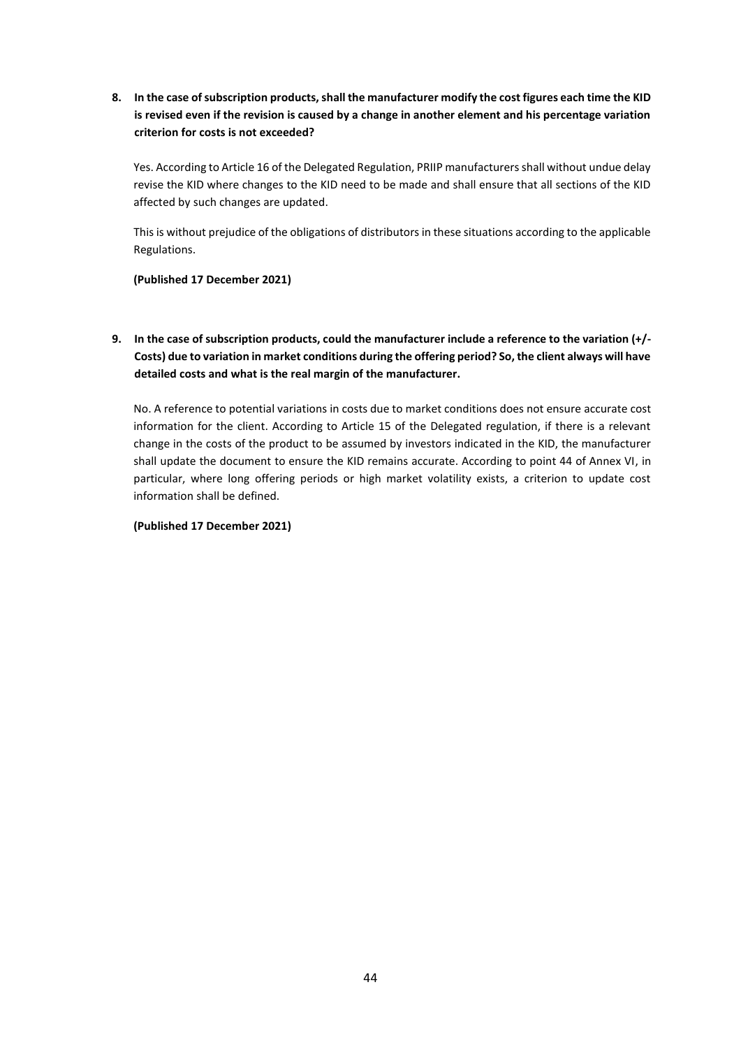8. **In the case of subscription products, shall the manufacturer modify the cost figures each time the KID is revised even if the revision is caused by a change in another element and his percentage variation criterion for costs is not exceeded?**

   Yes. According to Article 16 of the Delegated Regulation, PRIIP manufacturers shall without undue delay revise the KID where changes to the KID need to be made and shall ensure that all sections of the KID affected by such changes are updated.

   This is without prejudice of the obligations of distributors in these situations according to the applicable Regulations.

   **(Published 17 December 2021)**

9. **In the case of subscription products, could the manufacturer include a reference to the variation (+/- Costs) due to variation in market conditions during the offering period? So, the client always will have detailed costs and what is the real margin of the manufacturer.**

   No. A reference to potential variations in costs due to market conditions does not ensure accurate cost information for the client. According to Article 15 of the Delegated regulation, if there is a relevant change in the costs of the product to be assumed by investors indicated in the KID, the manufacturer shall update the document to ensure the KID remains accurate. According to point 44 of Annex VI, in particular, where long offering periods or high market volatility exists, a criterion to update cost information shall be defined.

   **(Published 17 December 2021)**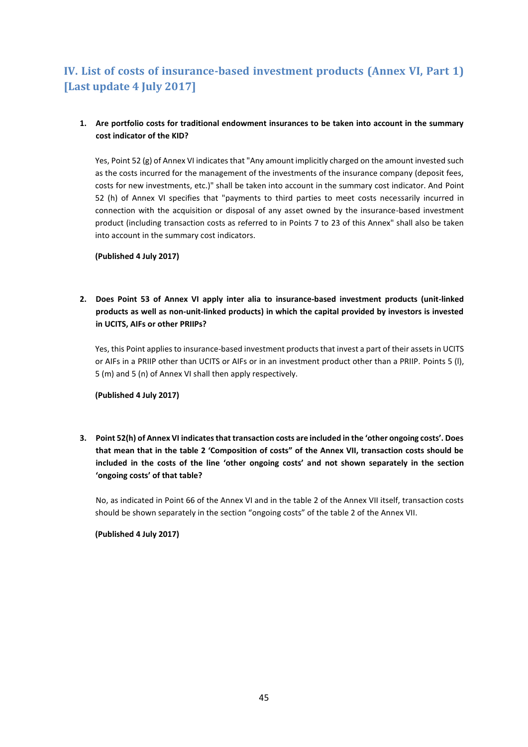## IV. List of costs of insurance-based investment products (Annex VI, Part 1) [Last update 4 July 2017]

1. **Are portfolio costs for traditional endowment insurances to be taken into account in the summary cost indicator of the KID?**

   Yes, Point 52 (g) of Annex VI indicates that "Any amount implicitly charged on the amount invested such as the costs incurred for the management of the investments of the insurance company (deposit fees, costs for new investments, etc.)" shall be taken into account in the summary cost indicator. And Point 52 (h) of Annex VI specifies that "payments to third parties to meet costs necessarily incurred in connection with the acquisition or disposal of any asset owned by the insurance-based investment product (including transaction costs as referred to in Points 7 to 23 of this Annex" shall also be taken into account in the summary cost indicators.

   **(Published 4 July 2017)**

2. **Does Point 53 of Annex VI apply inter alia to insurance-based investment products (unit-linked products as well as non-unit-linked products) in which the capital provided by investors is invested in UCITS, AIFs or other PRIIPs?**

   Yes, this Point applies to insurance-based investment products that invest a part of their assets in UCITS or AIFs in a PRIIP other than UCITS or AIFs or in an investment product other than a PRIIP. Points 5 (l), 5 (m) and 5 (n) of Annex VI shall then apply respectively.

   **(Published 4 July 2017)**

3. **Point 52(h) of Annex VI indicates that transaction costs are included in the 'other ongoing costs'. Does that mean that in the table 2 'Composition of costs" of the Annex VII, transaction costs should be included in the costs of the line 'other ongoing costs' and not shown separately in the section 'ongoing costs' of that table?**

   No, as indicated in Point 66 of the Annex VI and in the table 2 of the Annex VII itself, transaction costs should be shown separately in the section "ongoing costs" of the table 2 of the Annex VII.

   **(Published 4 July 2017)**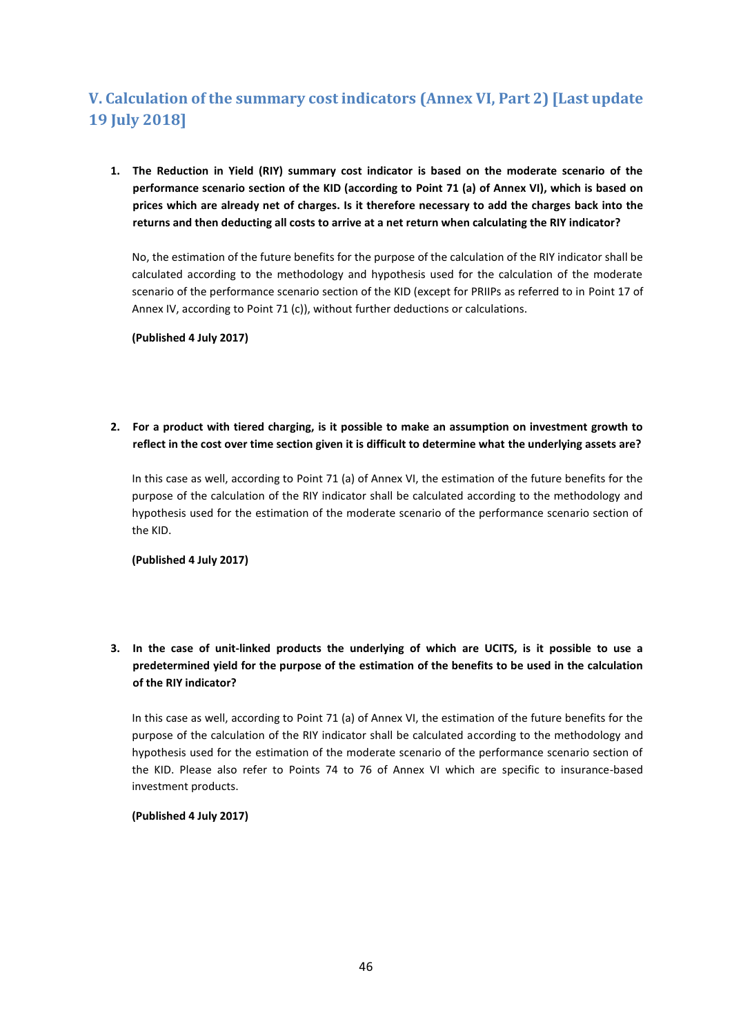## V. Calculation of the summary cost indicators (Annex VI, Part 2) [Last update 19 July 2018]

1. **The Reduction in Yield (RIY) summary cost indicator is based on the moderate scenario of the performance scenario section of the KID (according to Point 71 (a) of Annex VI), which is based on prices which are already net of charges. Is it therefore necessary to add the charges back into the returns and then deducting all costs to arrive at a net return when calculating the RIY indicator?**

   No, the estimation of the future benefits for the purpose of the calculation of the RIY indicator shall be calculated according to the methodology and hypothesis used for the calculation of the moderate scenario of the performance scenario section of the KID (except for PRIIPs as referred to in Point 17 of Annex IV, according to Point 71 (c)), without further deductions or calculations.

   **(Published 4 July 2017)**

2. **For a product with tiered charging, is it possible to make an assumption on investment growth to reflect in the cost over time section given it is difficult to determine what the underlying assets are?**

   In this case as well, according to Point 71 (a) of Annex VI, the estimation of the future benefits for the purpose of the calculation of the RIY indicator shall be calculated according to the methodology and hypothesis used for the estimation of the moderate scenario of the performance scenario section of the KID.

   **(Published 4 July 2017)**

3. **In the case of unit-linked products the underlying of which are UCITS, is it possible to use a predetermined yield for the purpose of the estimation of the benefits to be used in the calculation of the RIY indicator?**

   In this case as well, according to Point 71 (a) of Annex VI, the estimation of the future benefits for the purpose of the calculation of the RIY indicator shall be calculated according to the methodology and hypothesis used for the estimation of the moderate scenario of the performance scenario section of the KID. Please also refer to Points 74 to 76 of Annex VI which are specific to insurance-based investment products.

   **(Published 4 July 2017)**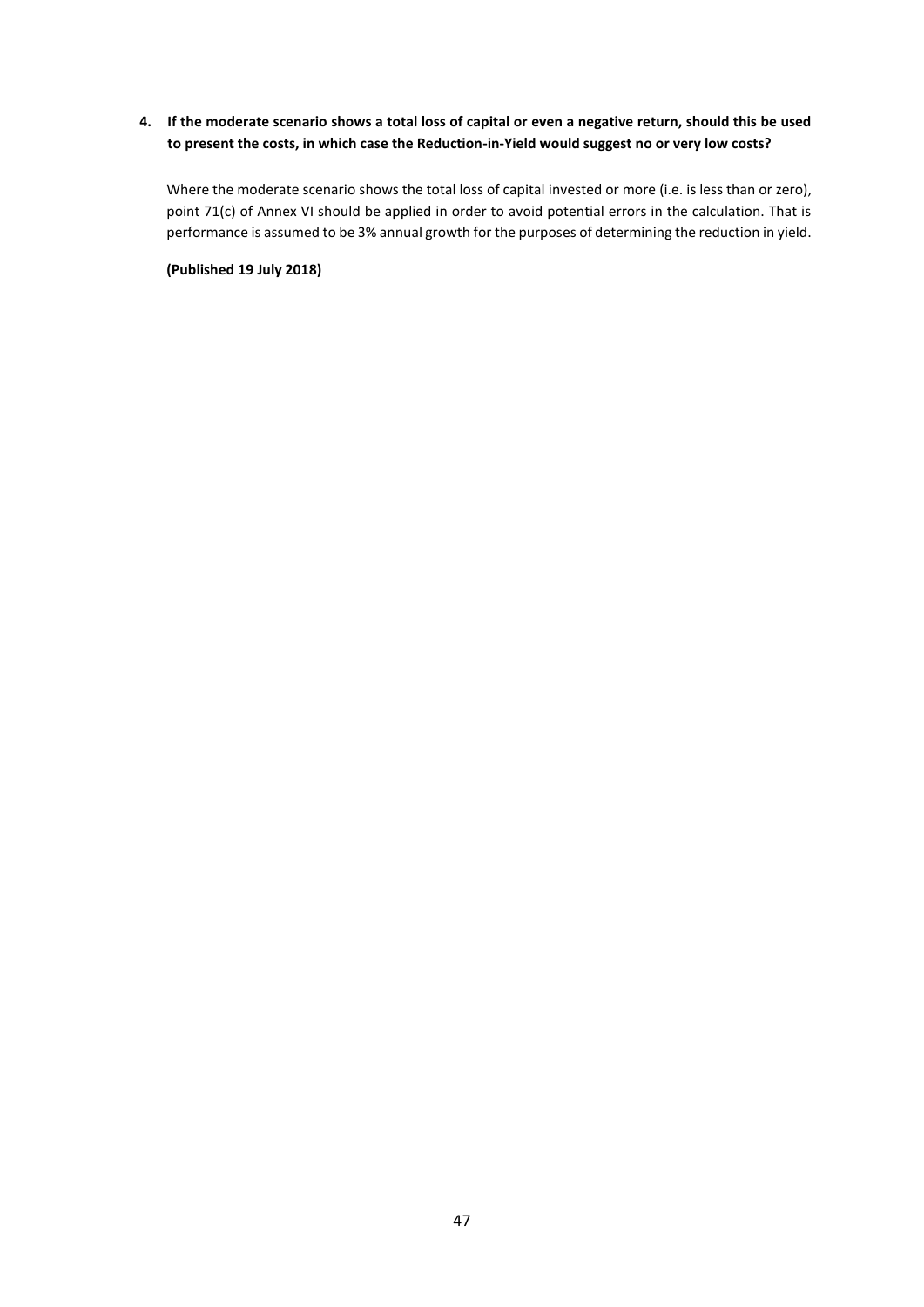**4. If the moderate scenario shows a total loss of capital or even a negative return, should this be used to present the costs, in which case the Reduction-in-Yield would suggest no or very low costs?**

Where the moderate scenario shows the total loss of capital invested or more (i.e. is less than or zero), point 71(c) of Annex VI should be applied in order to avoid potential errors in the calculation. That is performance is assumed to be 3% annual growth for the purposes of determining the reduction in yield.

**(Published 19 July 2018)**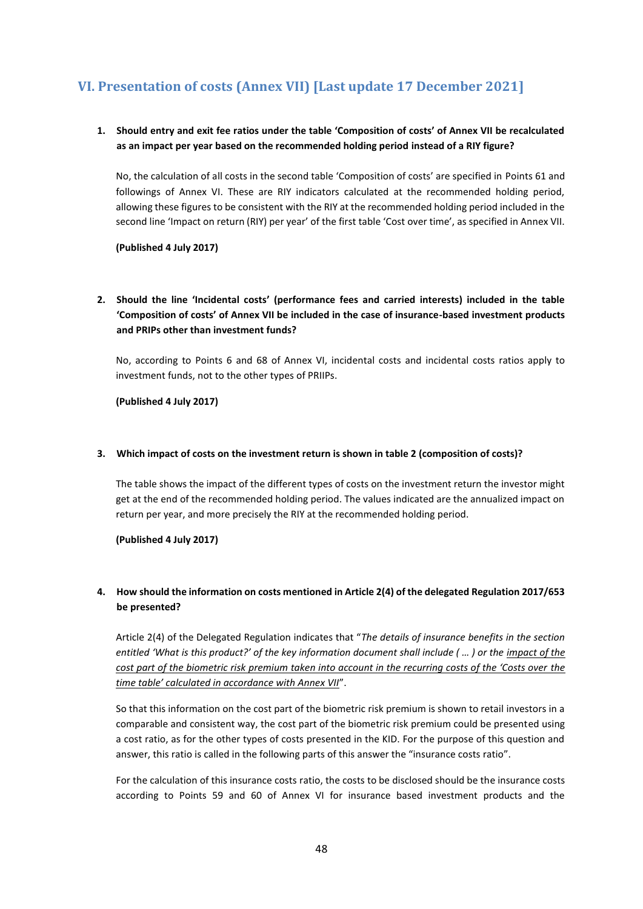## VI. Presentation of costs (Annex VII) [Last update 17 December 2021]

1. **Should entry and exit fee ratios under the table 'Composition of costs' of Annex VII be recalculated as an impact per year based on the recommended holding period instead of a RIY figure?**

   No, the calculation of all costs in the second table 'Composition of costs' are specified in Points 61 and followings of Annex VI. These are RIY indicators calculated at the recommended holding period, allowing these figures to be consistent with the RIY at the recommended holding period included in the second line 'Impact on return (RIY) per year' of the first table 'Cost over time', as specified in Annex VII.

   **(Published 4 July 2017)**

2. **Should the line 'Incidental costs' (performance fees and carried interests) included in the table 'Composition of costs' of Annex VII be included in the case of insurance-based investment products and PRIPs other than investment funds?**

   No, according to Points 6 and 68 of Annex VI, incidental costs and incidental costs ratios apply to investment funds, not to the other types of PRIIPs.

   **(Published 4 July 2017)**

3. **Which impact of costs on the investment return is shown in table 2 (composition of costs)?**

   The table shows the impact of the different types of costs on the investment return the investor might get at the end of the recommended holding period. The values indicated are the annualized impact on return per year, and more precisely the RIY at the recommended holding period.

   **(Published 4 July 2017)**

4. **How should the information on costs mentioned in Article 2(4) of the delegated Regulation 2017/653 be presented?**

   Article 2(4) of the Delegated Regulation indicates that "*The details of insurance benefits in the section entitled 'What is this product?' of the key information document shall include ( … ) or the impact of the cost part of the biometric risk premium taken into account in the recurring costs of the 'Costs over the time table' calculated in accordance with Annex VII*".

   So that this information on the cost part of the biometric risk premium is shown to retail investors in a comparable and consistent way, the cost part of the biometric risk premium could be presented using a cost ratio, as for the other types of costs presented in the KID. For the purpose of this question and answer, this ratio is called in the following parts of this answer the "insurance costs ratio".

   For the calculation of this insurance costs ratio, the costs to be disclosed should be the insurance costs according to Points 59 and 60 of Annex VI for insurance based investment products and the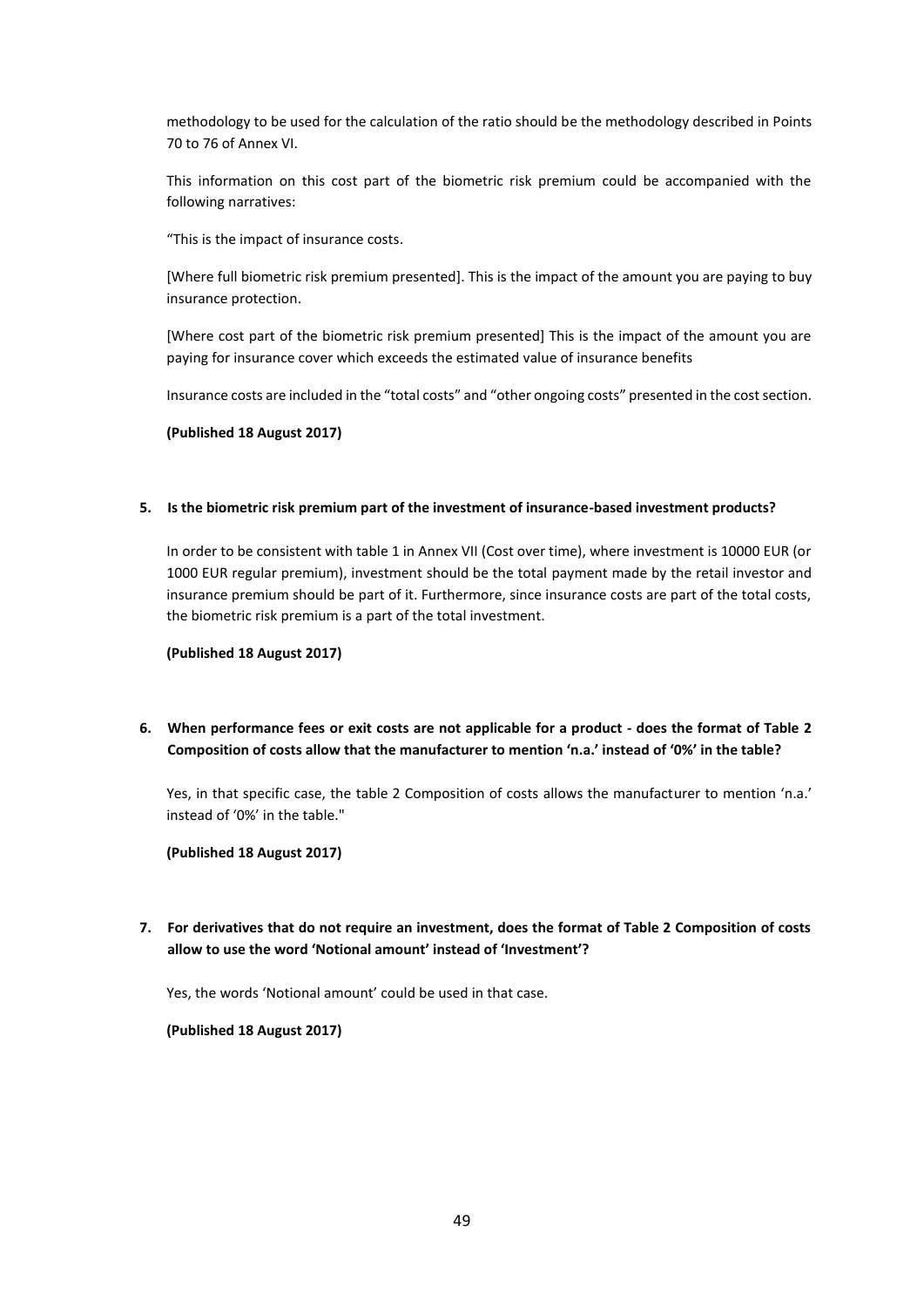methodology to be used for the calculation of the ratio should be the methodology described in Points 70 to 76 of Annex VI.

This information on this cost part of the biometric risk premium could be accompanied with the following narratives:

"This is the impact of insurance costs.

[Where full biometric risk premium presented]. This is the impact of the amount you are paying to buy insurance protection.

[Where cost part of the biometric risk premium presented] This is the impact of the amount you are paying for insurance cover which exceeds the estimated value of insurance benefits

Insurance costs are included in the "total costs" and "other ongoing costs" presented in the cost section.

**(Published 18 August 2017)**

**5. Is the biometric risk premium part of the investment of insurance-based investment products?**

In order to be consistent with table 1 in Annex VII (Cost over time), where investment is 10000 EUR (or 1000 EUR regular premium), investment should be the total payment made by the retail investor and insurance premium should be part of it. Furthermore, since insurance costs are part of the total costs, the biometric risk premium is a part of the total investment.

**(Published 18 August 2017)**

**6. When performance fees or exit costs are not applicable for a product - does the format of Table 2 Composition of costs allow that the manufacturer to mention 'n.a.' instead of '0%' in the table?**

Yes, in that specific case, the table 2 Composition of costs allows the manufacturer to mention 'n.a.' instead of '0%' in the table."

**(Published 18 August 2017)**

**7. For derivatives that do not require an investment, does the format of Table 2 Composition of costs allow to use the word 'Notional amount' instead of 'Investment'?**

Yes, the words 'Notional amount' could be used in that case.

**(Published 18 August 2017)**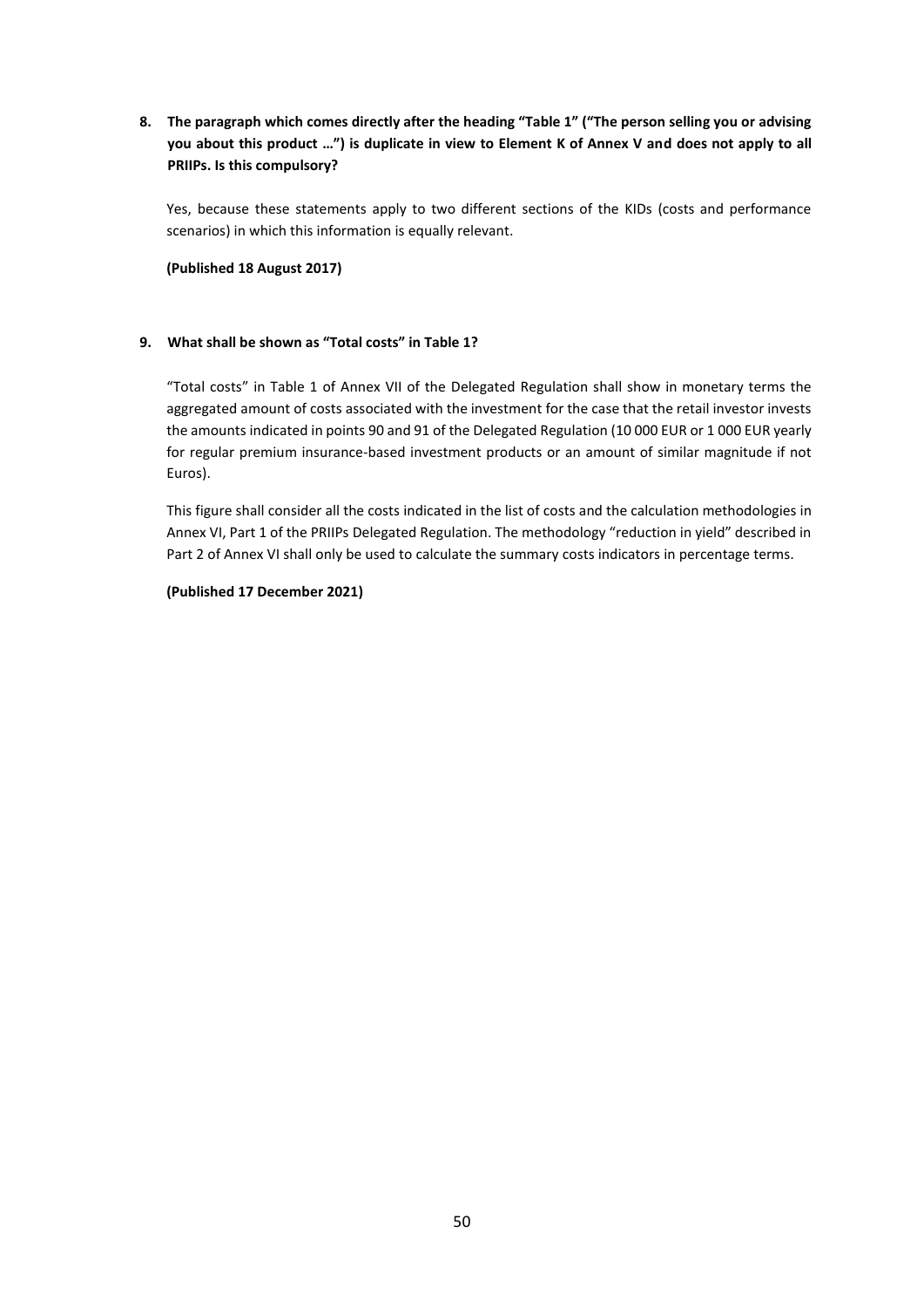**8. The paragraph which comes directly after the heading "Table 1" ("The person selling you or advising you about this product …") is duplicate in view to Element K of Annex V and does not apply to all PRIIPs. Is this compulsory?**

Yes, because these statements apply to two different sections of the KIDs (costs and performance scenarios) in which this information is equally relevant.

**(Published 18 August 2017)**

**9. What shall be shown as "Total costs" in Table 1?**

"Total costs" in Table 1 of Annex VII of the Delegated Regulation shall show in monetary terms the aggregated amount of costs associated with the investment for the case that the retail investor invests the amounts indicated in points 90 and 91 of the Delegated Regulation (10 000 EUR or 1 000 EUR yearly for regular premium insurance-based investment products or an amount of similar magnitude if not Euros).

This figure shall consider all the costs indicated in the list of costs and the calculation methodologies in Annex VI, Part 1 of the PRIIPs Delegated Regulation. The methodology "reduction in yield" described in Part 2 of Annex VI shall only be used to calculate the summary costs indicators in percentage terms.

**(Published 17 December 2021)**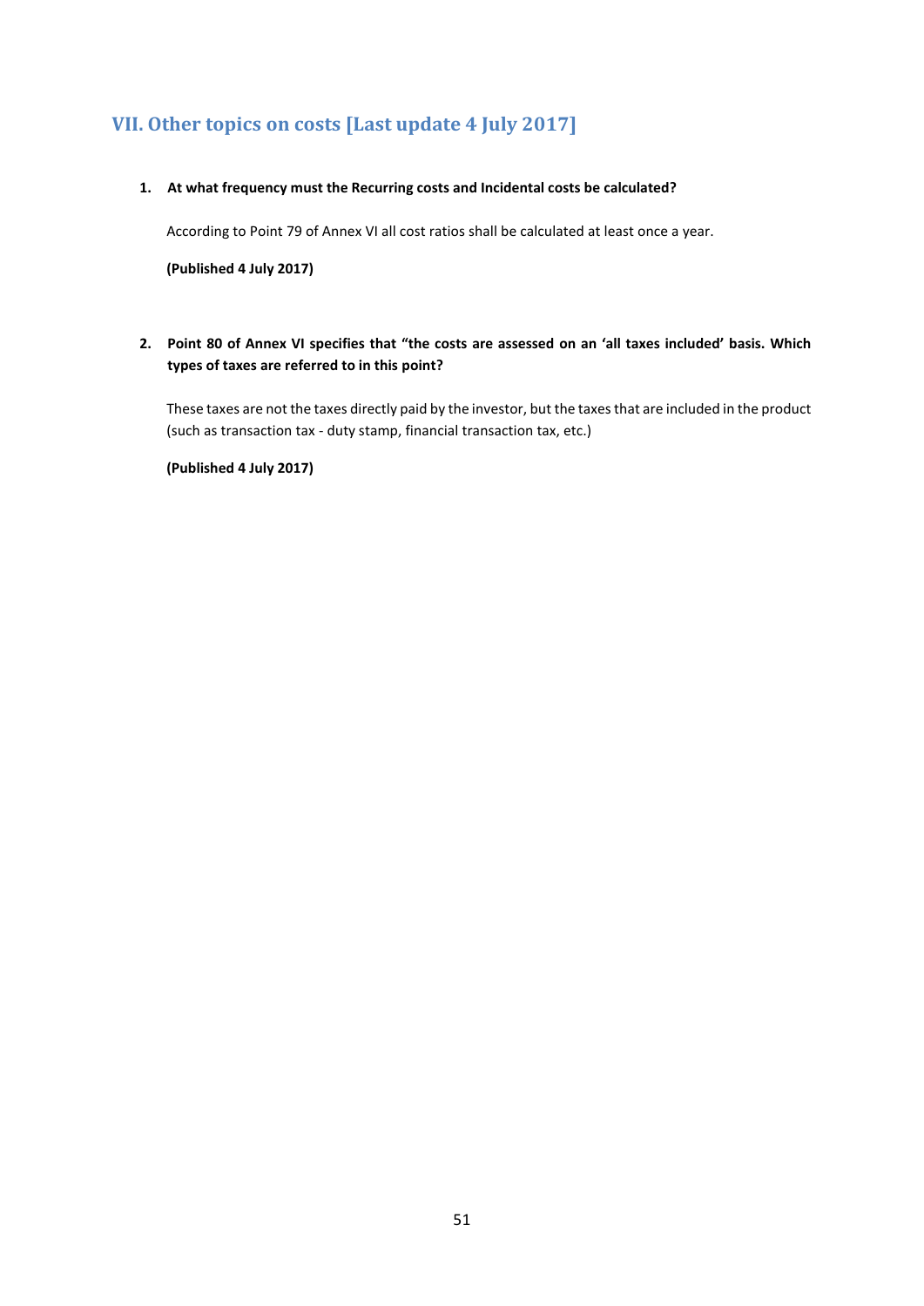## VII. Other topics on costs [Last update 4 July 2017]

1. **At what frequency must the Recurring costs and Incidental costs be calculated?**

   According to Point 79 of Annex VI all cost ratios shall be calculated at least once a year.

   **(Published 4 July 2017)**

2. **Point 80 of Annex VI specifies that "the costs are assessed on an 'all taxes included' basis. Which types of taxes are referred to in this point?**

   These taxes are not the taxes directly paid by the investor, but the taxes that are included in the product (such as transaction tax - duty stamp, financial transaction tax, etc.)

   **(Published 4 July 2017)**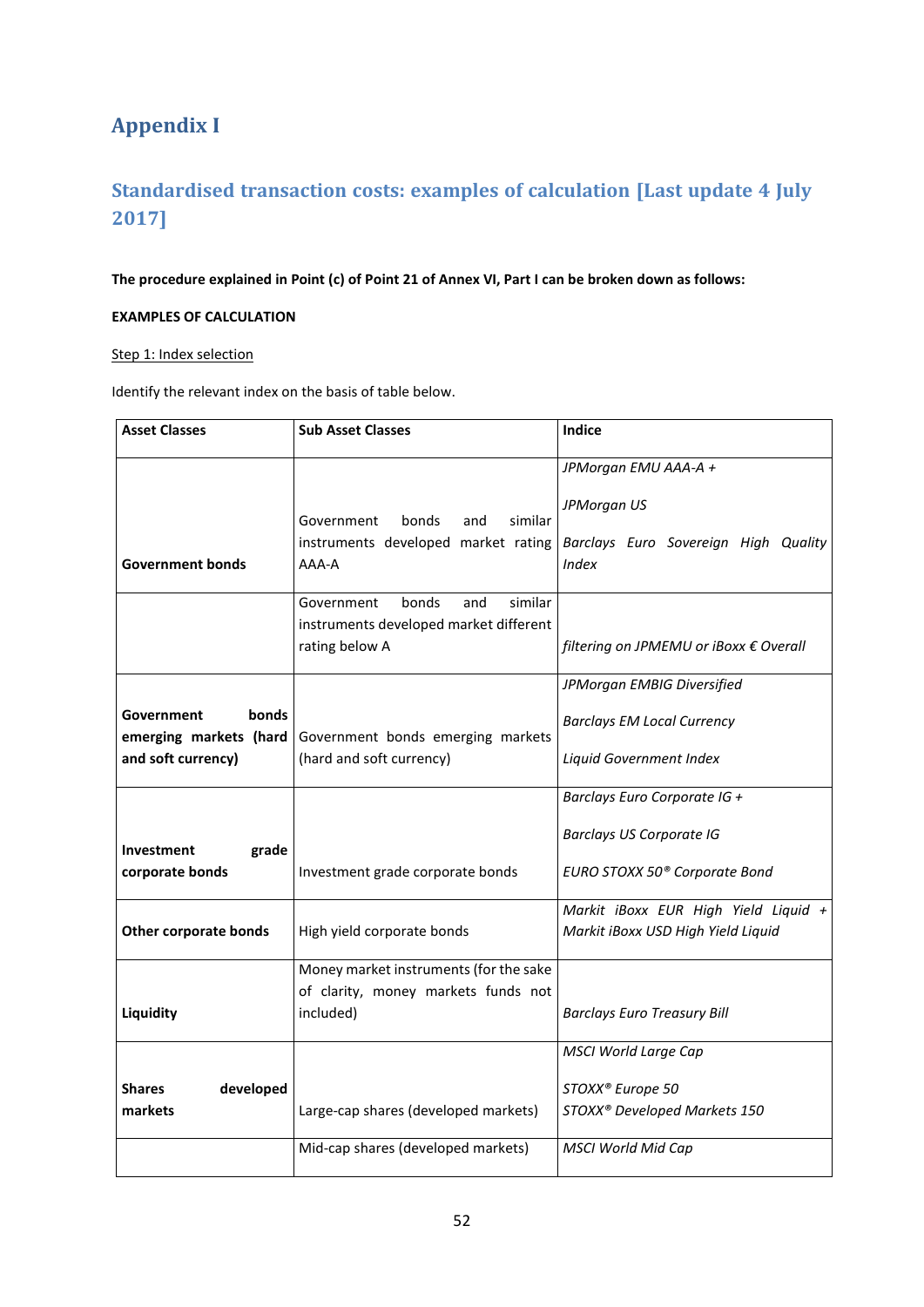# Appendix I

## Standardised transaction costs: examples of calculation [Last update 4 July 2017]

**The procedure explained in Point (c) of Point 21 of Annex VI, Part I can be broken down as follows:**

**EXAMPLES OF CALCULATION**

Step 1: Index selection

Identify the relevant index on the basis of table below.

| Asset Classes | Sub Asset Classes | Indice |
|---|---|---|
| **Government bonds** | Government bonds and similar instruments developed market rating AAA-A | *JPMorgan EMU AAA-A +*<br><br>*JPMorgan US*<br><br>*Barclays Euro Sovereign High Quality Index* |
| | Government bonds and similar instruments developed market different rating below A | *filtering on JPMEMU or iBoxx € Overall* |
| **Government bonds emerging markets (hard and soft currency)** | Government bonds emerging markets (hard and soft currency) | *JPMorgan EMBIG Diversified*<br><br>*Barclays EM Local Currency*<br><br>*Liquid Government Index* |
| **Investment grade corporate bonds** | Investment grade corporate bonds | *Barclays Euro Corporate IG +*<br><br>*Barclays US Corporate IG*<br><br>*EURO STOXX 50® Corporate Bond* |
| **Other corporate bonds** | High yield corporate bonds | *Markit iBoxx EUR High Yield Liquid + Markit iBoxx USD High Yield Liquid* |
| **Liquidity** | Money market instruments (for the sake of clarity, money markets funds not included) | *Barclays Euro Treasury Bill* |
| **Shares developed markets** | Large-cap shares (developed markets) | *MSCI World Large Cap*<br><br>*STOXX® Europe 50*<br>*STOXX® Developed Markets 150* |
| | Mid-cap shares (developed markets) | *MSCI World Mid Cap* |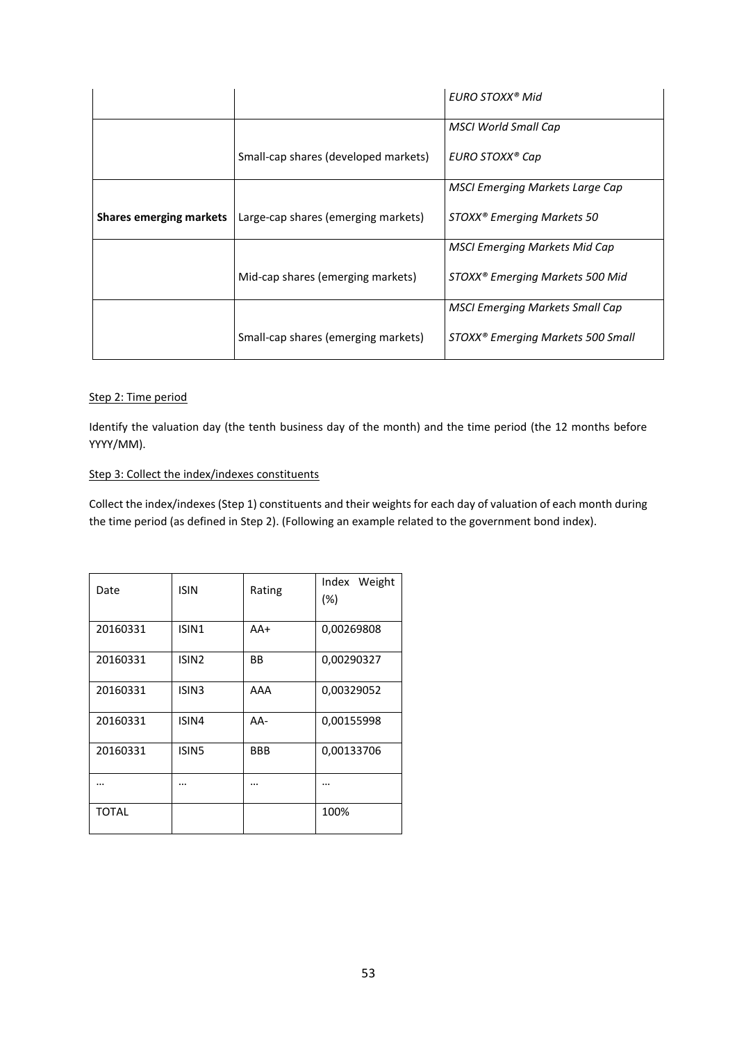| | | *EURO STOXX® Mid* |
|---|---|---|
| | Small-cap shares (developed markets) | *MSCI World Small Cap*<br>*EURO STOXX® Cap* |
| **Shares emerging markets** | Large-cap shares (emerging markets) | *MSCI Emerging Markets Large Cap*<br>*STOXX® Emerging Markets 50* |
| | Mid-cap shares (emerging markets) | *MSCI Emerging Markets Mid Cap*<br>*STOXX® Emerging Markets 500 Mid* |
| | Small-cap shares (emerging markets) | *MSCI Emerging Markets Small Cap*<br>*STOXX® Emerging Markets 500 Small* |

Step 2: Time period

Identify the valuation day (the tenth business day of the month) and the time period (the 12 months before YYYY/MM).

Step 3: Collect the index/indexes constituents

Collect the index/indexes (Step 1) constituents and their weights for each day of valuation of each month during the time period (as defined in Step 2). (Following an example related to the government bond index).

| Date | ISIN | Rating | Index Weight (%) |
|---|---|---|---|
| 20160331 | ISIN1 | AA+ | 0,00269808 |
| 20160331 | ISIN2 | BB | 0,00290327 |
| 20160331 | ISIN3 | AAA | 0,00329052 |
| 20160331 | ISIN4 | AA- | 0,00155998 |
| 20160331 | ISIN5 | BBB | 0,00133706 |
| … | … | … | … |
| TOTAL | | | 100% |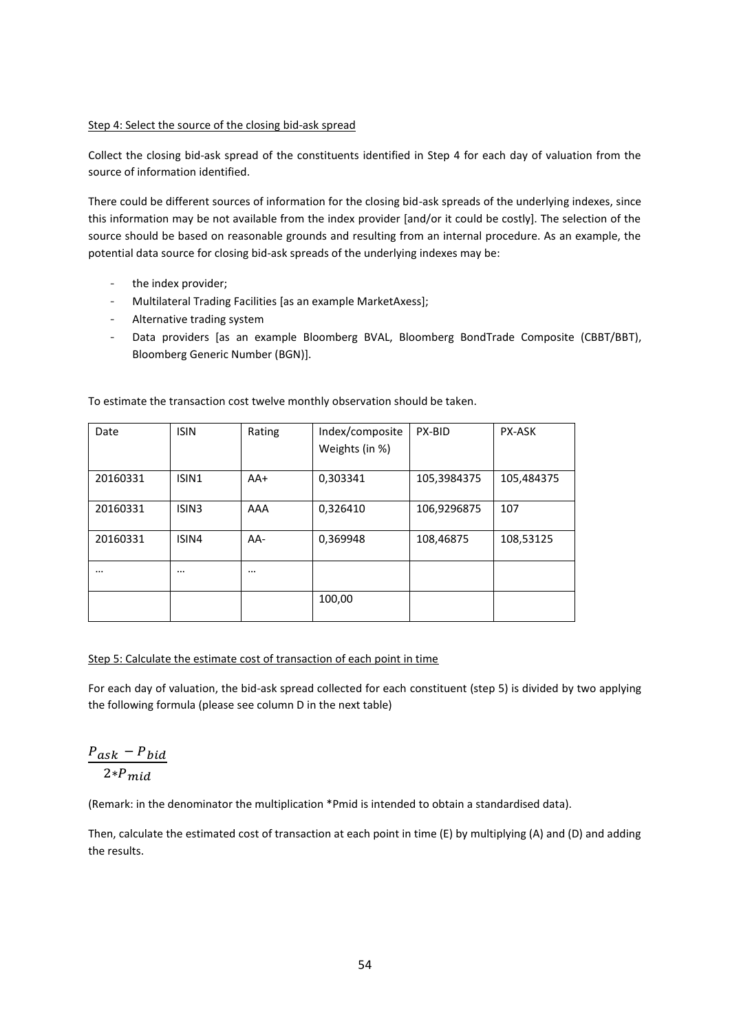Step 4: Select the source of the closing bid-ask spread

Collect the closing bid-ask spread of the constituents identified in Step 4 for each day of valuation from the source of information identified.

There could be different sources of information for the closing bid-ask spreads of the underlying indexes, since this information may be not available from the index provider [and/or it could be costly]. The selection of the source should be based on reasonable grounds and resulting from an internal procedure. As an example, the potential data source for closing bid-ask spreads of the underlying indexes may be:

- the index provider;
- Multilateral Trading Facilities [as an example MarketAxess];
- Alternative trading system
- Data providers [as an example Bloomberg BVAL, Bloomberg BondTrade Composite (CBBT/BBT), Bloomberg Generic Number (BGN)].

To estimate the transaction cost twelve monthly observation should be taken.

| Date | ISIN | Rating | Index/composite Weights (in %) | PX-BID | PX-ASK |
|---|---|---|---|---|---|
| 20160331 | ISIN1 | AA+ | 0,303341 | 105,3984375 | 105,484375 |
| 20160331 | ISIN3 | AAA | 0,326410 | 106,9296875 | 107 |
| 20160331 | ISIN4 | AA- | 0,369948 | 108,46875 | 108,53125 |
| … | … | … | | | |
| | | | 100,00 | | |

Step 5: Calculate the estimate cost of transaction of each point in time

For each day of valuation, the bid-ask spread collected for each constituent (step 5) is divided by two applying the following formula (please see column D in the next table)

$$\frac{P_{ask} - P_{bid}}{2 * P_{mid}}$$

(Remark: in the denominator the multiplication *Pmid is intended to obtain a standardised data).

Then, calculate the estimated cost of transaction at each point in time (E) by multiplying (A) and (D) and adding the results.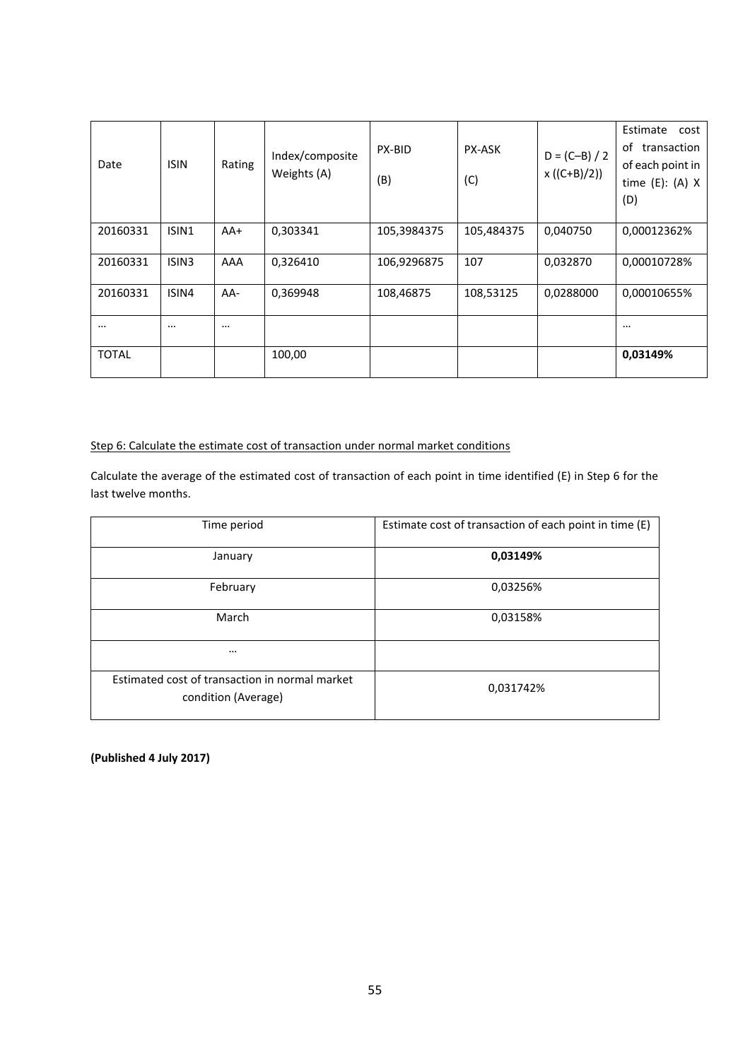| Date | ISIN | Rating | Index/composite Weights (A) | PX-BID (B) | PX-ASK (C) | D = (C–B) / 2 x ((C+B)/2)) | Estimate cost of transaction of each point in time (E): (A) X (D) |
|---|---|---|---|---|---|---|---|
| 20160331 | ISIN1 | AA+ | 0,303341 | 105,3984375 | 105,484375 | 0,040750 | 0,00012362% |
| 20160331 | ISIN3 | AAA | 0,326410 | 106,9296875 | 107 | 0,032870 | 0,00010728% |
| 20160331 | ISIN4 | AA- | 0,369948 | 108,46875 | 108,53125 | 0,0288000 | 0,00010655% |
| … | … | … | | | | | … |
| TOTAL | | | 100,00 | | | | **0,03149%** |

Step 6: Calculate the estimate cost of transaction under normal market conditions

Calculate the average of the estimated cost of transaction of each point in time identified (E) in Step 6 for the last twelve months.

| Time period | Estimate cost of transaction of each point in time (E) |
|---|---|
| January | **0,03149%** |
| February | 0,03256% |
| March | 0,03158% |
| … | |
| Estimated cost of transaction in normal market condition (Average) | 0,031742% |

**(Published 4 July 2017)**